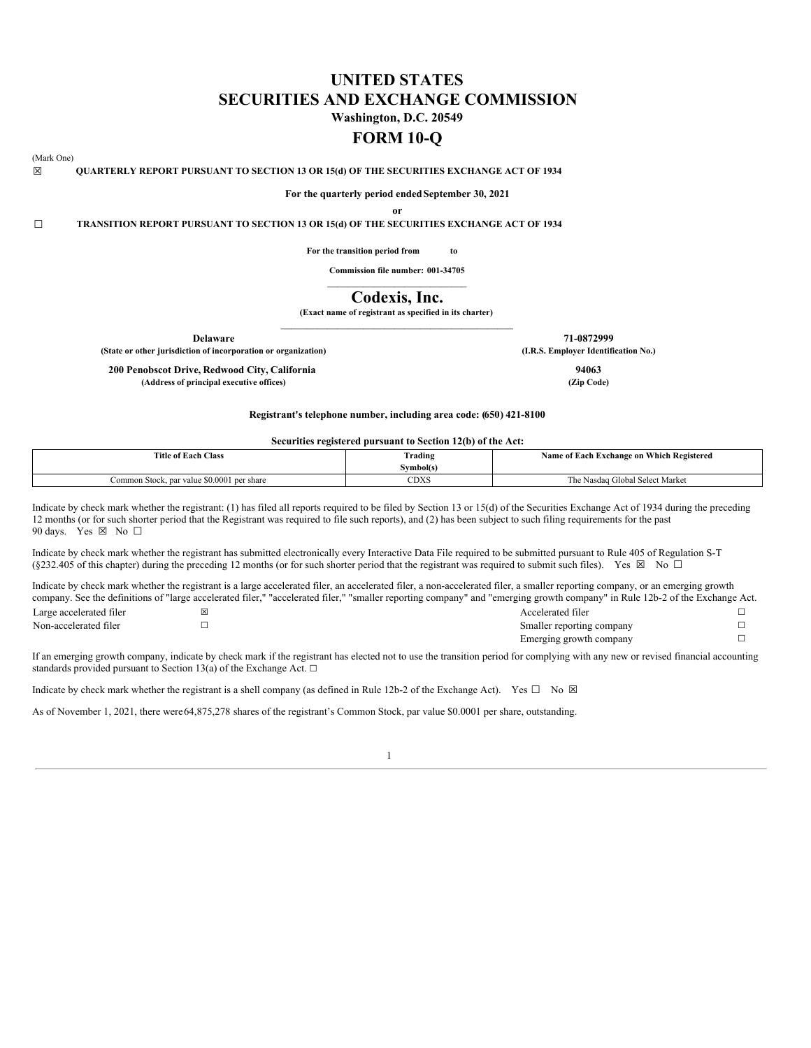# UNITED STATES
# SECURITIES AND EXCHANGE COMMISSION

**Washington, D.C. 20549**

# FORM 10-Q

(Mark One)

☒ **QUARTERLY REPORT PURSUANT TO SECTION 13 OR 15(d) OF THE SECURITIES EXCHANGE ACT OF 1934**

**For the quarterly period ended September 30, 2021**

**or**

☐ **TRANSITION REPORT PURSUANT TO SECTION 13 OR 15(d) OF THE SECURITIES EXCHANGE ACT OF 1934**

**For the transition period from to**

**Commission file number: 001-34705**

# Codexis, Inc.

**(Exact name of registrant as specified in its charter)**

| | |
|---|---|
| **Delaware** | **71-0872999** |
| **(State or other jurisdiction of incorporation or organization)** | **(I.R.S. Employer Identification No.)** |
| **200 Penobscot Drive, Redwood City, California** | **94063** |
| **(Address of principal executive offices)** | **(Zip Code)** |

**Registrant's telephone number, including area code: (650) 421-8100**

**Securities registered pursuant to Section 12(b) of the Act:**

| Title of Each Class | Trading Symbol(s) | Name of Each Exchange on Which Registered |
|---|---|---|
| Common Stock, par value $0.0001 per share | CDXS | The Nasdaq Global Select Market |

Indicate by check mark whether the registrant: (1) has filed all reports required to be filed by Section 13 or 15(d) of the Securities Exchange Act of 1934 during the preceding 12 months (or for such shorter period that the Registrant was required to file such reports), and (2) has been subject to such filing requirements for the past 90 days. Yes ☒ No ☐

Indicate by check mark whether the registrant has submitted electronically every Interactive Data File required to be submitted pursuant to Rule 405 of Regulation S-T (§232.405 of this chapter) during the preceding 12 months (or for such shorter period that the registrant was required to submit such files). Yes ☒ No ☐

Indicate by check mark whether the registrant is a large accelerated filer, an accelerated filer, a non-accelerated filer, a smaller reporting company, or an emerging growth company. See the definitions of "large accelerated filer," "accelerated filer," "smaller reporting company" and "emerging growth company" in Rule 12b-2 of the Exchange Act.

| | | | |
|---|---|---|---|
| Large accelerated filer | ☒ | Accelerated filer | ☐ |
| Non-accelerated filer | ☐ | Smaller reporting company | ☐ |
| | | Emerging growth company | ☐ |

If an emerging growth company, indicate by check mark if the registrant has elected not to use the transition period for complying with any new or revised financial accounting standards provided pursuant to Section 13(a) of the Exchange Act. ☐

Indicate by check mark whether the registrant is a shell company (as defined in Rule 12b-2 of the Exchange Act). Yes ☐ No ☒

As of November 1, 2021, there were 64,875,278 shares of the registrant's Common Stock, par value $0.0001 per share, outstanding.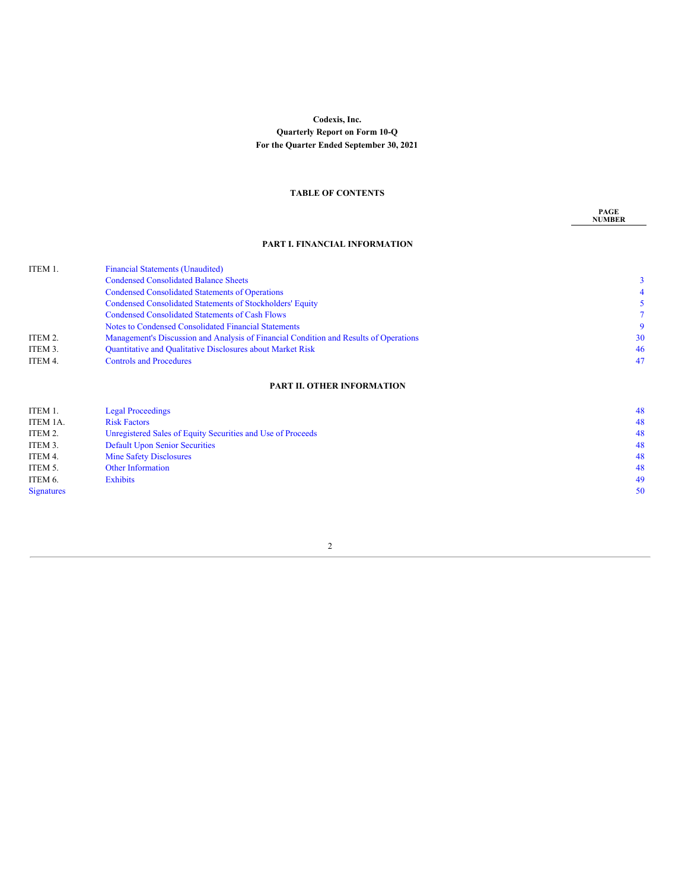**Codexis, Inc.**

**Quarterly Report on Form 10-Q**

**For the Quarter Ended September 30, 2021**

**TABLE OF CONTENTS**

| | | PAGE NUMBER |
|---|---|---|
| **PART I. FINANCIAL INFORMATION** | | |
| ITEM 1. | Financial Statements (Unaudited) | |
| | Condensed Consolidated Balance Sheets | 3 |
| | Condensed Consolidated Statements of Operations | 4 |
| | Condensed Consolidated Statements of Stockholders' Equity | 5 |
| | Condensed Consolidated Statements of Cash Flows | 7 |
| | Notes to Condensed Consolidated Financial Statements | 9 |
| ITEM 2. | Management's Discussion and Analysis of Financial Condition and Results of Operations | 30 |
| ITEM 3. | Quantitative and Qualitative Disclosures about Market Risk | 46 |
| ITEM 4. | Controls and Procedures | 47 |
| **PART II. OTHER INFORMATION** | | |
| ITEM 1. | Legal Proceedings | 48 |
| ITEM 1A. | Risk Factors | 48 |
| ITEM 2. | Unregistered Sales of Equity Securities and Use of Proceeds | 48 |
| ITEM 3. | Default Upon Senior Securities | 48 |
| ITEM 4. | Mine Safety Disclosures | 48 |
| ITEM 5. | Other Information | 48 |
| ITEM 6. | Exhibits | 49 |
| Signatures | | 50 |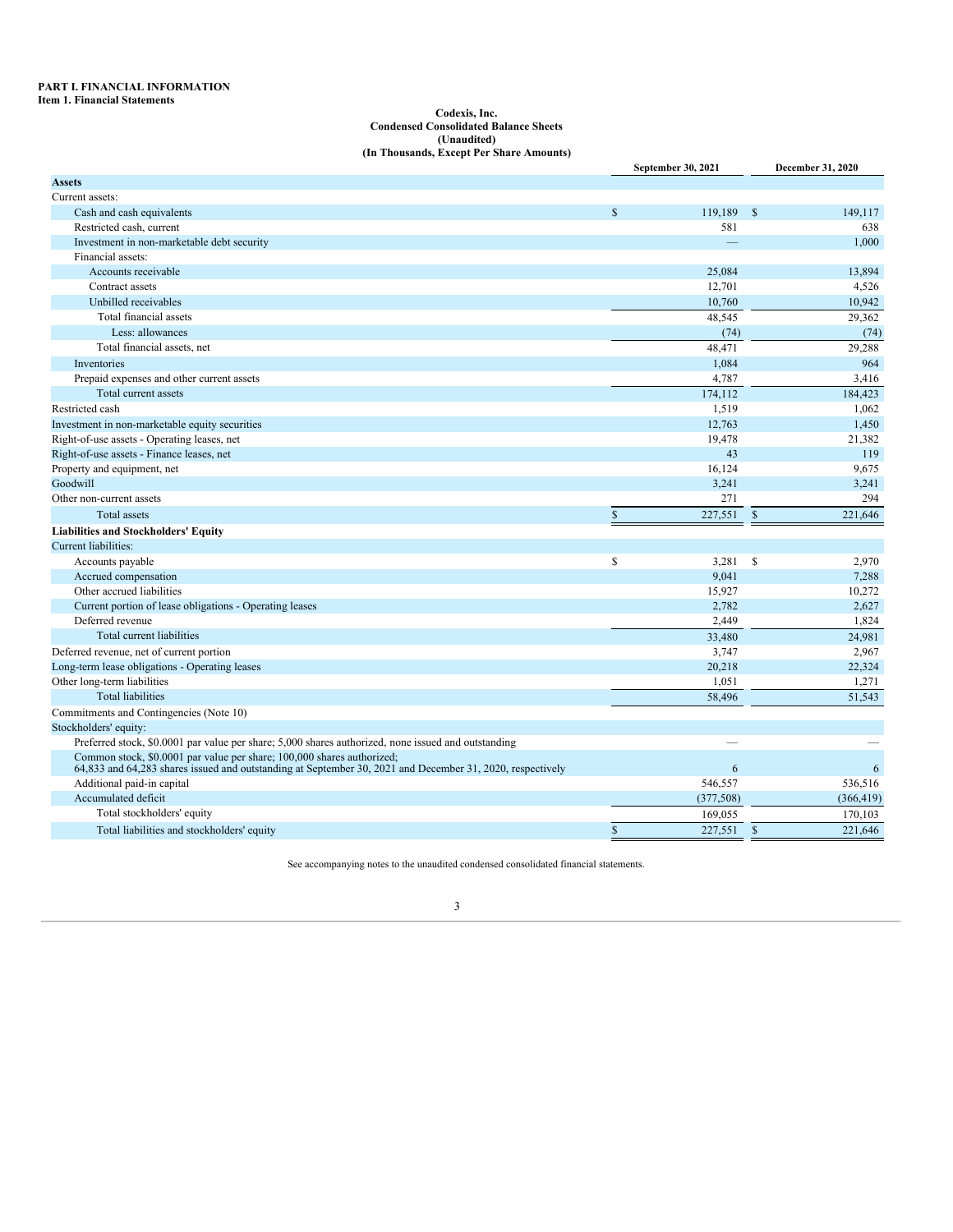**PART I. FINANCIAL INFORMATION**

**Item 1. Financial Statements**

**Codexis, Inc.**
**Condensed Consolidated Balance Sheets**
**(Unaudited)**
**(In Thousands, Except Per Share Amounts)**

| | September 30, 2021 | December 31, 2020 |
|---|---|---|
| **Assets** | | |
| Current assets: | | |
| Cash and cash equivalents | $ 119,189 | $ 149,117 |
| Restricted cash, current | 581 | 638 |
| Investment in non-marketable debt security | — | 1,000 |
| Financial assets: | | |
| Accounts receivable | 25,084 | 13,894 |
| Contract assets | 12,701 | 4,526 |
| Unbilled receivables | 10,760 | 10,942 |
| Total financial assets | 48,545 | 29,362 |
| Less: allowances | (74) | (74) |
| Total financial assets, net | 48,471 | 29,288 |
| Inventories | 1,084 | 964 |
| Prepaid expenses and other current assets | 4,787 | 3,416 |
| Total current assets | 174,112 | 184,423 |
| Restricted cash | 1,519 | 1,062 |
| Investment in non-marketable equity securities | 12,763 | 1,450 |
| Right-of-use assets - Operating leases, net | 19,478 | 21,382 |
| Right-of-use assets - Finance leases, net | 43 | 119 |
| Property and equipment, net | 16,124 | 9,675 |
| Goodwill | 3,241 | 3,241 |
| Other non-current assets | 271 | 294 |
| Total assets | $ 227,551 | $ 221,646 |
| **Liabilities and Stockholders' Equity** | | |
| Current liabilities: | | |
| Accounts payable | $ 3,281 | $ 2,970 |
| Accrued compensation | 9,041 | 7,288 |
| Other accrued liabilities | 15,927 | 10,272 |
| Current portion of lease obligations - Operating leases | 2,782 | 2,627 |
| Deferred revenue | 2,449 | 1,824 |
| Total current liabilities | 33,480 | 24,981 |
| Deferred revenue, net of current portion | 3,747 | 2,967 |
| Long-term lease obligations - Operating leases | 20,218 | 22,324 |
| Other long-term liabilities | 1,051 | 1,271 |
| Total liabilities | 58,496 | 51,543 |
| Commitments and Contingencies (Note 10) | | |
| Stockholders' equity: | | |
| Preferred stock, $0.0001 par value per share; 5,000 shares authorized, none issued and outstanding | — | — |
| Common stock, $0.0001 par value per share; 100,000 shares authorized; 64,833 and 64,283 shares issued and outstanding at September 30, 2021 and December 31, 2020, respectively | 6 | 6 |
| Additional paid-in capital | 546,557 | 536,516 |
| Accumulated deficit | (377,508) | (366,419) |
| Total stockholders' equity | 169,055 | 170,103 |
| Total liabilities and stockholders' equity | $ 227,551 | $ 221,646 |

See accompanying notes to the unaudited condensed consolidated financial statements.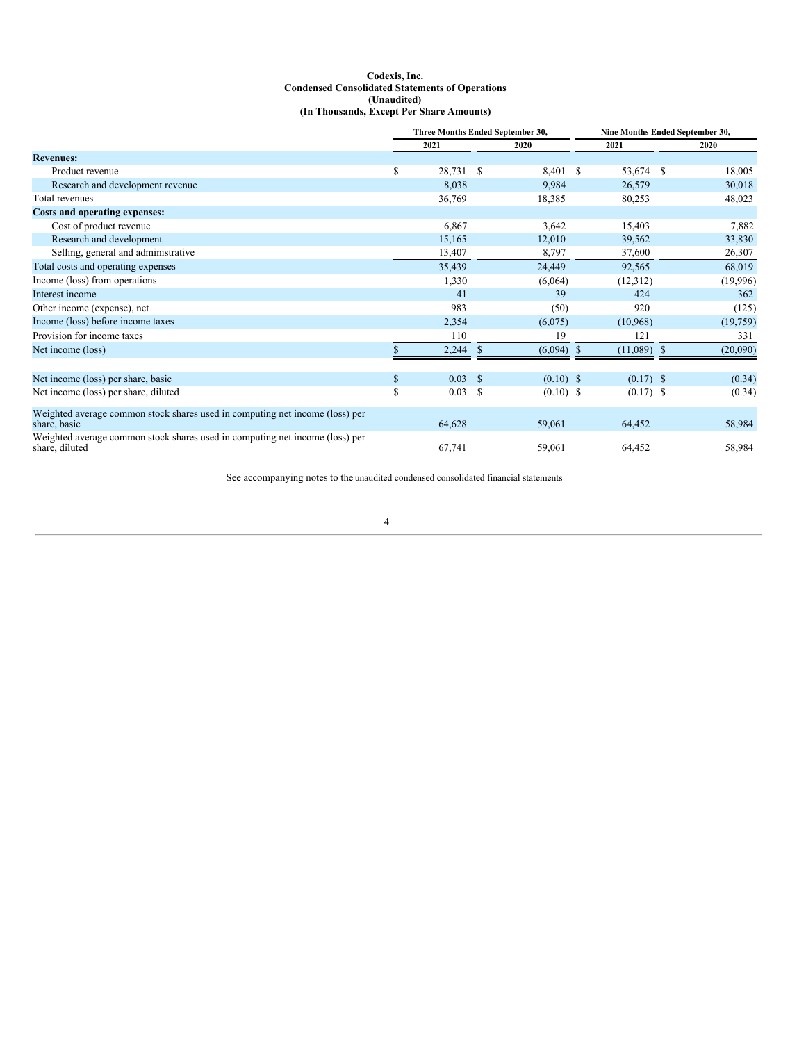**Codexis, Inc.**
**Condensed Consolidated Statements of Operations**
**(Unaudited)**
**(In Thousands, Except Per Share Amounts)**

| | Three Months Ended September 30, | | Nine Months Ended September 30, | |
|---|---|---|---|---|
| | 2021 | 2020 | 2021 | 2020 |
| **Revenues:** | | | | |
| Product revenue | $ 28,731 | $ 8,401 | $ 53,674 | $ 18,005 |
| Research and development revenue | 8,038 | 9,984 | 26,579 | 30,018 |
| Total revenues | 36,769 | 18,385 | 80,253 | 48,023 |
| **Costs and operating expenses:** | | | | |
| Cost of product revenue | 6,867 | 3,642 | 15,403 | 7,882 |
| Research and development | 15,165 | 12,010 | 39,562 | 33,830 |
| Selling, general and administrative | 13,407 | 8,797 | 37,600 | 26,307 |
| Total costs and operating expenses | 35,439 | 24,449 | 92,565 | 68,019 |
| Income (loss) from operations | 1,330 | (6,064) | (12,312) | (19,996) |
| Interest income | 41 | 39 | 424 | 362 |
| Other income (expense), net | 983 | (50) | 920 | (125) |
| Income (loss) before income taxes | 2,354 | (6,075) | (10,968) | (19,759) |
| Provision for income taxes | 110 | 19 | 121 | 331 |
| Net income (loss) | $ 2,244 | $ (6,094) | $ (11,089) | $ (20,090) |
| | | | | |
| Net income (loss) per share, basic | $ 0.03 | $ (0.10) | $ (0.17) | $ (0.34) |
| Net income (loss) per share, diluted | $ 0.03 | $ (0.10) | $ (0.17) | $ (0.34) |
| | | | | |
| Weighted average common stock shares used in computing net income (loss) per share, basic | 64,628 | 59,061 | 64,452 | 58,984 |
| Weighted average common stock shares used in computing net income (loss) per share, diluted | 67,741 | 59,061 | 64,452 | 58,984 |

See accompanying notes to the unaudited condensed consolidated financial statements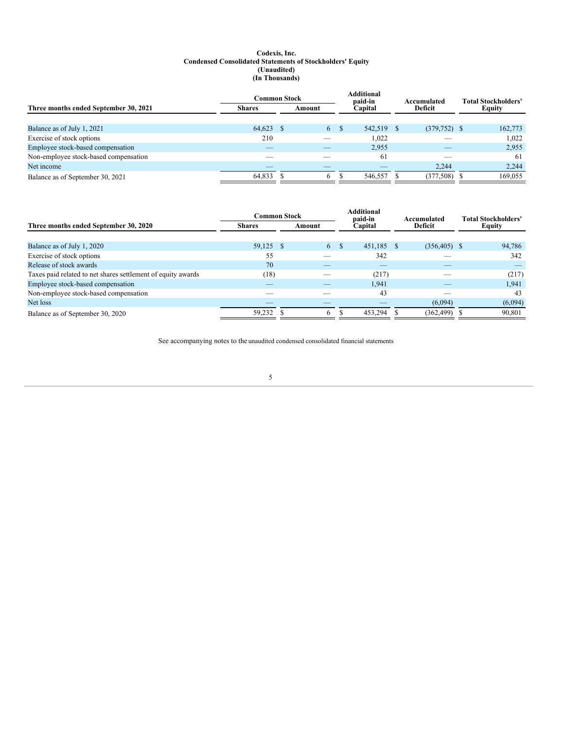# Codexis, Inc.
## Condensed Consolidated Statements of Stockholders' Equity
### (Unaudited)
### (In Thousands)

| Three months ended September 30, 2021 | Common Stock Shares | Common Stock Amount | Additional paid-in Capital | Accumulated Deficit | Total Stockholders' Equity |
|---|---|---|---|---|---|
| Balance as of July 1, 2021 | 64,623 | $ 6 | $ 542,519 | $ (379,752) | $ 162,773 |
| Exercise of stock options | 210 | — | 1,022 | — | 1,022 |
| Employee stock-based compensation | — | — | 2,955 | — | 2,955 |
| Non-employee stock-based compensation | — | — | 61 | — | 61 |
| Net income | — | — | — | 2,244 | 2,244 |
| Balance as of September 30, 2021 | 64,833 | $ 6 | $ 546,557 | $ (377,508) | $ 169,055 |

| Three months ended September 30, 2020 | Common Stock Shares | Common Stock Amount | Additional paid-in Capital | Accumulated Deficit | Total Stockholders' Equity |
|---|---|---|---|---|---|
| Balance as of July 1, 2020 | 59,125 | $ 6 | $ 451,185 | $ (356,405) | $ 94,786 |
| Exercise of stock options | 55 | — | 342 | — | 342 |
| Release of stock awards | 70 | — | — | — | — |
| Taxes paid related to net shares settlement of equity awards | (18) | — | (217) | — | (217) |
| Employee stock-based compensation | — | — | 1,941 | — | 1,941 |
| Non-employee stock-based compensation | — | — | 43 | — | 43 |
| Net loss | — | — | — | (6,094) | (6,094) |
| Balance as of September 30, 2020 | 59,232 | $ 6 | $ 453,294 | $ (362,499) | $ 90,801 |

See accompanying notes to the unaudited condensed consolidated financial statements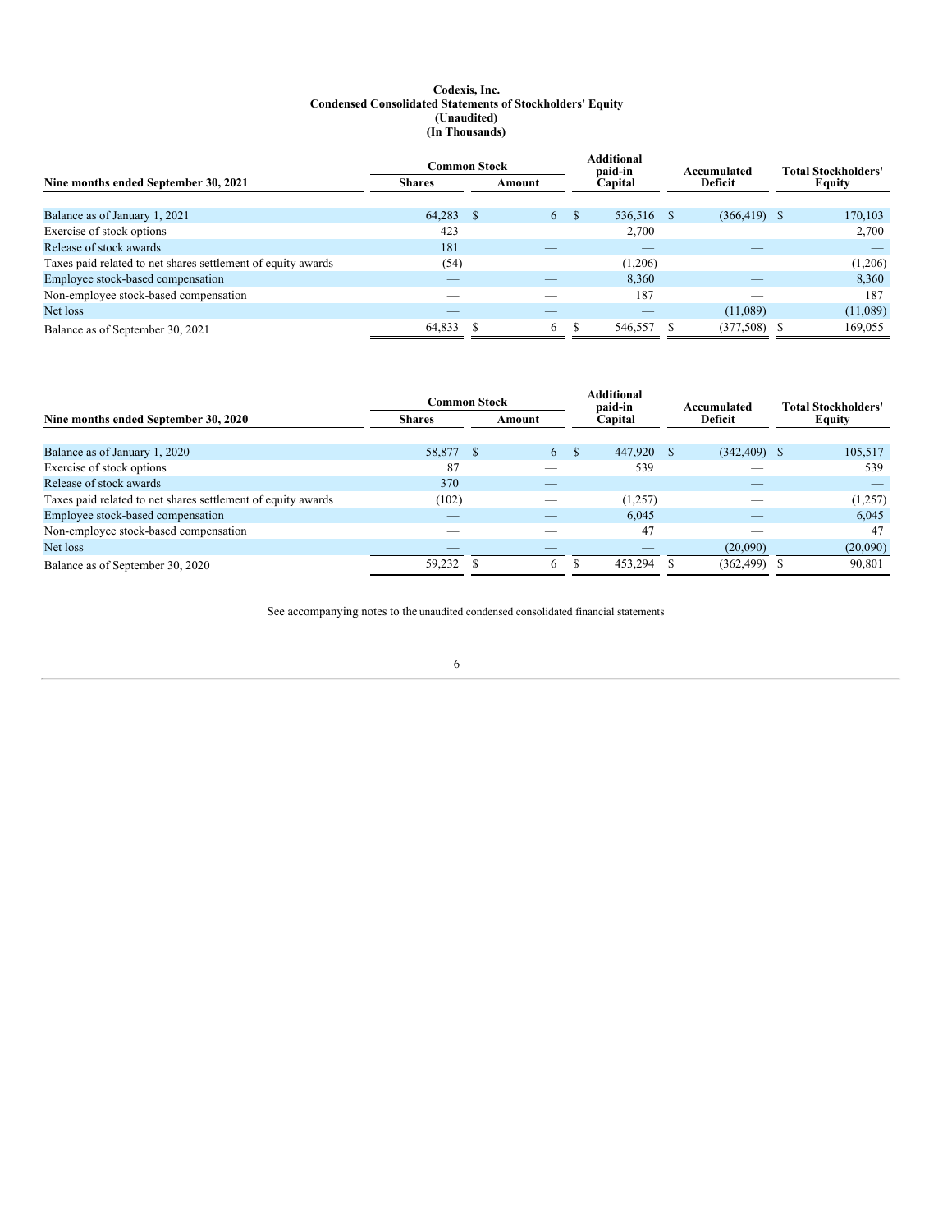**Codexis, Inc.**
**Condensed Consolidated Statements of Stockholders' Equity**
**(Unaudited)**
**(In Thousands)**

| Nine months ended September 30, 2021 | Common Stock | | Additional paid-in Capital | Accumulated Deficit | Total Stockholders' Equity |
|---|---|---|---|---|---|
| | Shares | Amount | | | |
| Balance as of January 1, 2021 | 64,283 | $ 6 | $ 536,516 | $ (366,419) | $ 170,103 |
| Exercise of stock options | 423 | — | 2,700 | — | 2,700 |
| Release of stock awards | 181 | — | — | — | — |
| Taxes paid related to net shares settlement of equity awards | (54) | — | (1,206) | — | (1,206) |
| Employee stock-based compensation | — | — | 8,360 | — | 8,360 |
| Non-employee stock-based compensation | — | — | 187 | — | 187 |
| Net loss | — | — | — | (11,089) | (11,089) |
| Balance as of September 30, 2021 | 64,833 | $ 6 | $ 546,557 | $ (377,508) | $ 169,055 |

| Nine months ended September 30, 2020 | Common Stock | | Additional paid-in Capital | Accumulated Deficit | Total Stockholders' Equity |
|---|---|---|---|---|---|
| | Shares | Amount | | | |
| Balance as of January 1, 2020 | 58,877 | $ 6 | $ 447,920 | $ (342,409) | $ 105,517 |
| Exercise of stock options | 87 | — | 539 | — | 539 |
| Release of stock awards | 370 | — | | — | — |
| Taxes paid related to net shares settlement of equity awards | (102) | — | (1,257) | — | (1,257) |
| Employee stock-based compensation | — | — | 6,045 | — | 6,045 |
| Non-employee stock-based compensation | — | — | 47 | — | 47 |
| Net loss | — | — | — | (20,090) | (20,090) |
| Balance as of September 30, 2020 | 59,232 | $ 6 | $ 453,294 | $ (362,499) | $ 90,801 |

See accompanying notes to the unaudited condensed consolidated financial statements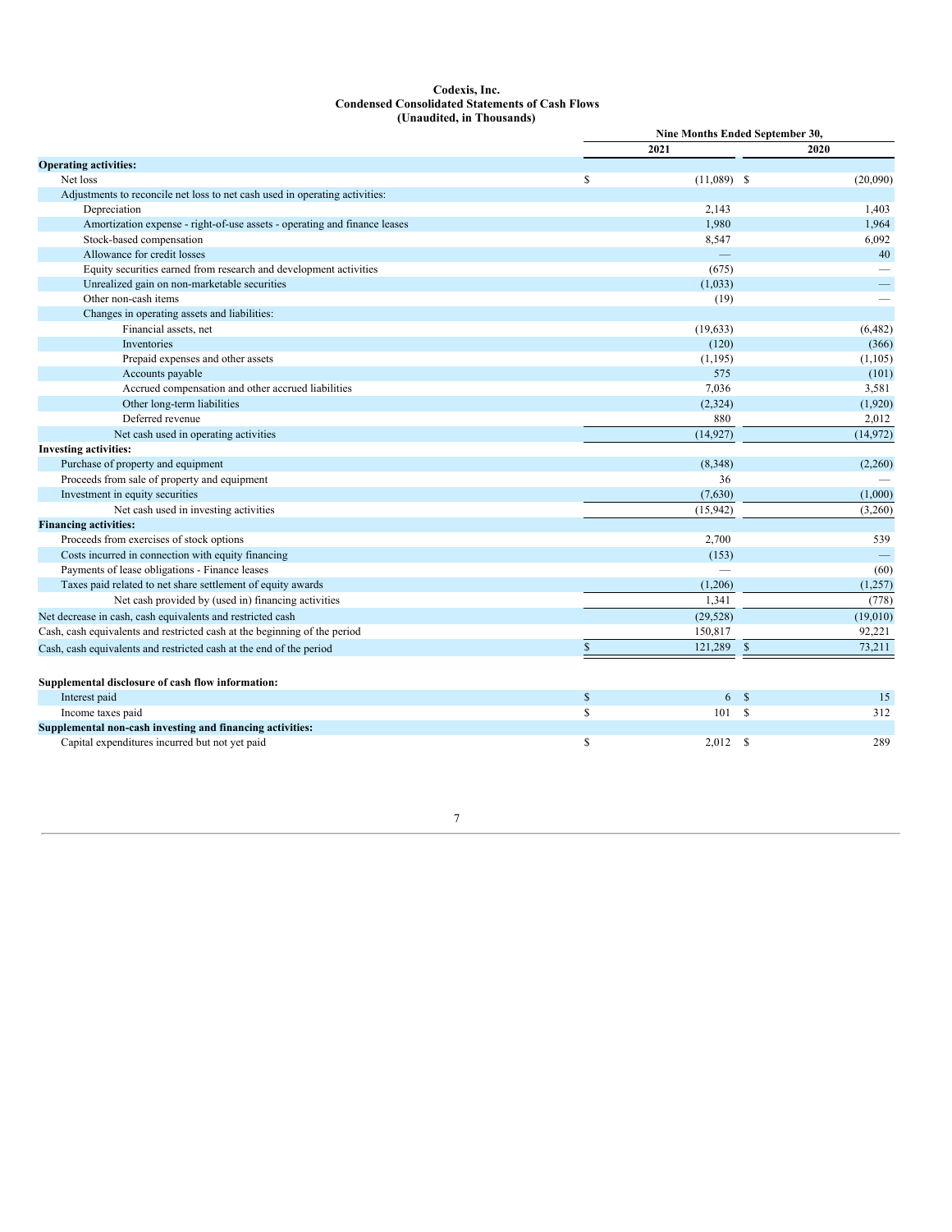**Codexis, Inc.**
**Condensed Consolidated Statements of Cash Flows**
**(Unaudited, in Thousands)**

| | Nine Months Ended September 30, | |
|---|---|---|
| | 2021 | 2020 |
| **Operating activities:** | | |
| Net loss | $ (11,089) | $ (20,090) |
| Adjustments to reconcile net loss to net cash used in operating activities: | | |
| Depreciation | 2,143 | 1,403 |
| Amortization expense - right-of-use assets - operating and finance leases | 1,980 | 1,964 |
| Stock-based compensation | 8,547 | 6,092 |
| Allowance for credit losses | — | 40 |
| Equity securities earned from research and development activities | (675) | — |
| Unrealized gain on non-marketable securities | (1,033) | — |
| Other non-cash items | (19) | — |
| Changes in operating assets and liabilities: | | |
| Financial assets, net | (19,633) | (6,482) |
| Inventories | (120) | (366) |
| Prepaid expenses and other assets | (1,195) | (1,105) |
| Accounts payable | 575 | (101) |
| Accrued compensation and other accrued liabilities | 7,036 | 3,581 |
| Other long-term liabilities | (2,324) | (1,920) |
| Deferred revenue | 880 | 2,012 |
| Net cash used in operating activities | (14,927) | (14,972) |
| **Investing activities:** | | |
| Purchase of property and equipment | (8,348) | (2,260) |
| Proceeds from sale of property and equipment | 36 | — |
| Investment in equity securities | (7,630) | (1,000) |
| Net cash used in investing activities | (15,942) | (3,260) |
| **Financing activities:** | | |
| Proceeds from exercises of stock options | 2,700 | 539 |
| Costs incurred in connection with equity financing | (153) | — |
| Payments of lease obligations - Finance leases | — | (60) |
| Taxes paid related to net share settlement of equity awards | (1,206) | (1,257) |
| Net cash provided by (used in) financing activities | 1,341 | (778) |
| Net decrease in cash, cash equivalents and restricted cash | (29,528) | (19,010) |
| Cash, cash equivalents and restricted cash at the beginning of the period | 150,817 | 92,221 |
| Cash, cash equivalents and restricted cash at the end of the period | $ 121,289 | $ 73,211 |
| | | |
| **Supplemental disclosure of cash flow information:** | | |
| Interest paid | $ 6 | $ 15 |
| Income taxes paid | $ 101 | $ 312 |
| **Supplemental non-cash investing and financing activities:** | | |
| Capital expenditures incurred but not yet paid | $ 2,012 | $ 289 |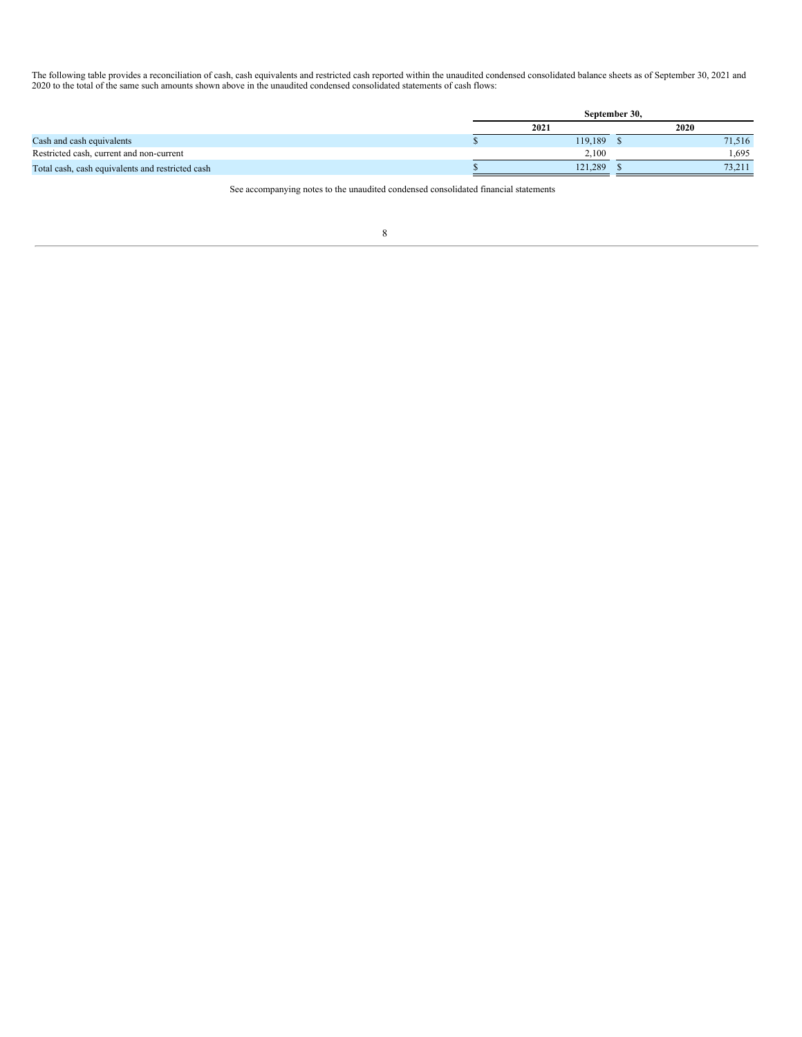The following table provides a reconciliation of cash, cash equivalents and restricted cash reported within the unaudited condensed consolidated balance sheets as of September 30, 2021 and 2020 to the total of the same such amounts shown above in the unaudited condensed consolidated statements of cash flows:

| | September 30, | |
|---|---|---|
| | 2021 | 2020 |
| Cash and cash equivalents | $ 119,189 | $ 71,516 |
| Restricted cash, current and non-current | 2,100 | 1,695 |
| Total cash, cash equivalents and restricted cash | $ 121,289 | $ 73,211 |

See accompanying notes to the unaudited condensed consolidated financial statements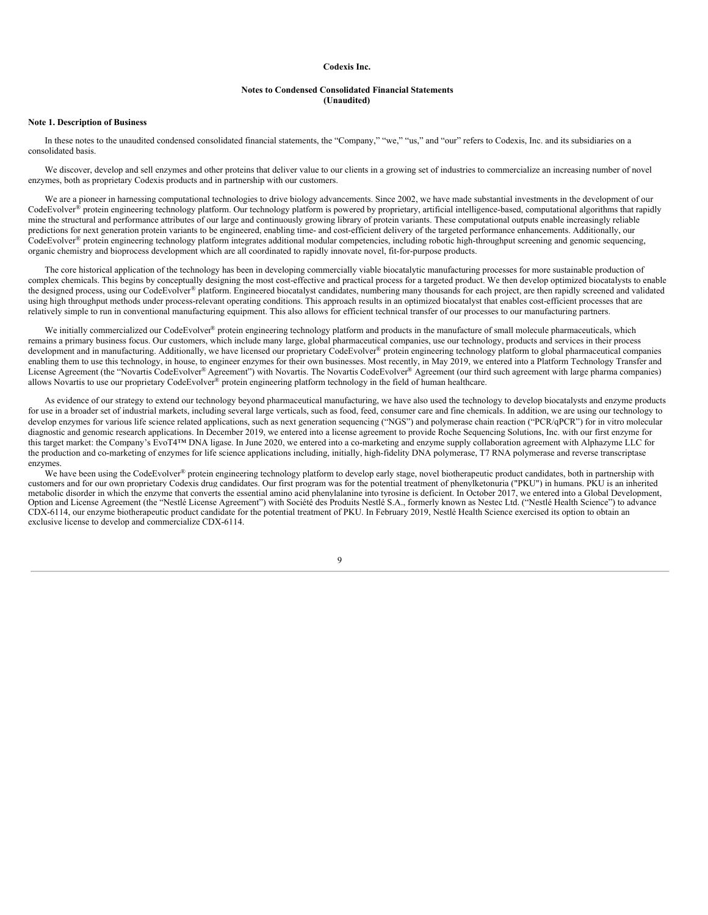**Codexis Inc.**

**Notes to Condensed Consolidated Financial Statements**
**(Unaudited)**

**Note 1. Description of Business**

In these notes to the unaudited condensed consolidated financial statements, the "Company," "we," "us," and "our" refers to Codexis, Inc. and its subsidiaries on a consolidated basis.

We discover, develop and sell enzymes and other proteins that deliver value to our clients in a growing set of industries to commercialize an increasing number of novel enzymes, both as proprietary Codexis products and in partnership with our customers.

We are a pioneer in harnessing computational technologies to drive biology advancements. Since 2002, we have made substantial investments in the development of our CodeEvolver® protein engineering technology platform. Our technology platform is powered by proprietary, artificial intelligence-based, computational algorithms that rapidly mine the structural and performance attributes of our large and continuously growing library of protein variants. These computational outputs enable increasingly reliable predictions for next generation protein variants to be engineered, enabling time- and cost-efficient delivery of the targeted performance enhancements. Additionally, our CodeEvolver® protein engineering technology platform integrates additional modular competencies, including robotic high-throughput screening and genomic sequencing, organic chemistry and bioprocess development which are all coordinated to rapidly innovate novel, fit-for-purpose products.

The core historical application of the technology has been in developing commercially viable biocatalytic manufacturing processes for more sustainable production of complex chemicals. This begins by conceptually designing the most cost-effective and practical process for a targeted product. We then develop optimized biocatalysts to enable the designed process, using our CodeEvolver® platform. Engineered biocatalyst candidates, numbering many thousands for each project, are then rapidly screened and validated using high throughput methods under process-relevant operating conditions. This approach results in an optimized biocatalyst that enables cost-efficient processes that are relatively simple to run in conventional manufacturing equipment. This also allows for efficient technical transfer of our processes to our manufacturing partners.

We initially commercialized our CodeEvolver® protein engineering technology platform and products in the manufacture of small molecule pharmaceuticals, which remains a primary business focus. Our customers, which include many large, global pharmaceutical companies, use our technology, products and services in their process development and in manufacturing. Additionally, we have licensed our proprietary CodeEvolver® protein engineering technology platform to global pharmaceutical companies enabling them to use this technology, in house, to engineer enzymes for their own businesses. Most recently, in May 2019, we entered into a Platform Technology Transfer and License Agreement (the "Novartis CodeEvolver® Agreement") with Novartis. The Novartis CodeEvolver® Agreement (our third such agreement with large pharma companies) allows Novartis to use our proprietary CodeEvolver® protein engineering platform technology in the field of human healthcare.

As evidence of our strategy to extend our technology beyond pharmaceutical manufacturing, we have also used the technology to develop biocatalysts and enzyme products for use in a broader set of industrial markets, including several large verticals, such as food, feed, consumer care and fine chemicals. In addition, we are using our technology to develop enzymes for various life science related applications, such as next generation sequencing ("NGS") and polymerase chain reaction ("PCR/qPCR") for in vitro molecular diagnostic and genomic research applications. In December 2019, we entered into a license agreement to provide Roche Sequencing Solutions, Inc. with our first enzyme for this target market: the Company's EvoT4™ DNA ligase. In June 2020, we entered into a co-marketing and enzyme supply collaboration agreement with Alphazyme LLC for the production and co-marketing of enzymes for life science applications including, initially, high-fidelity DNA polymerase, T7 RNA polymerase and reverse transcriptase enzymes.

We have been using the CodeEvolver® protein engineering technology platform to develop early stage, novel biotherapeutic product candidates, both in partnership with customers and for our own proprietary Codexis drug candidates. Our first program was for the potential treatment of phenylketonuria ("PKU") in humans. PKU is an inherited metabolic disorder in which the enzyme that converts the essential amino acid phenylalanine into tyrosine is deficient. In October 2017, we entered into a Global Development, Option and License Agreement (the "Nestlé License Agreement") with Société des Produits Nestlé S.A., formerly known as Nestec Ltd. ("Nestlé Health Science") to advance CDX-6114, our enzyme biotherapeutic product candidate for the potential treatment of PKU. In February 2019, Nestlé Health Science exercised its option to obtain an exclusive license to develop and commercialize CDX-6114.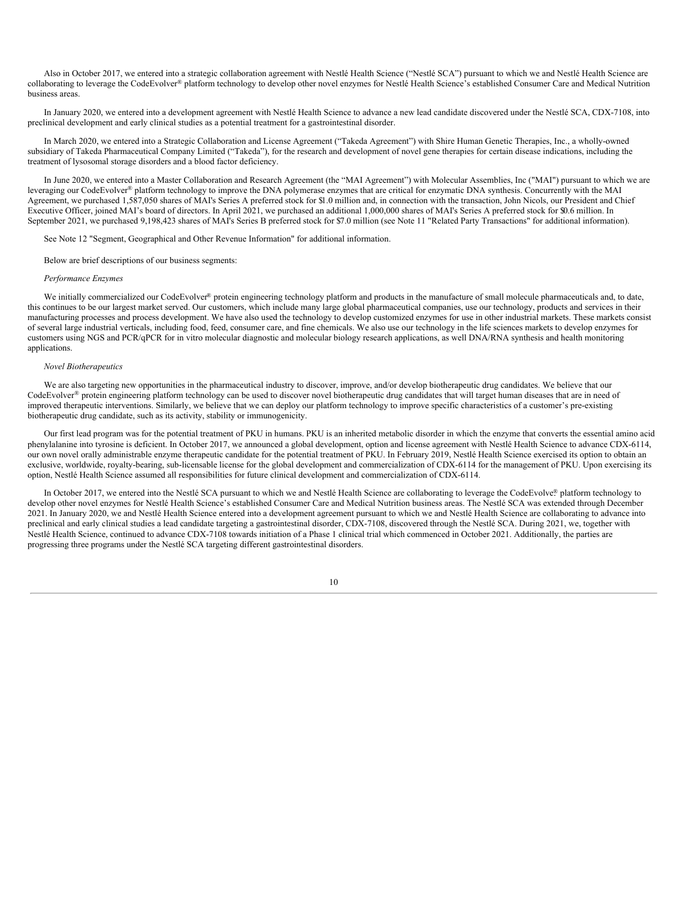Also in October 2017, we entered into a strategic collaboration agreement with Nestlé Health Science ("Nestlé SCA") pursuant to which we and Nestlé Health Science are collaborating to leverage the CodeEvolver® platform technology to develop other novel enzymes for Nestlé Health Science's established Consumer Care and Medical Nutrition business areas.

In January 2020, we entered into a development agreement with Nestlé Health Science to advance a new lead candidate discovered under the Nestlé SCA, CDX-7108, into preclinical development and early clinical studies as a potential treatment for a gastrointestinal disorder.

In March 2020, we entered into a Strategic Collaboration and License Agreement ("Takeda Agreement") with Shire Human Genetic Therapies, Inc., a wholly-owned subsidiary of Takeda Pharmaceutical Company Limited ("Takeda"), for the research and development of novel gene therapies for certain disease indications, including the treatment of lysosomal storage disorders and a blood factor deficiency.

In June 2020, we entered into a Master Collaboration and Research Agreement (the "MAI Agreement") with Molecular Assemblies, Inc ("MAI") pursuant to which we are leveraging our CodeEvolver® platform technology to improve the DNA polymerase enzymes that are critical for enzymatic DNA synthesis. Concurrently with the MAI Agreement, we purchased 1,587,050 shares of MAI's Series A preferred stock for $1.0 million and, in connection with the transaction, John Nicols, our President and Chief Executive Officer, joined MAI's board of directors. In April 2021, we purchased an additional 1,000,000 shares of MAI's Series A preferred stock for $0.6 million. In September 2021, we purchased 9,198,423 shares of MAI's Series B preferred stock for $7.0 million (see Note 11 "Related Party Transactions" for additional information).

See Note 12 "Segment, Geographical and Other Revenue Information" for additional information.

Below are brief descriptions of our business segments:

*Performance Enzymes*

We initially commercialized our CodeEvolver® protein engineering technology platform and products in the manufacture of small molecule pharmaceuticals and, to date, this continues to be our largest market served. Our customers, which include many large global pharmaceutical companies, use our technology, products and services in their manufacturing processes and process development. We have also used the technology to develop customized enzymes for use in other industrial markets. These markets consist of several large industrial verticals, including food, feed, consumer care, and fine chemicals. We also use our technology in the life sciences markets to develop enzymes for customers using NGS and PCR/qPCR for in vitro molecular diagnostic and molecular biology research applications, as well DNA/RNA synthesis and health monitoring applications.

*Novel Biotherapeutics*

We are also targeting new opportunities in the pharmaceutical industry to discover, improve, and/or develop biotherapeutic drug candidates. We believe that our CodeEvolver® protein engineering platform technology can be used to discover novel biotherapeutic drug candidates that will target human diseases that are in need of improved therapeutic interventions. Similarly, we believe that we can deploy our platform technology to improve specific characteristics of a customer's pre-existing biotherapeutic drug candidate, such as its activity, stability or immunogenicity.

Our first lead program was for the potential treatment of PKU in humans. PKU is an inherited metabolic disorder in which the enzyme that converts the essential amino acid phenylalanine into tyrosine is deficient. In October 2017, we announced a global development, option and license agreement with Nestlé Health Science to advance CDX-6114, our own novel orally administrable enzyme therapeutic candidate for the potential treatment of PKU. In February 2019, Nestlé Health Science exercised its option to obtain an exclusive, worldwide, royalty-bearing, sub-licensable license for the global development and commercialization of CDX-6114 for the management of PKU. Upon exercising its option, Nestlé Health Science assumed all responsibilities for future clinical development and commercialization of CDX-6114.

In October 2017, we entered into the Nestlé SCA pursuant to which we and Nestlé Health Science are collaborating to leverage the CodeEvolve® platform technology to develop other novel enzymes for Nestlé Health Science's established Consumer Care and Medical Nutrition business areas. The Nestlé SCA was extended through December 2021. In January 2020, we and Nestlé Health Science entered into a development agreement pursuant to which we and Nestlé Health Science are collaborating to advance into preclinical and early clinical studies a lead candidate targeting a gastrointestinal disorder, CDX-7108, discovered through the Nestlé SCA. During 2021, we, together with Nestlé Health Science, continued to advance CDX-7108 towards initiation of a Phase 1 clinical trial which commenced in October 2021. Additionally, the parties are progressing three programs under the Nestlé SCA targeting different gastrointestinal disorders.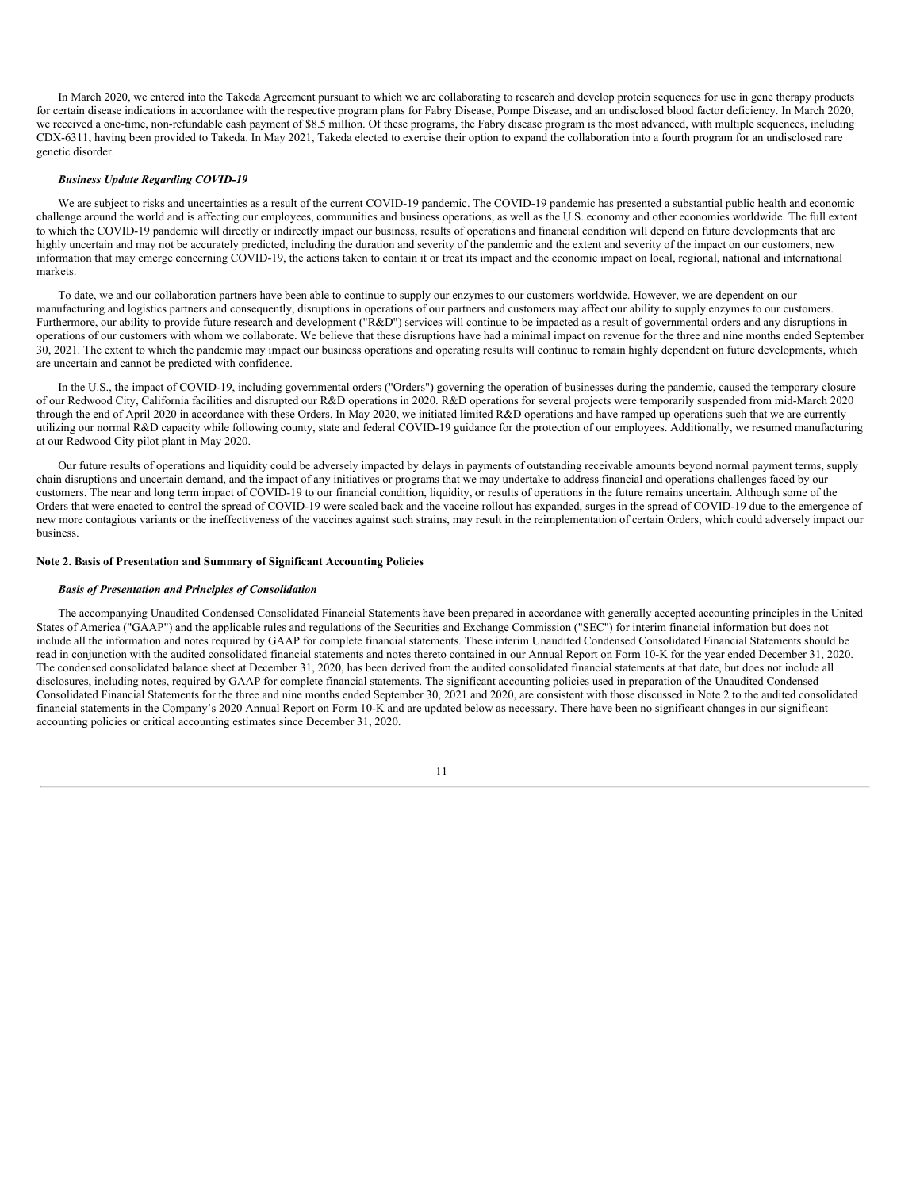In March 2020, we entered into the Takeda Agreement pursuant to which we are collaborating to research and develop protein sequences for use in gene therapy products for certain disease indications in accordance with the respective program plans for Fabry Disease, Pompe Disease, and an undisclosed blood factor deficiency. In March 2020, we received a one-time, non-refundable cash payment of $8.5 million. Of these programs, the Fabry disease program is the most advanced, with multiple sequences, including CDX-6311, having been provided to Takeda. In May 2021, Takeda elected to exercise their option to expand the collaboration into a fourth program for an undisclosed rare genetic disorder.

### *Business Update Regarding COVID-19*

We are subject to risks and uncertainties as a result of the current COVID-19 pandemic. The COVID-19 pandemic has presented a substantial public health and economic challenge around the world and is affecting our employees, communities and business operations, as well as the U.S. economy and other economies worldwide. The full extent to which the COVID-19 pandemic will directly or indirectly impact our business, results of operations and financial condition will depend on future developments that are highly uncertain and may not be accurately predicted, including the duration and severity of the pandemic and the extent and severity of the impact on our customers, new information that may emerge concerning COVID-19, the actions taken to contain it or treat its impact and the economic impact on local, regional, national and international markets.

To date, we and our collaboration partners have been able to continue to supply our enzymes to our customers worldwide. However, we are dependent on our manufacturing and logistics partners and consequently, disruptions in operations of our partners and customers may affect our ability to supply enzymes to our customers. Furthermore, our ability to provide future research and development ("R&D") services will continue to be impacted as a result of governmental orders and any disruptions in operations of our customers with whom we collaborate. We believe that these disruptions have had a minimal impact on revenue for the three and nine months ended September 30, 2021. The extent to which the pandemic may impact our business operations and operating results will continue to remain highly dependent on future developments, which are uncertain and cannot be predicted with confidence.

In the U.S., the impact of COVID-19, including governmental orders ("Orders") governing the operation of businesses during the pandemic, caused the temporary closure of our Redwood City, California facilities and disrupted our R&D operations in 2020. R&D operations for several projects were temporarily suspended from mid-March 2020 through the end of April 2020 in accordance with these Orders. In May 2020, we initiated limited R&D operations and have ramped up operations such that we are currently utilizing our normal R&D capacity while following county, state and federal COVID-19 guidance for the protection of our employees. Additionally, we resumed manufacturing at our Redwood City pilot plant in May 2020.

Our future results of operations and liquidity could be adversely impacted by delays in payments of outstanding receivable amounts beyond normal payment terms, supply chain disruptions and uncertain demand, and the impact of any initiatives or programs that we may undertake to address financial and operations challenges faced by our customers. The near and long term impact of COVID-19 to our financial condition, liquidity, or results of operations in the future remains uncertain. Although some of the Orders that were enacted to control the spread of COVID-19 were scaled back and the vaccine rollout has expanded, surges in the spread of COVID-19 due to the emergence of new more contagious variants or the ineffectiveness of the vaccines against such strains, may result in the reimplementation of certain Orders, which could adversely impact our business.

## Note 2. Basis of Presentation and Summary of Significant Accounting Policies

### *Basis of Presentation and Principles of Consolidation*

The accompanying Unaudited Condensed Consolidated Financial Statements have been prepared in accordance with generally accepted accounting principles in the United States of America ("GAAP") and the applicable rules and regulations of the Securities and Exchange Commission ("SEC") for interim financial information but does not include all the information and notes required by GAAP for complete financial statements. These interim Unaudited Condensed Consolidated Financial Statements should be read in conjunction with the audited consolidated financial statements and notes thereto contained in our Annual Report on Form 10-K for the year ended December 31, 2020. The condensed consolidated balance sheet at December 31, 2020, has been derived from the audited consolidated financial statements at that date, but does not include all disclosures, including notes, required by GAAP for complete financial statements. The significant accounting policies used in preparation of the Unaudited Condensed Consolidated Financial Statements for the three and nine months ended September 30, 2021 and 2020, are consistent with those discussed in Note 2 to the audited consolidated financial statements in the Company's 2020 Annual Report on Form 10-K and are updated below as necessary. There have been no significant changes in our significant accounting policies or critical accounting estimates since December 31, 2020.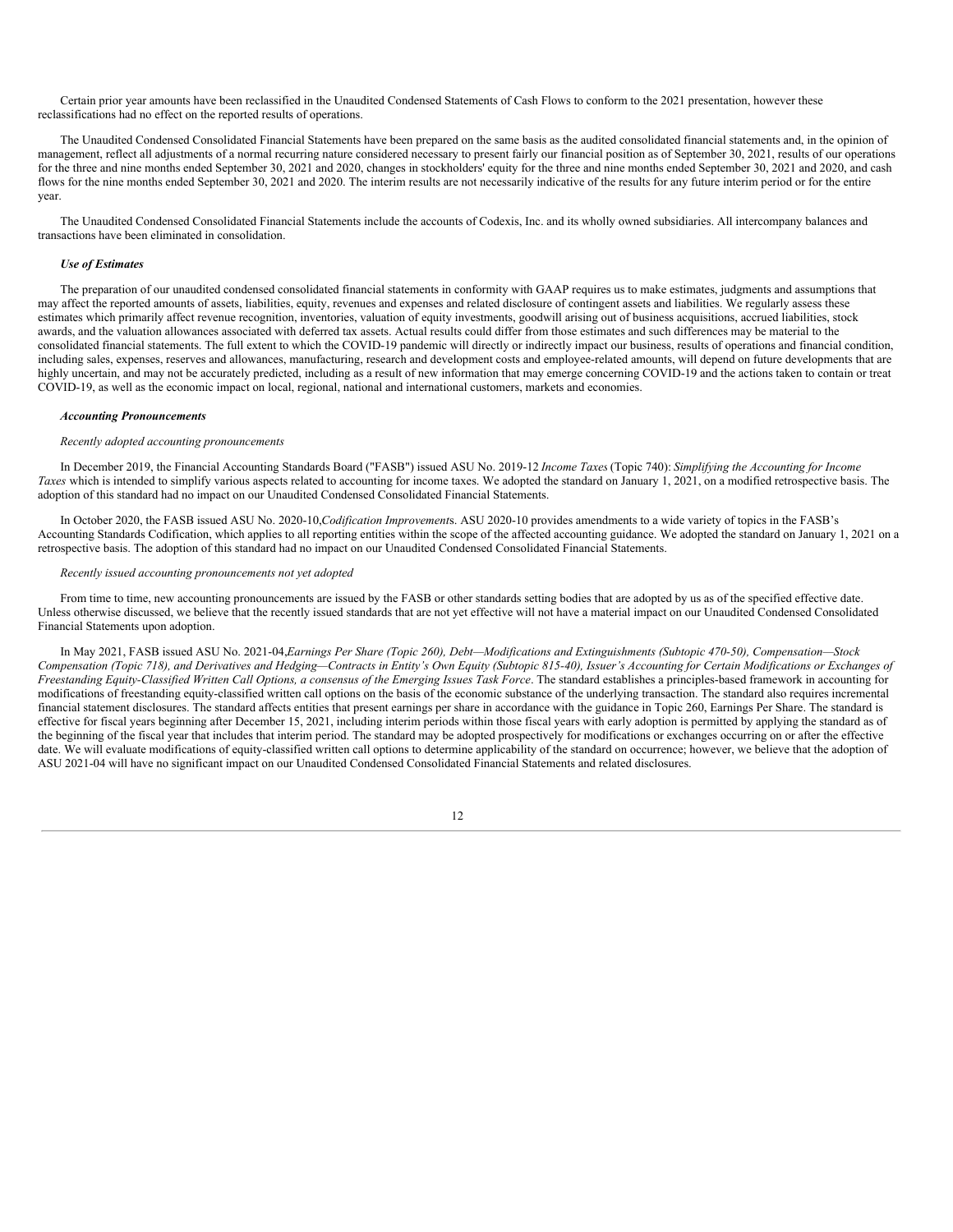Certain prior year amounts have been reclassified in the Unaudited Condensed Statements of Cash Flows to conform to the 2021 presentation, however these reclassifications had no effect on the reported results of operations.

The Unaudited Condensed Consolidated Financial Statements have been prepared on the same basis as the audited consolidated financial statements and, in the opinion of management, reflect all adjustments of a normal recurring nature considered necessary to present fairly our financial position as of September 30, 2021, results of our operations for the three and nine months ended September 30, 2021 and 2020, changes in stockholders' equity for the three and nine months ended September 30, 2021 and 2020, and cash flows for the nine months ended September 30, 2021 and 2020. The interim results are not necessarily indicative of the results for any future interim period or for the entire year.

The Unaudited Condensed Consolidated Financial Statements include the accounts of Codexis, Inc. and its wholly owned subsidiaries. All intercompany balances and transactions have been eliminated in consolidation.

***Use of Estimates***

The preparation of our unaudited condensed consolidated financial statements in conformity with GAAP requires us to make estimates, judgments and assumptions that may affect the reported amounts of assets, liabilities, equity, revenues and expenses and related disclosure of contingent assets and liabilities. We regularly assess these estimates which primarily affect revenue recognition, inventories, valuation of equity investments, goodwill arising out of business acquisitions, accrued liabilities, stock awards, and the valuation allowances associated with deferred tax assets. Actual results could differ from those estimates and such differences may be material to the consolidated financial statements. The full extent to which the COVID-19 pandemic will directly or indirectly impact our business, results of operations and financial condition, including sales, expenses, reserves and allowances, manufacturing, research and development costs and employee-related amounts, will depend on future developments that are highly uncertain, and may not be accurately predicted, including as a result of new information that may emerge concerning COVID-19 and the actions taken to contain or treat COVID-19, as well as the economic impact on local, regional, national and international customers, markets and economies.

***Accounting Pronouncements***

*Recently adopted accounting pronouncements*

In December 2019, the Financial Accounting Standards Board ("FASB") issued ASU No. 2019-12 *Income Taxes* (Topic 740): *Simplifying the Accounting for Income Taxes* which is intended to simplify various aspects related to accounting for income taxes. We adopted the standard on January 1, 2021, on a modified retrospective basis. The adoption of this standard had no impact on our Unaudited Condensed Consolidated Financial Statements.

In October 2020, the FASB issued ASU No. 2020-10,*Codification Improvement*s. ASU 2020-10 provides amendments to a wide variety of topics in the FASB's Accounting Standards Codification, which applies to all reporting entities within the scope of the affected accounting guidance. We adopted the standard on January 1, 2021 on a retrospective basis. The adoption of this standard had no impact on our Unaudited Condensed Consolidated Financial Statements.

*Recently issued accounting pronouncements not yet adopted*

From time to time, new accounting pronouncements are issued by the FASB or other standards setting bodies that are adopted by us as of the specified effective date. Unless otherwise discussed, we believe that the recently issued standards that are not yet effective will not have a material impact on our Unaudited Condensed Consolidated Financial Statements upon adoption.

In May 2021, FASB issued ASU No. 2021-04,*Earnings Per Share (Topic 260), Debt—Modifications and Extinguishments (Subtopic 470-50), Compensation—Stock Compensation (Topic 718), and Derivatives and Hedging—Contracts in Entity's Own Equity (Subtopic 815-40), Issuer's Accounting for Certain Modifications or Exchanges of Freestanding Equity-Classified Written Call Options, a consensus of the Emerging Issues Task Force*. The standard establishes a principles-based framework in accounting for modifications of freestanding equity-classified written call options on the basis of the economic substance of the underlying transaction. The standard also requires incremental financial statement disclosures. The standard affects entities that present earnings per share in accordance with the guidance in Topic 260, Earnings Per Share. The standard is effective for fiscal years beginning after December 15, 2021, including interim periods within those fiscal years with early adoption is permitted by applying the standard as of the beginning of the fiscal year that includes that interim period. The standard may be adopted prospectively for modifications or exchanges occurring on or after the effective date. We will evaluate modifications of equity-classified written call options to determine applicability of the standard on occurrence; however, we believe that the adoption of ASU 2021-04 will have no significant impact on our Unaudited Condensed Consolidated Financial Statements and related disclosures.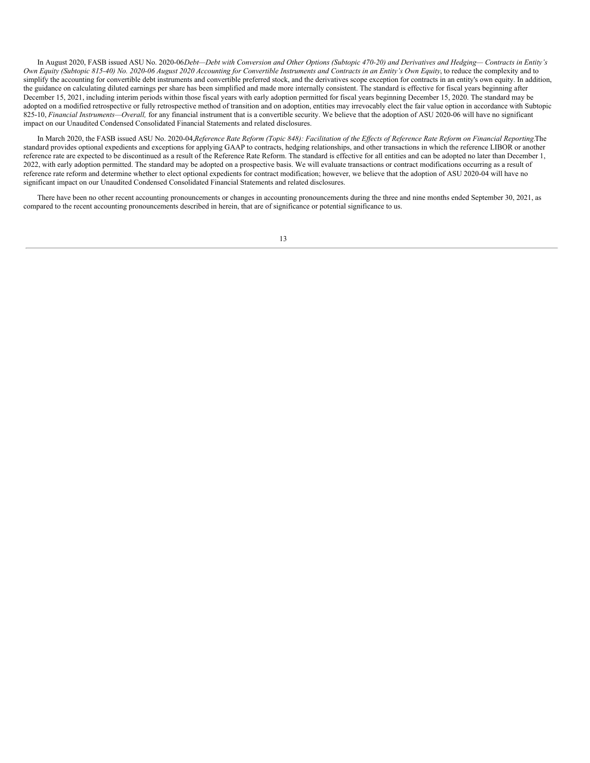In August 2020, FASB issued ASU No. 2020-06*Debt—Debt with Conversion and Other Options (Subtopic 470-20) and Derivatives and Hedging— Contracts in Entity's Own Equity (Subtopic 815-40) No. 2020-06 August 2020 Accounting for Convertible Instruments and Contracts in an Entity's Own Equity*, to reduce the complexity and to simplify the accounting for convertible debt instruments and convertible preferred stock, and the derivatives scope exception for contracts in an entity's own equity. In addition, the guidance on calculating diluted earnings per share has been simplified and made more internally consistent. The standard is effective for fiscal years beginning after December 15, 2021, including interim periods within those fiscal years with early adoption permitted for fiscal years beginning December 15, 2020. The standard may be adopted on a modified retrospective or fully retrospective method of transition and on adoption, entities may irrevocably elect the fair value option in accordance with Subtopic 825-10, *Financial Instruments—Overall,* for any financial instrument that is a convertible security. We believe that the adoption of ASU 2020-06 will have no significant impact on our Unaudited Condensed Consolidated Financial Statements and related disclosures.

In March 2020, the FASB issued ASU No. 2020-04,*Reference Rate Reform (Topic 848): Facilitation of the Effects of Reference Rate Reform on Financial Reporting*.The standard provides optional expedients and exceptions for applying GAAP to contracts, hedging relationships, and other transactions in which the reference LIBOR or another reference rate are expected to be discontinued as a result of the Reference Rate Reform. The standard is effective for all entities and can be adopted no later than December 1, 2022, with early adoption permitted. The standard may be adopted on a prospective basis. We will evaluate transactions or contract modifications occurring as a result of reference rate reform and determine whether to elect optional expedients for contract modification; however, we believe that the adoption of ASU 2020-04 will have no significant impact on our Unaudited Condensed Consolidated Financial Statements and related disclosures.

There have been no other recent accounting pronouncements or changes in accounting pronouncements during the three and nine months ended September 30, 2021, as compared to the recent accounting pronouncements described in herein, that are of significance or potential significance to us.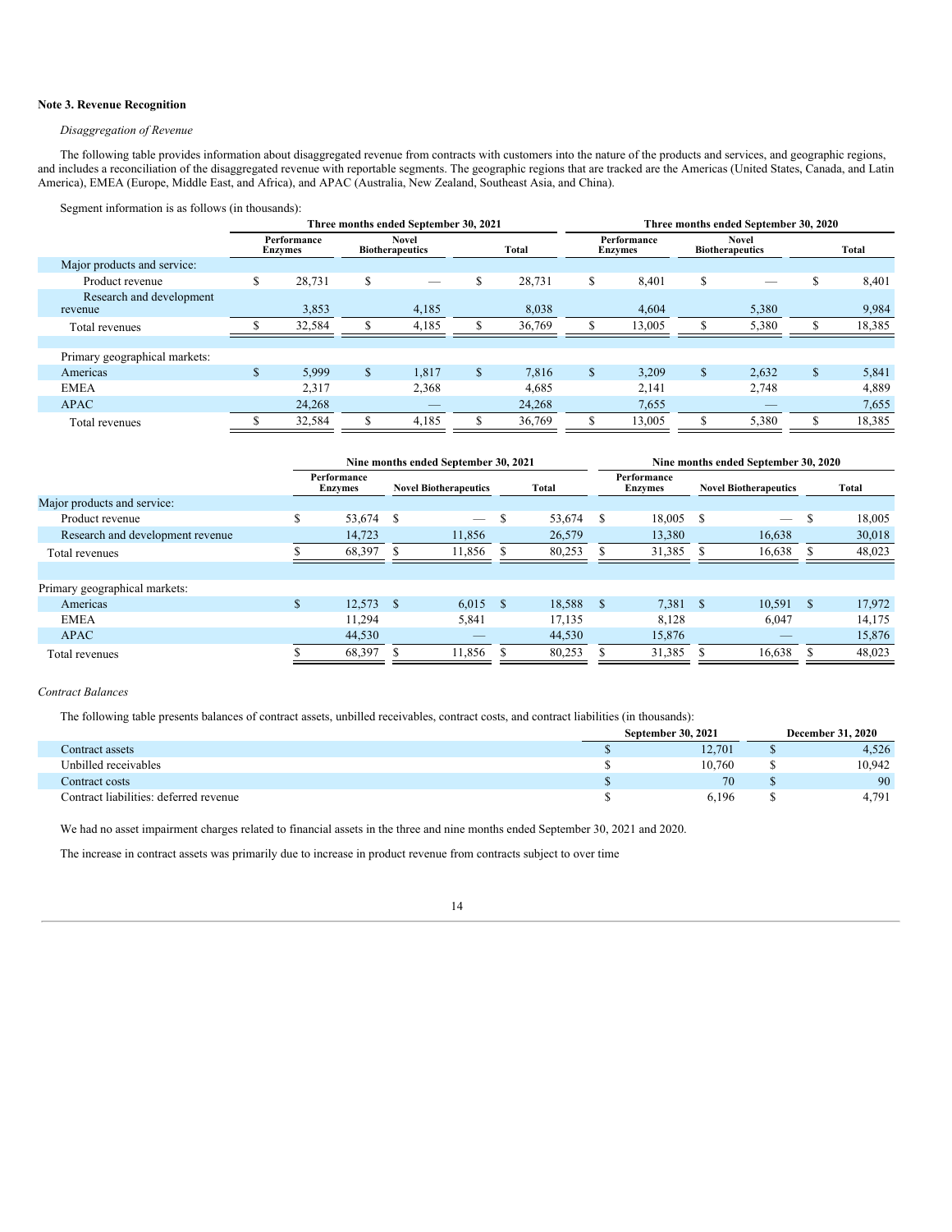**Note 3. Revenue Recognition**

*Disaggregation of Revenue*

The following table provides information about disaggregated revenue from contracts with customers into the nature of the products and services, and geographic regions, and includes a reconciliation of the disaggregated revenue with reportable segments. The geographic regions that are tracked are the Americas (United States, Canada, and Latin America), EMEA (Europe, Middle East, and Africa), and APAC (Australia, New Zealand, Southeast Asia, and China).

Segment information is as follows (in thousands):

| | Three months ended September 30, 2021 | | | Three months ended September 30, 2020 | | |
|---|---|---|---|---|---|---|
| | Performance Enzymes | Novel Biotherapeutics | Total | Performance Enzymes | Novel Biotherapeutics | Total |
| Major products and service: | | | | | | |
| Product revenue | $ 28,731 | $ — | $ 28,731 | $ 8,401 | $ — | $ 8,401 |
| Research and development revenue | 3,853 | 4,185 | 8,038 | 4,604 | 5,380 | 9,984 |
| Total revenues | $ 32,584 | $ 4,185 | $ 36,769 | $ 13,005 | $ 5,380 | $ 18,385 |
| | | | | | | |
| Primary geographical markets: | | | | | | |
| Americas | $ 5,999 | $ 1,817 | $ 7,816 | $ 3,209 | $ 2,632 | $ 5,841 |
| EMEA | 2,317 | 2,368 | 4,685 | 2,141 | 2,748 | 4,889 |
| APAC | 24,268 | — | 24,268 | 7,655 | — | 7,655 |
| Total revenues | $ 32,584 | $ 4,185 | $ 36,769 | $ 13,005 | $ 5,380 | $ 18,385 |

| | Nine months ended September 30, 2021 | | | Nine months ended September 30, 2020 | | |
|---|---|---|---|---|---|---|
| | Performance Enzymes | Novel Biotherapeutics | Total | Performance Enzymes | Novel Biotherapeutics | Total |
| Major products and service: | | | | | | |
| Product revenue | $ 53,674 | $ — | $ 53,674 | $ 18,005 | $ — | $ 18,005 |
| Research and development revenue | 14,723 | 11,856 | 26,579 | 13,380 | 16,638 | 30,018 |
| Total revenues | $ 68,397 | $ 11,856 | $ 80,253 | $ 31,385 | $ 16,638 | $ 48,023 |
| | | | | | | |
| Primary geographical markets: | | | | | | |
| Americas | $ 12,573 | $ 6,015 | $ 18,588 | $ 7,381 | $ 10,591 | $ 17,972 |
| EMEA | 11,294 | 5,841 | 17,135 | 8,128 | 6,047 | 14,175 |
| APAC | 44,530 | — | 44,530 | 15,876 | — | 15,876 |
| Total revenues | $ 68,397 | $ 11,856 | $ 80,253 | $ 31,385 | $ 16,638 | $ 48,023 |

*Contract Balances*

The following table presents balances of contract assets, unbilled receivables, contract costs, and contract liabilities (in thousands):

| | September 30, 2021 | December 31, 2020 |
|---|---|---|
| Contract assets | $ 12,701 | $ 4,526 |
| Unbilled receivables | $ 10,760 | $ 10,942 |
| Contract costs | $ 70 | $ 90 |
| Contract liabilities: deferred revenue | $ 6,196 | $ 4,791 |

We had no asset impairment charges related to financial assets in the three and nine months ended September 30, 2021 and 2020.

The increase in contract assets was primarily due to increase in product revenue from contracts subject to over time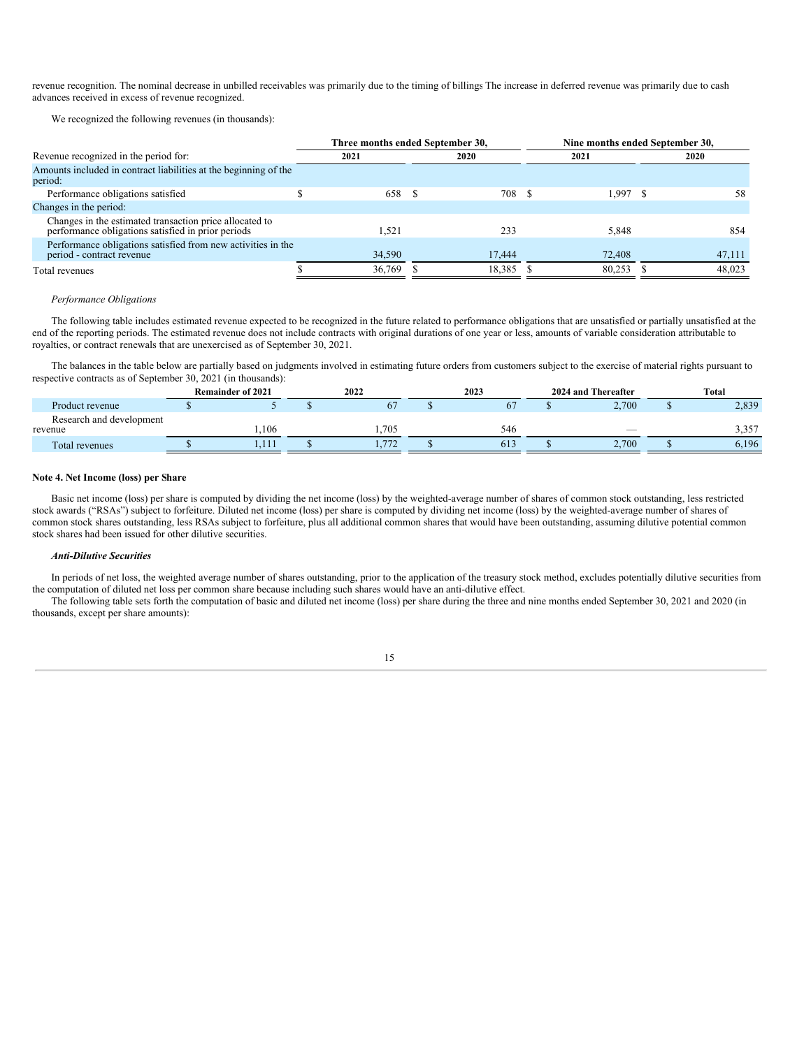revenue recognition. The nominal decrease in unbilled receivables was primarily due to the timing of billings The increase in deferred revenue was primarily due to cash advances received in excess of revenue recognized.

We recognized the following revenues (in thousands):

| | Three months ended September 30, | | Nine months ended September 30, | |
|---|---|---|---|---|
| Revenue recognized in the period for: | 2021 | 2020 | 2021 | 2020 |
| Amounts included in contract liabilities at the beginning of the period: | | | | |
| Performance obligations satisfied | $ 658 | $ 708 | $ 1,997 | $ 58 |
| Changes in the period: | | | | |
| Changes in the estimated transaction price allocated to performance obligations satisfied in prior periods | 1,521 | 233 | 5,848 | 854 |
| Performance obligations satisfied from new activities in the period - contract revenue | 34,590 | 17,444 | 72,408 | 47,111 |
| Total revenues | $ 36,769 | $ 18,385 | $ 80,253 | $ 48,023 |

*Performance Obligations*

The following table includes estimated revenue expected to be recognized in the future related to performance obligations that are unsatisfied or partially unsatisfied at the end of the reporting periods. The estimated revenue does not include contracts with original durations of one year or less, amounts of variable consideration attributable to royalties, or contract renewals that are unexercised as of September 30, 2021.

The balances in the table below are partially based on judgments involved in estimating future orders from customers subject to the exercise of material rights pursuant to respective contracts as of September 30, 2021 (in thousands):

| | Remainder of 2021 | 2022 | 2023 | 2024 and Thereafter | Total |
|---|---|---|---|---|---|
| Product revenue | $ 5 | $ 67 | $ 67 | $ 2,700 | $ 2,839 |
| Research and development revenue | 1,106 | 1,705 | 546 | — | 3,357 |
| Total revenues | $ 1,111 | $ 1,772 | $ 613 | $ 2,700 | $ 6,196 |

**Note 4. Net Income (loss) per Share**

Basic net income (loss) per share is computed by dividing the net income (loss) by the weighted-average number of shares of common stock outstanding, less restricted stock awards ("RSAs") subject to forfeiture. Diluted net income (loss) per share is computed by dividing net income (loss) by the weighted-average number of shares of common stock shares outstanding, less RSAs subject to forfeiture, plus all additional common shares that would have been outstanding, assuming dilutive potential common stock shares had been issued for other dilutive securities.

***Anti-Dilutive Securities***

In periods of net loss, the weighted average number of shares outstanding, prior to the application of the treasury stock method, excludes potentially dilutive securities from the computation of diluted net loss per common share because including such shares would have an anti-dilutive effect.

The following table sets forth the computation of basic and diluted net income (loss) per share during the three and nine months ended September 30, 2021 and 2020 (in thousands, except per share amounts):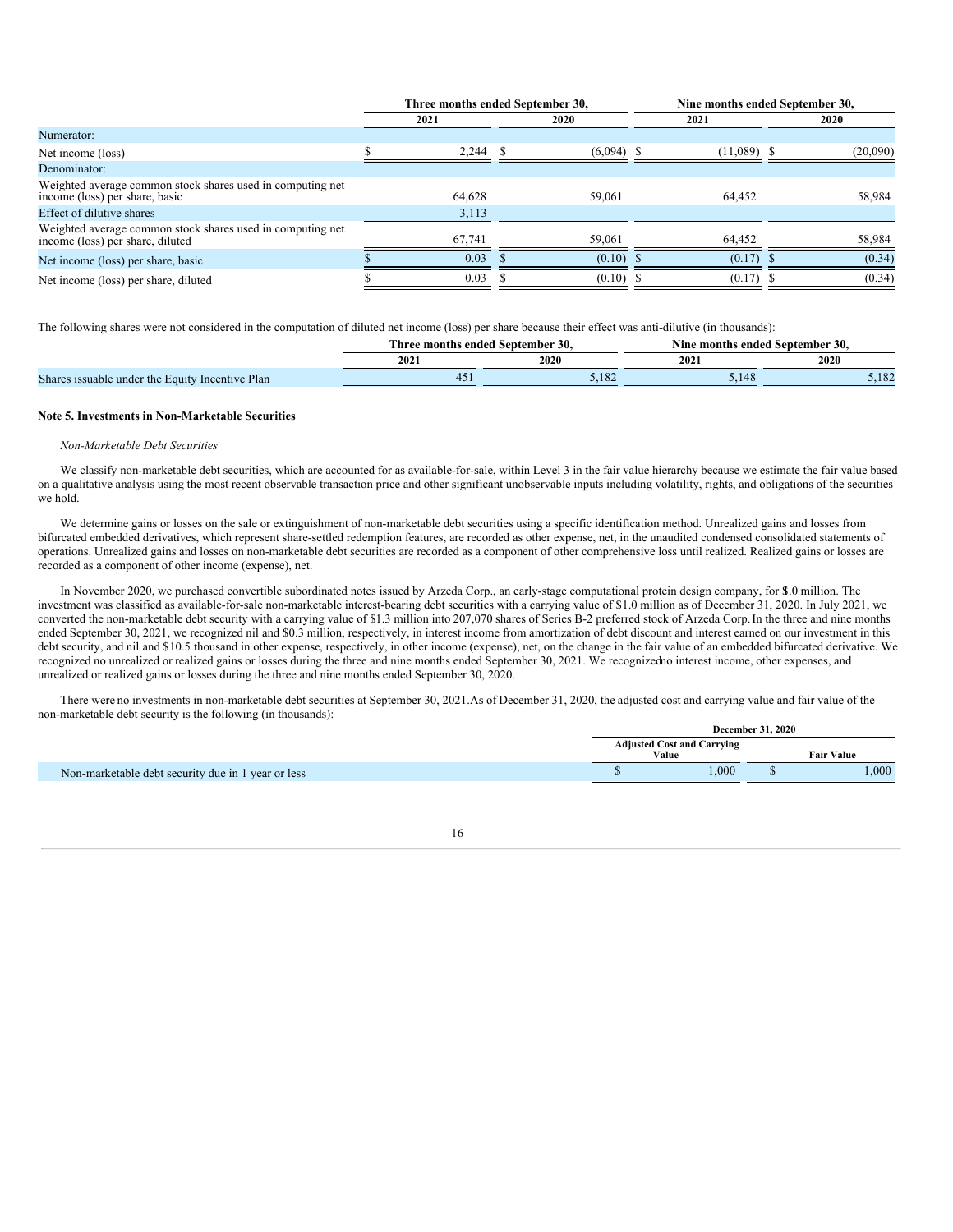| | Three months ended September 30, | | Nine months ended September 30, | |
|---|---|---|---|---|
| | 2021 | 2020 | 2021 | 2020 |
| Numerator: | | | | |
| Net income (loss) | $ 2,244 | $ (6,094) | $ (11,089) | $ (20,090) |
| Denominator: | | | | |
| Weighted average common stock shares used in computing net income (loss) per share, basic | 64,628 | 59,061 | 64,452 | 58,984 |
| Effect of dilutive shares | 3,113 | — | — | — |
| Weighted average common stock shares used in computing net income (loss) per share, diluted | 67,741 | 59,061 | 64,452 | 58,984 |
| Net income (loss) per share, basic | $ 0.03 | $ (0.10) | $ (0.17) | $ (0.34) |
| Net income (loss) per share, diluted | $ 0.03 | $ (0.10) | $ (0.17) | $ (0.34) |

The following shares were not considered in the computation of diluted net income (loss) per share because their effect was anti-dilutive (in thousands):

| | Three months ended September 30, | | Nine months ended September 30, | |
|---|---|---|---|---|
| | 2021 | 2020 | 2021 | 2020 |
| Shares issuable under the Equity Incentive Plan | 451 | 5,182 | 5,148 | 5,182 |

**Note 5. Investments in Non-Marketable Securities**

*Non-Marketable Debt Securities*

We classify non-marketable debt securities, which are accounted for as available-for-sale, within Level 3 in the fair value hierarchy because we estimate the fair value based on a qualitative analysis using the most recent observable transaction price and other significant unobservable inputs including volatility, rights, and obligations of the securities we hold.

We determine gains or losses on the sale or extinguishment of non-marketable debt securities using a specific identification method. Unrealized gains and losses from bifurcated embedded derivatives, which represent share-settled redemption features, are recorded as other expense, net, in the unaudited condensed consolidated statements of operations. Unrealized gains and losses on non-marketable debt securities are recorded as a component of other comprehensive loss until realized. Realized gains or losses are recorded as a component of other income (expense), net.

In November 2020, we purchased convertible subordinated notes issued by Arzeda Corp., an early-stage computational protein design company, for $1.0 million. The investment was classified as available-for-sale non-marketable interest-bearing debt securities with a carrying value of $1.0 million as of December 31, 2020. In July 2021, we converted the non-marketable debt security with a carrying value of $1.3 million into 207,070 shares of Series B-2 preferred stock of Arzeda Corp. In the three and nine months ended September 30, 2021, we recognized nil and $0.3 million, respectively, in interest income from amortization of debt discount and interest earned on our investment in this debt security, and nil and $10.5 thousand in other expense, respectively, in other income (expense), net, on the change in the fair value of an embedded bifurcated derivative. We recognized no unrealized or realized gains or losses during the three and nine months ended September 30, 2021. We recognized no interest income, other expenses, and unrealized or realized gains or losses during the three and nine months ended September 30, 2020.

There were no investments in non-marketable debt securities at September 30, 2021. As of December 31, 2020, the adjusted cost and carrying value and fair value of the non-marketable debt security is the following (in thousands):

| | December 31, 2020 | |
|---|---|---|
| | Adjusted Cost and Carrying Value | Fair Value |
| Non-marketable debt security due in 1 year or less | $ 1,000 | $ 1,000 |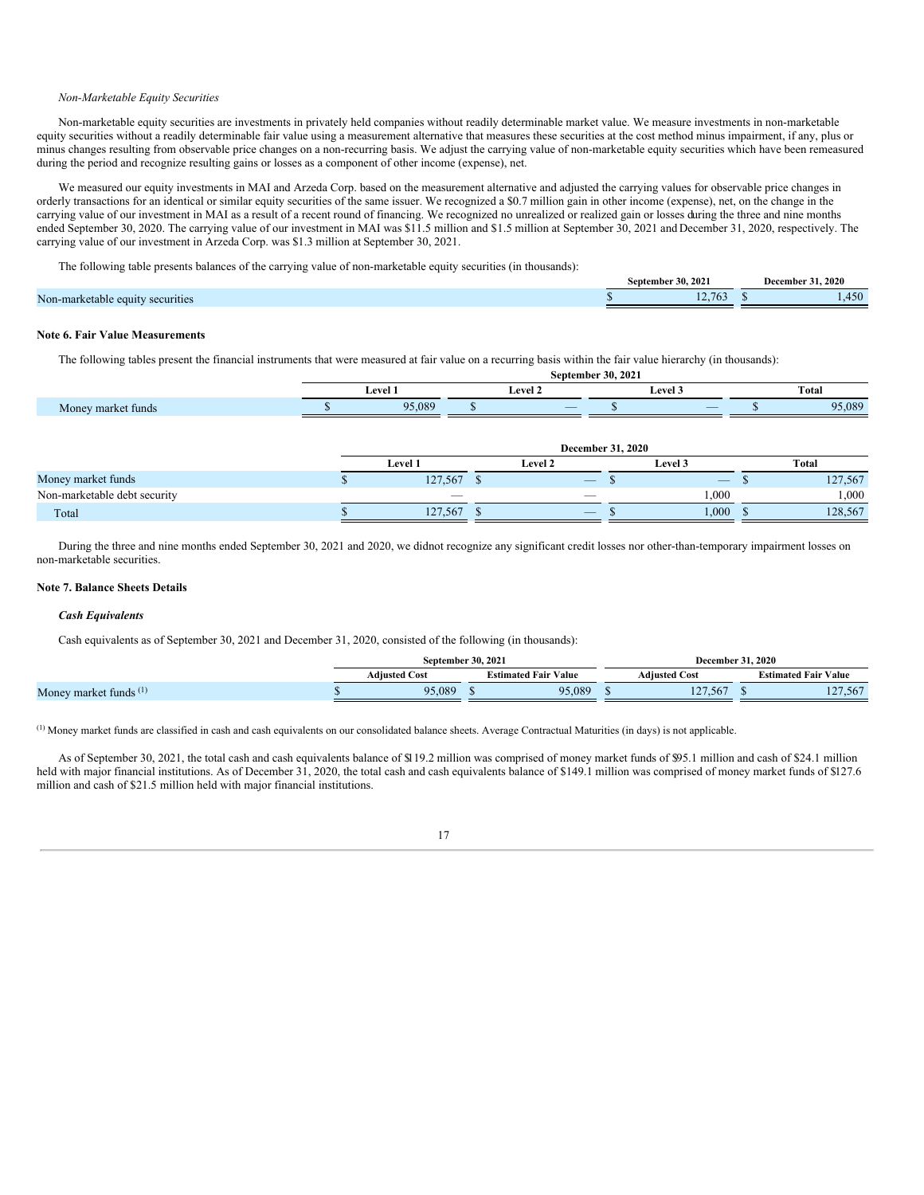*Non-Marketable Equity Securities*

Non-marketable equity securities are investments in privately held companies without readily determinable market value. We measure investments in non-marketable equity securities without a readily determinable fair value using a measurement alternative that measures these securities at the cost method minus impairment, if any, plus or minus changes resulting from observable price changes on a non-recurring basis. We adjust the carrying value of non-marketable equity securities which have been remeasured during the period and recognize resulting gains or losses as a component of other income (expense), net.

We measured our equity investments in MAI and Arzeda Corp. based on the measurement alternative and adjusted the carrying values for observable price changes in orderly transactions for an identical or similar equity securities of the same issuer. We recognized a $0.7 million gain in other income (expense), net, on the change in the carrying value of our investment in MAI as a result of a recent round of financing. We recognized no unrealized or realized gain or losses during the three and nine months ended September 30, 2020. The carrying value of our investment in MAI was $11.5 million and $1.5 million at September 30, 2021 and December 31, 2020, respectively. The carrying value of our investment in Arzeda Corp. was $1.3 million at September 30, 2021.

The following table presents balances of the carrying value of non-marketable equity securities (in thousands):

| | September 30, 2021 | December 31, 2020 |
|---|---|---|
| Non-marketable equity securities | $ 12,763 | $ 1,450 |

**Note 6. Fair Value Measurements**

The following tables present the financial instruments that were measured at fair value on a recurring basis within the fair value hierarchy (in thousands):

| | September 30, 2021 | | | |
|---|---|---|---|---|
| | Level 1 | Level 2 | Level 3 | Total |
| Money market funds | $ 95,089 | $ — | $ — | $ 95,089 |

| | December 31, 2020 | | | |
|---|---|---|---|---|
| | Level 1 | Level 2 | Level 3 | Total |
| Money market funds | $ 127,567 | $ — | $ — | $ 127,567 |
| Non-marketable debt security | — | — | 1,000 | 1,000 |
| Total | $ 127,567 | $ — | $ 1,000 | $ 128,567 |

During the three and nine months ended September 30, 2021 and 2020, we didnot recognize any significant credit losses nor other-than-temporary impairment losses on non-marketable securities.

**Note 7. Balance Sheets Details**

***Cash Equivalents***

Cash equivalents as of September 30, 2021 and December 31, 2020, consisted of the following (in thousands):

| | September 30, 2021 | | December 31, 2020 | |
|---|---|---|---|---|
| | Adjusted Cost | Estimated Fair Value | Adjusted Cost | Estimated Fair Value |
| Money market funds [(1)] | $ 95,089 | $ 95,089 | $ 127,567 | $ 127,567 |

[(1)] Money market funds are classified in cash and cash equivalents on our consolidated balance sheets. Average Contractual Maturities (in days) is not applicable.

As of September 30, 2021, the total cash and cash equivalents balance of $119.2 million was comprised of money market funds of $95.1 million and cash of $24.1 million held with major financial institutions. As of December 31, 2020, the total cash and cash equivalents balance of $149.1 million was comprised of money market funds of $127.6 million and cash of $21.5 million held with major financial institutions.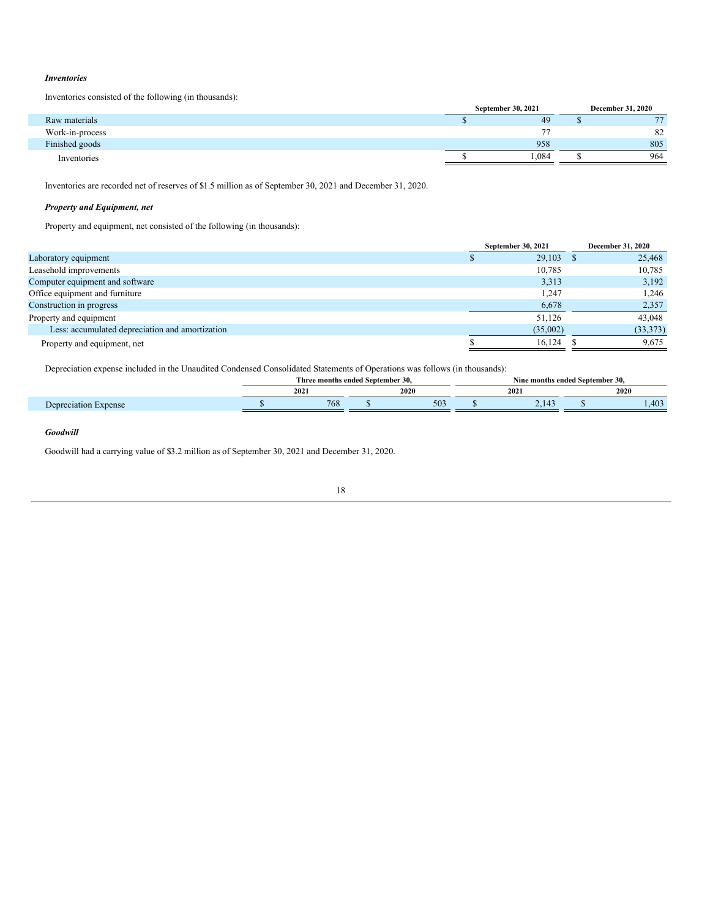***Inventories***

Inventories consisted of the following (in thousands):

| | September 30, 2021 | December 31, 2020 |
|---|---|---|
| Raw materials | $ 49 | $ 77 |
| Work-in-process | 77 | 82 |
| Finished goods | 958 | 805 |
| Inventories | $ 1,084 | $ 964 |

Inventories are recorded net of reserves of $1.5 million as of September 30, 2021 and December 31, 2020.

***Property and Equipment, net***

Property and equipment, net consisted of the following (in thousands):

| | September 30, 2021 | December 31, 2020 |
|---|---|---|
| Laboratory equipment | $ 29,103 | $ 25,468 |
| Leasehold improvements | 10,785 | 10,785 |
| Computer equipment and software | 3,313 | 3,192 |
| Office equipment and furniture | 1,247 | 1,246 |
| Construction in progress | 6,678 | 2,357 |
| Property and equipment | 51,126 | 43,048 |
| Less: accumulated depreciation and amortization | (35,002) | (33,373) |
| Property and equipment, net | $ 16,124 | $ 9,675 |

Depreciation expense included in the Unaudited Condensed Consolidated Statements of Operations was follows (in thousands):

| | Three months ended September 30, | | Nine months ended September 30, | |
|---|---|---|---|---|
| | 2021 | 2020 | 2021 | 2020 |
| Depreciation Expense | $ 768 | $ 503 | $ 2,143 | $ 1,403 |

***Goodwill***

Goodwill had a carrying value of $3.2 million as of September 30, 2021 and December 31, 2020.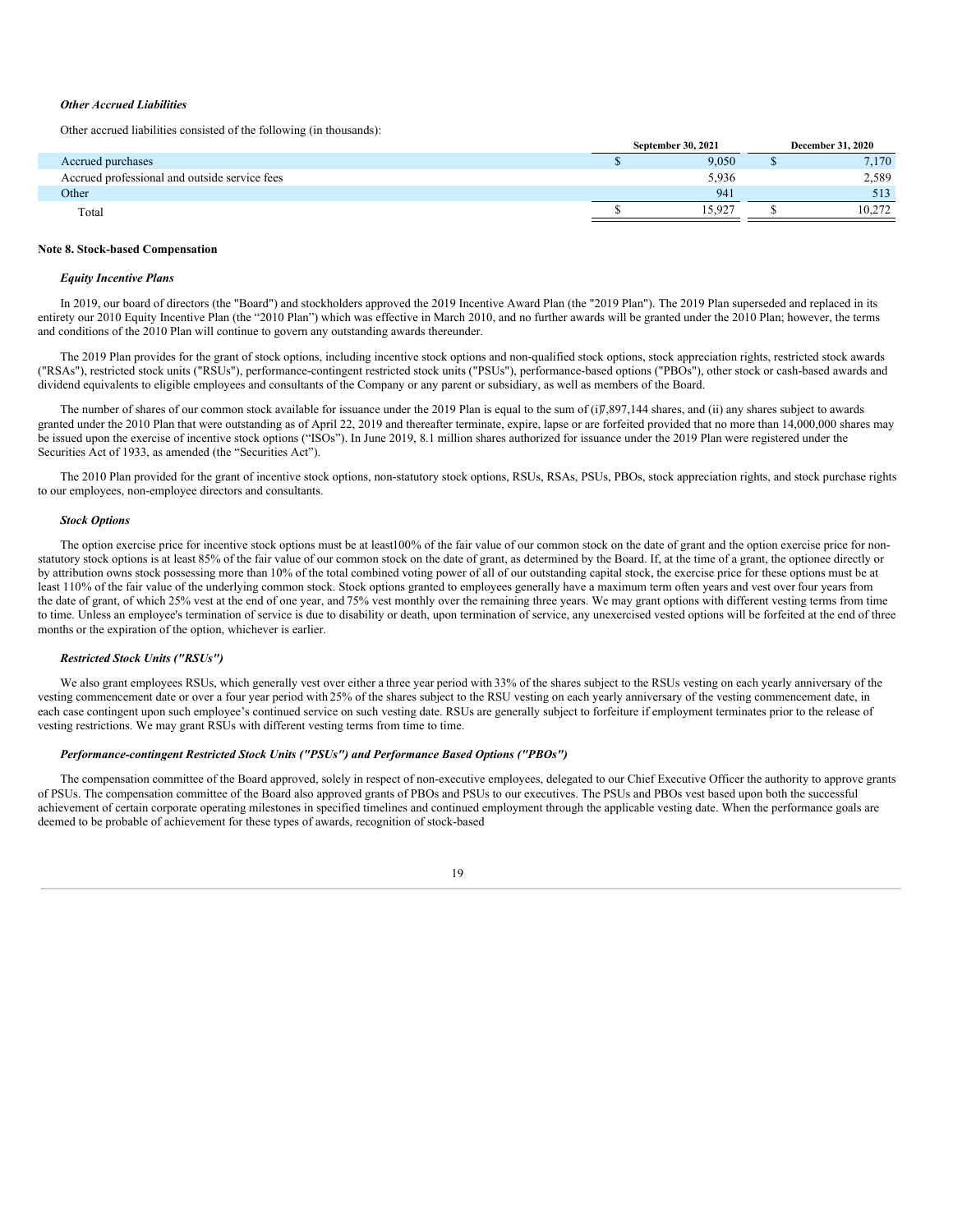***Other Accrued Liabilities***

Other accrued liabilities consisted of the following (in thousands):

| | September 30, 2021 | December 31, 2020 |
|---|---|---|
| Accrued purchases | $ 9,050 | $ 7,170 |
| Accrued professional and outside service fees | 5,936 | 2,589 |
| Other | 941 | 513 |
| Total | $ 15,927 | $ 10,272 |

**Note 8. Stock-based Compensation**

***Equity Incentive Plans***

In 2019, our board of directors (the "Board") and stockholders approved the 2019 Incentive Award Plan (the "2019 Plan"). The 2019 Plan superseded and replaced in its entirety our 2010 Equity Incentive Plan (the "2010 Plan") which was effective in March 2010, and no further awards will be granted under the 2010 Plan; however, the terms and conditions of the 2010 Plan will continue to govern any outstanding awards thereunder.

The 2019 Plan provides for the grant of stock options, including incentive stock options and non-qualified stock options, stock appreciation rights, restricted stock awards ("RSAs"), restricted stock units ("RSUs"), performance-contingent restricted stock units ("PSUs"), performance-based options ("PBOs"), other stock or cash-based awards and dividend equivalents to eligible employees and consultants of the Company or any parent or subsidiary, as well as members of the Board.

The number of shares of our common stock available for issuance under the 2019 Plan is equal to the sum of (i)7,897,144 shares, and (ii) any shares subject to awards granted under the 2010 Plan that were outstanding as of April 22, 2019 and thereafter terminate, expire, lapse or are forfeited provided that no more than 14,000,000 shares may be issued upon the exercise of incentive stock options ("ISOs"). In June 2019, 8.1 million shares authorized for issuance under the 2019 Plan were registered under the Securities Act of 1933, as amended (the "Securities Act").

The 2010 Plan provided for the grant of incentive stock options, non-statutory stock options, RSUs, RSAs, PSUs, PBOs, stock appreciation rights, and stock purchase rights to our employees, non-employee directors and consultants.

***Stock Options***

The option exercise price for incentive stock options must be at least100% of the fair value of our common stock on the date of grant and the option exercise price for non-statutory stock options is at least 85% of the fair value of our common stock on the date of grant, as determined by the Board. If, at the time of a grant, the optionee directly or by attribution owns stock possessing more than 10% of the total combined voting power of all of our outstanding capital stock, the exercise price for these options must be at least 110% of the fair value of the underlying common stock. Stock options granted to employees generally have a maximum term often years and vest over four years from the date of grant, of which 25% vest at the end of one year, and 75% vest monthly over the remaining three years. We may grant options with different vesting terms from time to time. Unless an employee's termination of service is due to disability or death, upon termination of service, any unexercised vested options will be forfeited at the end of three months or the expiration of the option, whichever is earlier.

***Restricted Stock Units ("RSUs")***

We also grant employees RSUs, which generally vest over either a three year period with 33% of the shares subject to the RSUs vesting on each yearly anniversary of the vesting commencement date or over a four year period with 25% of the shares subject to the RSU vesting on each yearly anniversary of the vesting commencement date, in each case contingent upon such employee's continued service on such vesting date. RSUs are generally subject to forfeiture if employment terminates prior to the release of vesting restrictions. We may grant RSUs with different vesting terms from time to time.

***Performance-contingent Restricted Stock Units ("PSUs") and Performance Based Options ("PBOs")***

The compensation committee of the Board approved, solely in respect of non-executive employees, delegated to our Chief Executive Officer the authority to approve grants of PSUs. The compensation committee of the Board also approved grants of PBOs and PSUs to our executives. The PSUs and PBOs vest based upon both the successful achievement of certain corporate operating milestones in specified timelines and continued employment through the applicable vesting date. When the performance goals are deemed to be probable of achievement for these types of awards, recognition of stock-based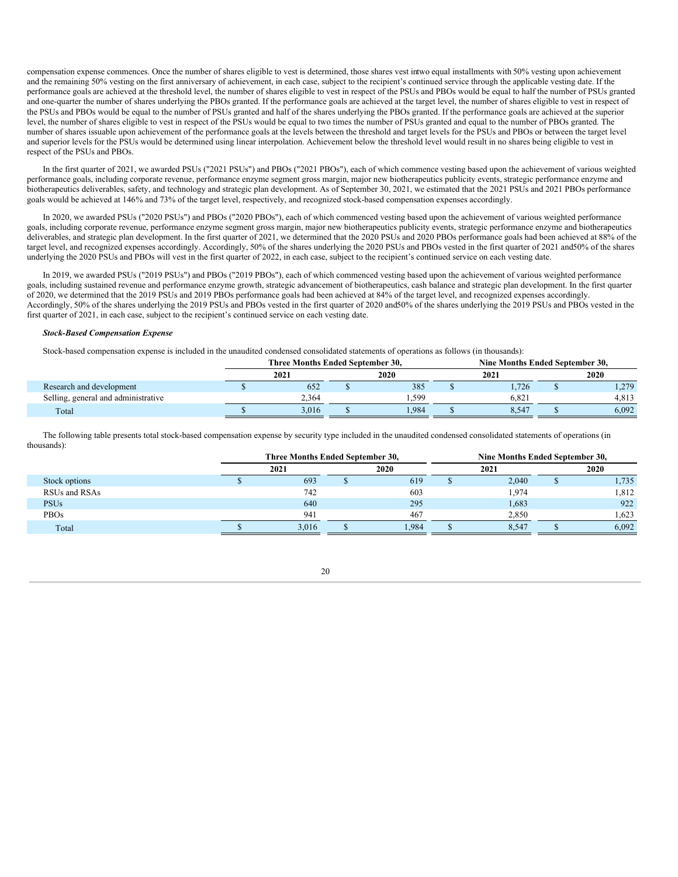compensation expense commences. Once the number of shares eligible to vest is determined, those shares vest in two equal installments with 50% vesting upon achievement and the remaining 50% vesting on the first anniversary of achievement, in each case, subject to the recipient's continued service through the applicable vesting date. If the performance goals are achieved at the threshold level, the number of shares eligible to vest in respect of the PSUs and PBOs would be equal to half the number of PSUs granted and one-quarter the number of shares underlying the PBOs granted. If the performance goals are achieved at the target level, the number of shares eligible to vest in respect of the PSUs and PBOs would be equal to the number of PSUs granted and half of the shares underlying the PBOs granted. If the performance goals are achieved at the superior level, the number of shares eligible to vest in respect of the PSUs would be equal to two times the number of PSUs granted and equal to the number of PBOs granted. The number of shares issuable upon achievement of the performance goals at the levels between the threshold and target levels for the PSUs and PBOs or between the target level and superior levels for the PSUs would be determined using linear interpolation. Achievement below the threshold level would result in no shares being eligible to vest in respect of the PSUs and PBOs.

In the first quarter of 2021, we awarded PSUs ("2021 PSUs") and PBOs ("2021 PBOs"), each of which commence vesting based upon the achievement of various weighted performance goals, including corporate revenue, performance enzyme segment gross margin, major new biotherapeutics publicity events, strategic performance enzyme and biotherapeutics deliverables, safety, and technology and strategic plan development. As of September 30, 2021, we estimated that the 2021 PSUs and 2021 PBOs performance goals would be achieved at 146% and 73% of the target level, respectively, and recognized stock-based compensation expenses accordingly.

In 2020, we awarded PSUs ("2020 PSUs") and PBOs ("2020 PBOs"), each of which commenced vesting based upon the achievement of various weighted performance goals, including corporate revenue, performance enzyme segment gross margin, major new biotherapeutics publicity events, strategic performance enzyme and biotherapeutics deliverables, and strategic plan development. In the first quarter of 2021, we determined that the 2020 PSUs and 2020 PBOs performance goals had been achieved at 88% of the target level, and recognized expenses accordingly. Accordingly, 50% of the shares underlying the 2020 PSUs and PBOs vested in the first quarter of 2021 and 50% of the shares underlying the 2020 PSUs and PBOs will vest in the first quarter of 2022, in each case, subject to the recipient's continued service on each vesting date.

In 2019, we awarded PSUs ("2019 PSUs") and PBOs ("2019 PBOs"), each of which commenced vesting based upon the achievement of various weighted performance goals, including sustained revenue and performance enzyme growth, strategic advancement of biotherapeutics, cash balance and strategic plan development. In the first quarter of 2020, we determined that the 2019 PSUs and 2019 PBOs performance goals had been achieved at 84% of the target level, and recognized expenses accordingly. Accordingly, 50% of the shares underlying the 2019 PSUs and PBOs vested in the first quarter of 2020 and 50% of the shares underlying the 2019 PSUs and PBOs vested in the first quarter of 2021, in each case, subject to the recipient's continued service on each vesting date.

***Stock-Based Compensation Expense***

Stock-based compensation expense is included in the unaudited condensed consolidated statements of operations as follows (in thousands):

| | Three Months Ended September 30, | | Nine Months Ended September 30, | |
|---|---|---|---|---|
| | 2021 | 2020 | 2021 | 2020 |
| Research and development | $ 652 | $ 385 | $ 1,726 | $ 1,279 |
| Selling, general and administrative | 2,364 | 1,599 | 6,821 | 4,813 |
| Total | $ 3,016 | $ 1,984 | $ 8,547 | $ 6,092 |

The following table presents total stock-based compensation expense by security type included in the unaudited condensed consolidated statements of operations (in thousands):

| | Three Months Ended September 30, | | Nine Months Ended September 30, | |
|---|---|---|---|---|
| | 2021 | 2020 | 2021 | 2020 |
| Stock options | $ 693 | $ 619 | $ 2,040 | $ 1,735 |
| RSUs and RSAs | 742 | 603 | 1,974 | 1,812 |
| PSUs | 640 | 295 | 1,683 | 922 |
| PBOs | 941 | 467 | 2,850 | 1,623 |
| Total | $ 3,016 | $ 1,984 | $ 8,547 | $ 6,092 |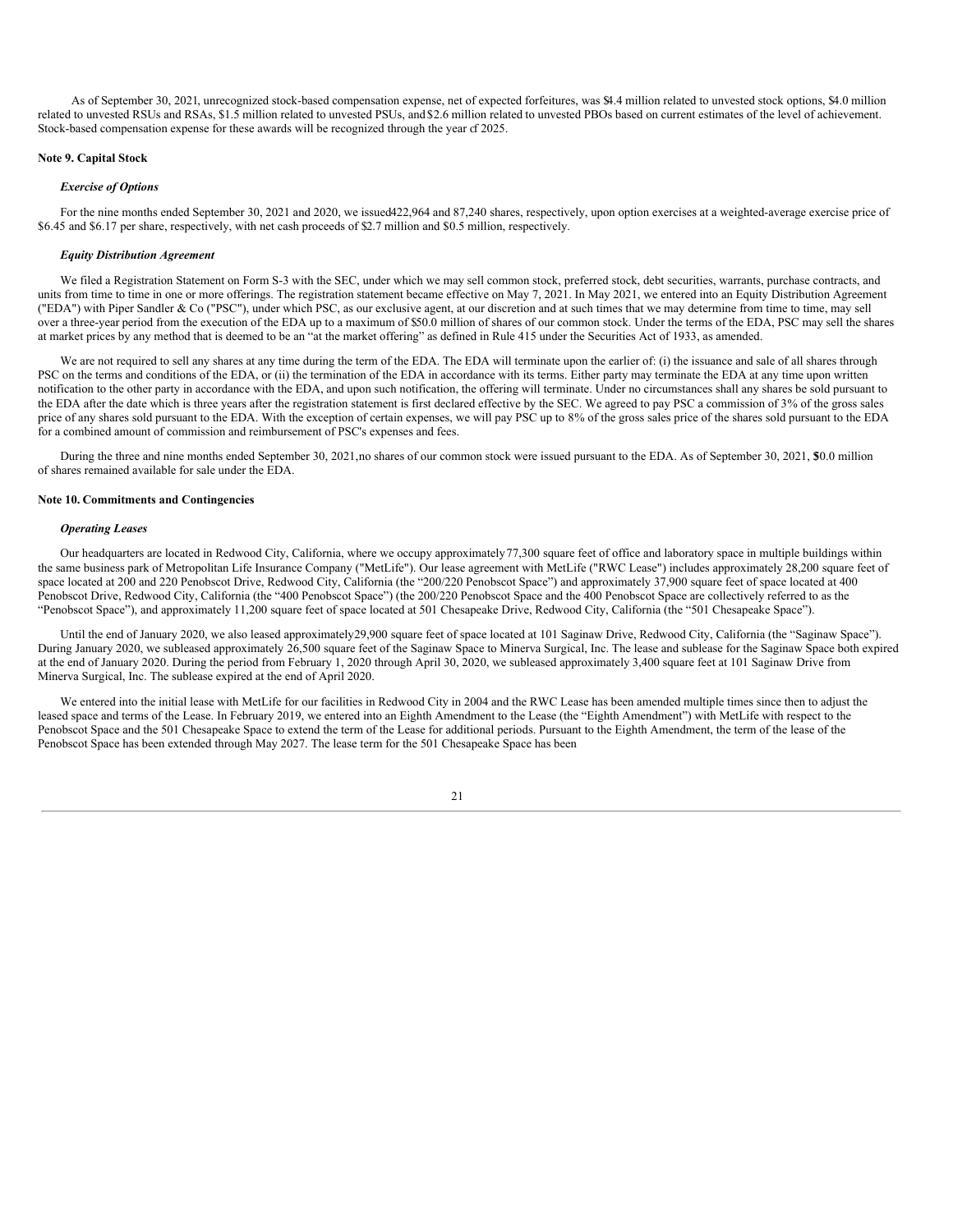As of September 30, 2021, unrecognized stock-based compensation expense, net of expected forfeitures, was $4.4 million related to unvested stock options, $4.0 million related to unvested RSUs and RSAs, $1.5 million related to unvested PSUs, and $2.6 million related to unvested PBOs based on current estimates of the level of achievement. Stock-based compensation expense for these awards will be recognized through the year of 2025.

**Note 9. Capital Stock**

***Exercise of Options***

For the nine months ended September 30, 2021 and 2020, we issued 422,964 and 87,240 shares, respectively, upon option exercises at a weighted-average exercise price of $6.45 and $6.17 per share, respectively, with net cash proceeds of $2.7 million and $0.5 million, respectively.

***Equity Distribution Agreement***

We filed a Registration Statement on Form S-3 with the SEC, under which we may sell common stock, preferred stock, debt securities, warrants, purchase contracts, and units from time to time in one or more offerings. The registration statement became effective on May 7, 2021. In May 2021, we entered into an Equity Distribution Agreement ("EDA") with Piper Sandler & Co ("PSC"), under which PSC, as our exclusive agent, at our discretion and at such times that we may determine from time to time, may sell over a three-year period from the execution of the EDA up to a maximum of $50.0 million of shares of our common stock. Under the terms of the EDA, PSC may sell the shares at market prices by any method that is deemed to be an "at the market offering" as defined in Rule 415 under the Securities Act of 1933, as amended.

We are not required to sell any shares at any time during the term of the EDA. The EDA will terminate upon the earlier of: (i) the issuance and sale of all shares through PSC on the terms and conditions of the EDA, or (ii) the termination of the EDA in accordance with its terms. Either party may terminate the EDA at any time upon written notification to the other party in accordance with the EDA, and upon such notification, the offering will terminate. Under no circumstances shall any shares be sold pursuant to the EDA after the date which is three years after the registration statement is first declared effective by the SEC. We agreed to pay PSC a commission of 3% of the gross sales price of any shares sold pursuant to the EDA. With the exception of certain expenses, we will pay PSC up to 8% of the gross sales price of the shares sold pursuant to the EDA for a combined amount of commission and reimbursement of PSC's expenses and fees.

During the three and nine months ended September 30, 2021, no shares of our common stock were issued pursuant to the EDA. As of September 30, 2021, $50.0 million of shares remained available for sale under the EDA.

**Note 10. Commitments and Contingencies**

***Operating Leases***

Our headquarters are located in Redwood City, California, where we occupy approximately 77,300 square feet of office and laboratory space in multiple buildings within the same business park of Metropolitan Life Insurance Company ("MetLife"). Our lease agreement with MetLife ("RWC Lease") includes approximately 28,200 square feet of space located at 200 and 220 Penobscot Drive, Redwood City, California (the "200/220 Penobscot Space") and approximately 37,900 square feet of space located at 400 Penobscot Drive, Redwood City, California (the "400 Penobscot Space") (the 200/220 Penobscot Space and the 400 Penobscot Space are collectively referred to as the "Penobscot Space"), and approximately 11,200 square feet of space located at 501 Chesapeake Drive, Redwood City, California (the "501 Chesapeake Space").

Until the end of January 2020, we also leased approximately 29,900 square feet of space located at 101 Saginaw Drive, Redwood City, California (the "Saginaw Space"). During January 2020, we subleased approximately 26,500 square feet of the Saginaw Space to Minerva Surgical, Inc. The lease and sublease for the Saginaw Space both expired at the end of January 2020. During the period from February 1, 2020 through April 30, 2020, we subleased approximately 3,400 square feet at 101 Saginaw Drive from Minerva Surgical, Inc. The sublease expired at the end of April 2020.

We entered into the initial lease with MetLife for our facilities in Redwood City in 2004 and the RWC Lease has been amended multiple times since then to adjust the leased space and terms of the Lease. In February 2019, we entered into an Eighth Amendment to the Lease (the "Eighth Amendment") with MetLife with respect to the Penobscot Space and the 501 Chesapeake Space to extend the term of the Lease for additional periods. Pursuant to the Eighth Amendment, the term of the lease of the Penobscot Space has been extended through May 2027. The lease term for the 501 Chesapeake Space has been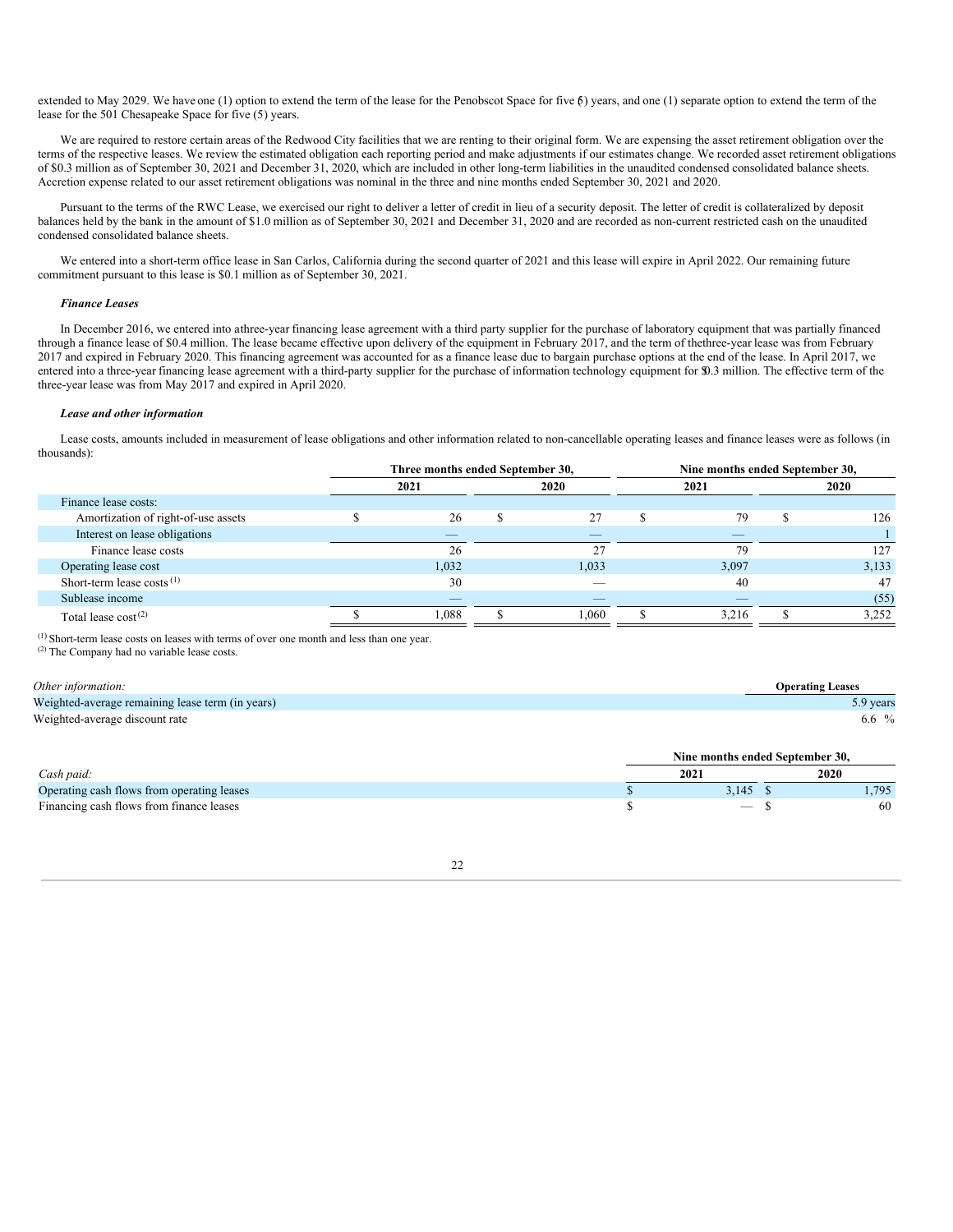extended to May 2029. We have one (1) option to extend the term of the lease for the Penobscot Space for five (5) years, and one (1) separate option to extend the term of the lease for the 501 Chesapeake Space for five (5) years.

We are required to restore certain areas of the Redwood City facilities that we are renting to their original form. We are expensing the asset retirement obligation over the terms of the respective leases. We review the estimated obligation each reporting period and make adjustments if our estimates change. We recorded asset retirement obligations of $0.3 million as of September 30, 2021 and December 31, 2020, which are included in other long-term liabilities in the unaudited condensed consolidated balance sheets. Accretion expense related to our asset retirement obligations was nominal in the three and nine months ended September 30, 2021 and 2020.

Pursuant to the terms of the RWC Lease, we exercised our right to deliver a letter of credit in lieu of a security deposit. The letter of credit is collateralized by deposit balances held by the bank in the amount of $1.0 million as of September 30, 2021 and December 31, 2020 and are recorded as non-current restricted cash on the unaudited condensed consolidated balance sheets.

We entered into a short-term office lease in San Carlos, California during the second quarter of 2021 and this lease will expire in April 2022. Our remaining future commitment pursuant to this lease is $0.1 million as of September 30, 2021.

***Finance Leases***

In December 2016, we entered into a three-year financing lease agreement with a third party supplier for the purchase of laboratory equipment that was partially financed through a finance lease of $0.4 million. The lease became effective upon delivery of the equipment in February 2017, and the term of the three-year lease was from February 2017 and expired in February 2020. This financing agreement was accounted for as a finance lease due to bargain purchase options at the end of the lease. In April 2017, we entered into a three-year financing lease agreement with a third-party supplier for the purchase of information technology equipment for $0.3 million. The effective term of the three-year lease was from May 2017 and expired in April 2020.

***Lease and other information***

Lease costs, amounts included in measurement of lease obligations and other information related to non-cancellable operating leases and finance leases were as follows (in thousands):

| | Three months ended September 30, | | Nine months ended September 30, | |
|---|---|---|---|---|
| | 2021 | 2020 | 2021 | 2020 |
| Finance lease costs: | | | | |
| Amortization of right-of-use assets | $ 26 | $ 27 | $ 79 | $ 126 |
| Interest on lease obligations | — | — | — | 1 |
| Finance lease costs | 26 | 27 | 79 | 127 |
| Operating lease cost | 1,032 | 1,033 | 3,097 | 3,133 |
| Short-term lease costs [1] | 30 | — | 40 | 47 |
| Sublease income | — | — | — | (55) |
| Total lease cost [2] | $ 1,088 | $ 1,060 | $ 3,216 | $ 3,252 |

[1] Short-term lease costs on leases with terms of over one month and less than one year.
[2] The Company had no variable lease costs.

| *Other information:* | Operating Leases |
|---|---|
| Weighted-average remaining lease term (in years) | 5.9 years |
| Weighted-average discount rate | 6.6 % |

| | Nine months ended September 30, | |
|---|---|---|
| *Cash paid:* | 2021 | 2020 |
| Operating cash flows from operating leases | $ 3,145 | $ 1,795 |
| Financing cash flows from finance leases | $ — | $ 60 |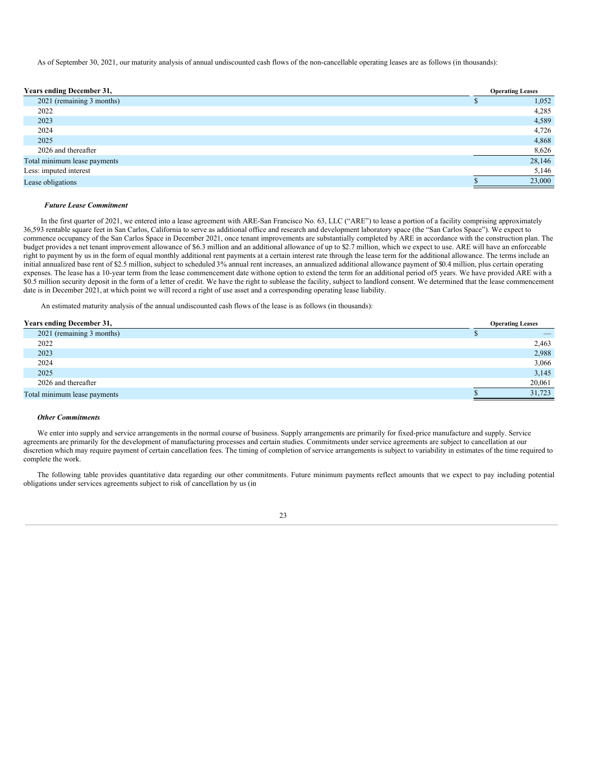As of September 30, 2021, our maturity analysis of annual undiscounted cash flows of the non-cancellable operating leases are as follows (in thousands):

| Years ending December 31, | Operating Leases |
|---|---|
| 2021 (remaining 3 months) | $ 1,052 |
| 2022 | 4,285 |
| 2023 | 4,589 |
| 2024 | 4,726 |
| 2025 | 4,868 |
| 2026 and thereafter | 8,626 |
| Total minimum lease payments | 28,146 |
| Less: imputed interest | 5,146 |
| Lease obligations | $ 23,000 |

***Future Lease Commitment***

In the first quarter of 2021, we entered into a lease agreement with ARE-San Francisco No. 63, LLC ("ARE") to lease a portion of a facility comprising approximately 36,593 rentable square feet in San Carlos, California to serve as additional office and research and development laboratory space (the "San Carlos Space"). We expect to commence occupancy of the San Carlos Space in December 2021, once tenant improvements are substantially completed by ARE in accordance with the construction plan. The budget provides a net tenant improvement allowance of $6.3 million and an additional allowance of up to $2.7 million, which we expect to use. ARE will have an enforceable right to payment by us in the form of equal monthly additional rent payments at a certain interest rate through the lease term for the additional allowance. The terms include an initial annualized base rent of $2.5 million, subject to scheduled 3% annual rent increases, an annualized additional allowance payment of $0.4 million, plus certain operating expenses. The lease has a 10-year term from the lease commencement date withone option to extend the term for an additional period of5 years. We have provided ARE with a $0.5 million security deposit in the form of a letter of credit. We have the right to sublease the facility, subject to landlord consent. We determined that the lease commencement date is in December 2021, at which point we will record a right of use asset and a corresponding operating lease liability.

An estimated maturity analysis of the annual undiscounted cash flows of the lease is as follows (in thousands):

| Years ending December 31, | Operating Leases |
|---|---|
| 2021 (remaining 3 months) | $ — |
| 2022 | 2,463 |
| 2023 | 2,988 |
| 2024 | 3,066 |
| 2025 | 3,145 |
| 2026 and thereafter | 20,061 |
| Total minimum lease payments | $ 31,723 |

***Other Commitments***

We enter into supply and service arrangements in the normal course of business. Supply arrangements are primarily for fixed-price manufacture and supply. Service agreements are primarily for the development of manufacturing processes and certain studies. Commitments under service agreements are subject to cancellation at our discretion which may require payment of certain cancellation fees. The timing of completion of service arrangements is subject to variability in estimates of the time required to complete the work.

The following table provides quantitative data regarding our other commitments. Future minimum payments reflect amounts that we expect to pay including potential obligations under services agreements subject to risk of cancellation by us (in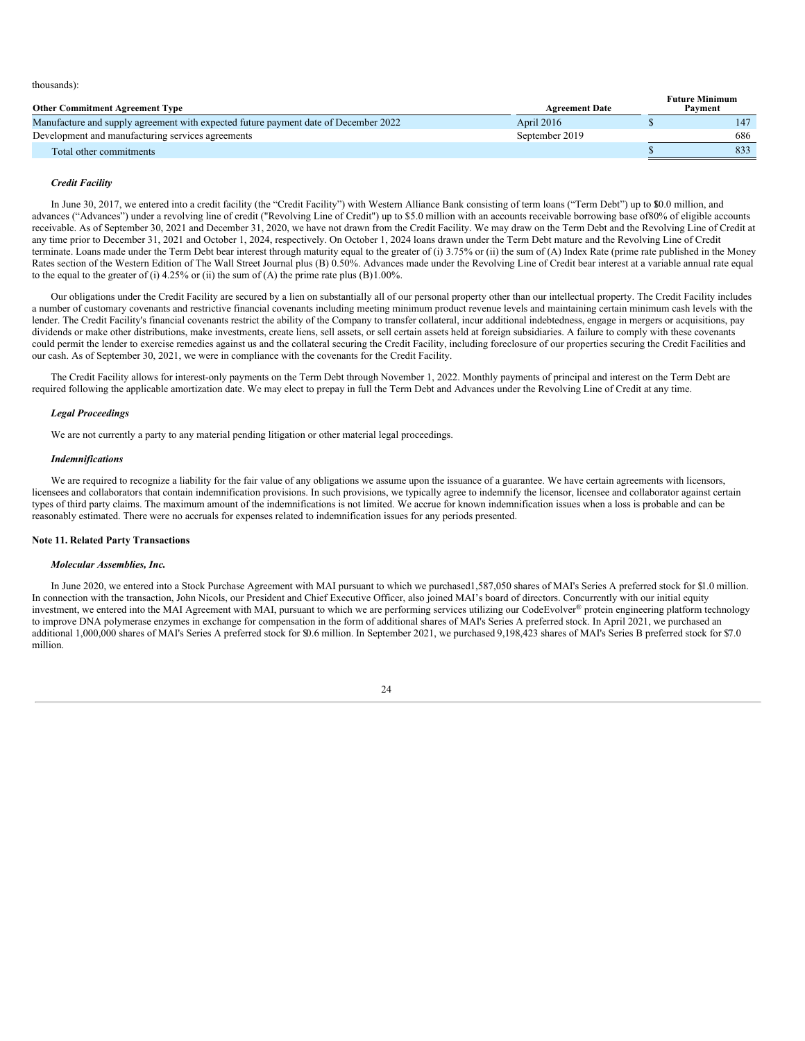thousands):

| Other Commitment Agreement Type | Agreement Date | Future Minimum Payment |
|---|---|---|
| Manufacture and supply agreement with expected future payment date of December 2022 | April 2016 | $ 147 |
| Development and manufacturing services agreements | September 2019 | 686 |
| Total other commitments | | $ 833 |

***Credit Facility***

In June 30, 2017, we entered into a credit facility (the "Credit Facility") with Western Alliance Bank consisting of term loans ("Term Debt") up to $10.0 million, and advances ("Advances") under a revolving line of credit ("Revolving Line of Credit") up to $5.0 million with an accounts receivable borrowing base of 80% of eligible accounts receivable. As of September 30, 2021 and December 31, 2020, we have not drawn from the Credit Facility. We may draw on the Term Debt and the Revolving Line of Credit at any time prior to December 31, 2021 and October 1, 2024, respectively. On October 1, 2024 loans drawn under the Term Debt mature and the Revolving Line of Credit terminate. Loans made under the Term Debt bear interest through maturity equal to the greater of (i) 3.75% or (ii) the sum of (A) Index Rate (prime rate published in the Money Rates section of the Western Edition of The Wall Street Journal plus (B) 0.50%. Advances made under the Revolving Line of Credit bear interest at a variable annual rate equal to the equal to the greater of (i) 4.25% or (ii) the sum of (A) the prime rate plus (B) 1.00%.

Our obligations under the Credit Facility are secured by a lien on substantially all of our personal property other than our intellectual property. The Credit Facility includes a number of customary covenants and restrictive financial covenants including meeting minimum product revenue levels and maintaining certain minimum cash levels with the lender. The Credit Facility's financial covenants restrict the ability of the Company to transfer collateral, incur additional indebtedness, engage in mergers or acquisitions, pay dividends or make other distributions, make investments, create liens, sell assets, or sell certain assets held at foreign subsidiaries. A failure to comply with these covenants could permit the lender to exercise remedies against us and the collateral securing the Credit Facility, including foreclosure of our properties securing the Credit Facilities and our cash. As of September 30, 2021, we were in compliance with the covenants for the Credit Facility.

The Credit Facility allows for interest-only payments on the Term Debt through November 1, 2022. Monthly payments of principal and interest on the Term Debt are required following the applicable amortization date. We may elect to prepay in full the Term Debt and Advances under the Revolving Line of Credit at any time.

***Legal Proceedings***

We are not currently a party to any material pending litigation or other material legal proceedings.

***Indemnifications***

We are required to recognize a liability for the fair value of any obligations we assume upon the issuance of a guarantee. We have certain agreements with licensors, licensees and collaborators that contain indemnification provisions. In such provisions, we typically agree to indemnify the licensor, licensee and collaborator against certain types of third party claims. The maximum amount of the indemnifications is not limited. We accrue for known indemnification issues when a loss is probable and can be reasonably estimated. There were no accruals for expenses related to indemnification issues for any periods presented.

**Note 11. Related Party Transactions**

***Molecular Assemblies, Inc.***

In June 2020, we entered into a Stock Purchase Agreement with MAI pursuant to which we purchased 1,587,050 shares of MAI's Series A preferred stock for $1.0 million. In connection with the transaction, John Nicols, our President and Chief Executive Officer, also joined MAI's board of directors. Concurrently with our initial equity investment, we entered into the MAI Agreement with MAI, pursuant to which we are performing services utilizing our CodeEvolver® protein engineering platform technology to improve DNA polymerase enzymes in exchange for compensation in the form of additional shares of MAI's Series A preferred stock. In April 2021, we purchased an additional 1,000,000 shares of MAI's Series A preferred stock for $0.6 million. In September 2021, we purchased 9,198,423 shares of MAI's Series B preferred stock for $7.0 million.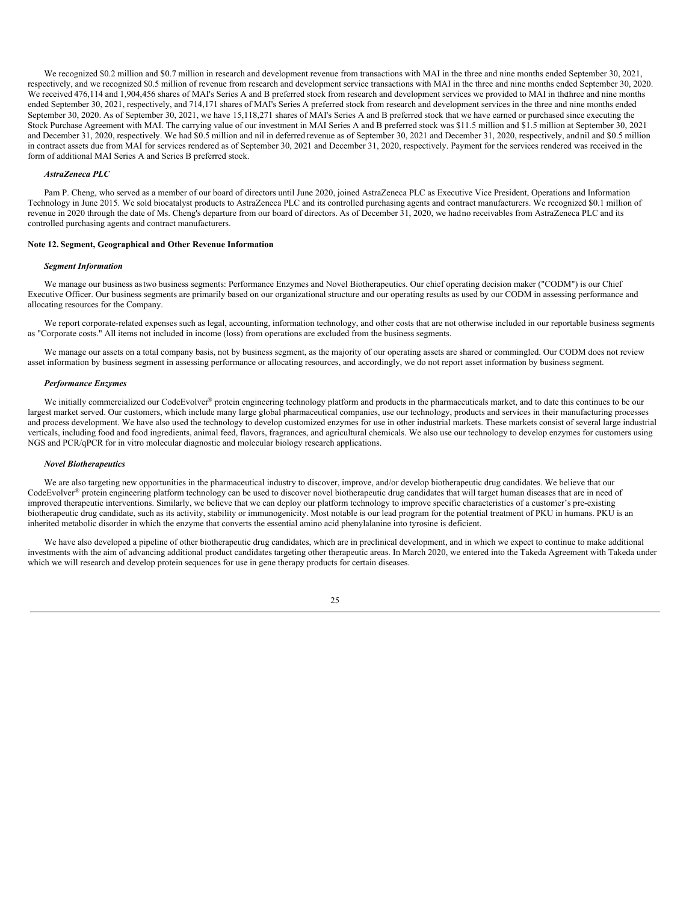We recognized $0.2 million and $0.7 million in research and development revenue from transactions with MAI in the three and nine months ended September 30, 2021, respectively, and we recognized $0.5 million of revenue from research and development service transactions with MAI in the three and nine months ended September 30, 2020. We received 476,114 and 1,904,456 shares of MAI's Series A and B preferred stock from research and development services we provided to MAI in the three and nine months ended September 30, 2021, respectively, and 714,171 shares of MAI's Series A preferred stock from research and development services in the three and nine months ended September 30, 2020. As of September 30, 2021, we have 15,118,271 shares of MAI's Series A and B preferred stock that we have earned or purchased since executing the Stock Purchase Agreement with MAI. The carrying value of our investment in MAI Series A and B preferred stock was $11.5 million and $1.5 million at September 30, 2021 and December 31, 2020, respectively. We had $0.5 million and nil in deferred revenue as of September 30, 2021 and December 31, 2020, respectively, and nil and $0.5 million in contract assets due from MAI for services rendered as of September 30, 2021 and December 31, 2020, respectively. Payment for the services rendered was received in the form of additional MAI Series A and Series B preferred stock.

***AstraZeneca PLC***

Pam P. Cheng, who served as a member of our board of directors until June 2020, joined AstraZeneca PLC as Executive Vice President, Operations and Information Technology in June 2015. We sold biocatalyst products to AstraZeneca PLC and its controlled purchasing agents and contract manufacturers. We recognized $0.1 million of revenue in 2020 through the date of Ms. Cheng's departure from our board of directors. As of December 31, 2020, we had no receivables from AstraZeneca PLC and its controlled purchasing agents and contract manufacturers.

**Note 12. Segment, Geographical and Other Revenue Information**

***Segment Information***

We manage our business as two business segments: Performance Enzymes and Novel Biotherapeutics. Our chief operating decision maker ("CODM") is our Chief Executive Officer. Our business segments are primarily based on our organizational structure and our operating results as used by our CODM in assessing performance and allocating resources for the Company.

We report corporate-related expenses such as legal, accounting, information technology, and other costs that are not otherwise included in our reportable business segments as "Corporate costs." All items not included in income (loss) from operations are excluded from the business segments.

We manage our assets on a total company basis, not by business segment, as the majority of our operating assets are shared or commingled. Our CODM does not review asset information by business segment in assessing performance or allocating resources, and accordingly, we do not report asset information by business segment.

***Performance Enzymes***

We initially commercialized our CodeEvolver® protein engineering technology platform and products in the pharmaceuticals market, and to date this continues to be our largest market served. Our customers, which include many large global pharmaceutical companies, use our technology, products and services in their manufacturing processes and process development. We have also used the technology to develop customized enzymes for use in other industrial markets. These markets consist of several large industrial verticals, including food and food ingredients, animal feed, flavors, fragrances, and agricultural chemicals. We also use our technology to develop enzymes for customers using NGS and PCR/qPCR for in vitro molecular diagnostic and molecular biology research applications.

***Novel Biotherapeutics***

We are also targeting new opportunities in the pharmaceutical industry to discover, improve, and/or develop biotherapeutic drug candidates. We believe that our CodeEvolver® protein engineering platform technology can be used to discover novel biotherapeutic drug candidates that will target human diseases that are in need of improved therapeutic interventions. Similarly, we believe that we can deploy our platform technology to improve specific characteristics of a customer's pre-existing biotherapeutic drug candidate, such as its activity, stability or immunogenicity. Most notable is our lead program for the potential treatment of PKU in humans. PKU is an inherited metabolic disorder in which the enzyme that converts the essential amino acid phenylalanine into tyrosine is deficient.

We have also developed a pipeline of other biotherapeutic drug candidates, which are in preclinical development, and in which we expect to continue to make additional investments with the aim of advancing additional product candidates targeting other therapeutic areas. In March 2020, we entered into the Takeda Agreement with Takeda under which we will research and develop protein sequences for use in gene therapy products for certain diseases.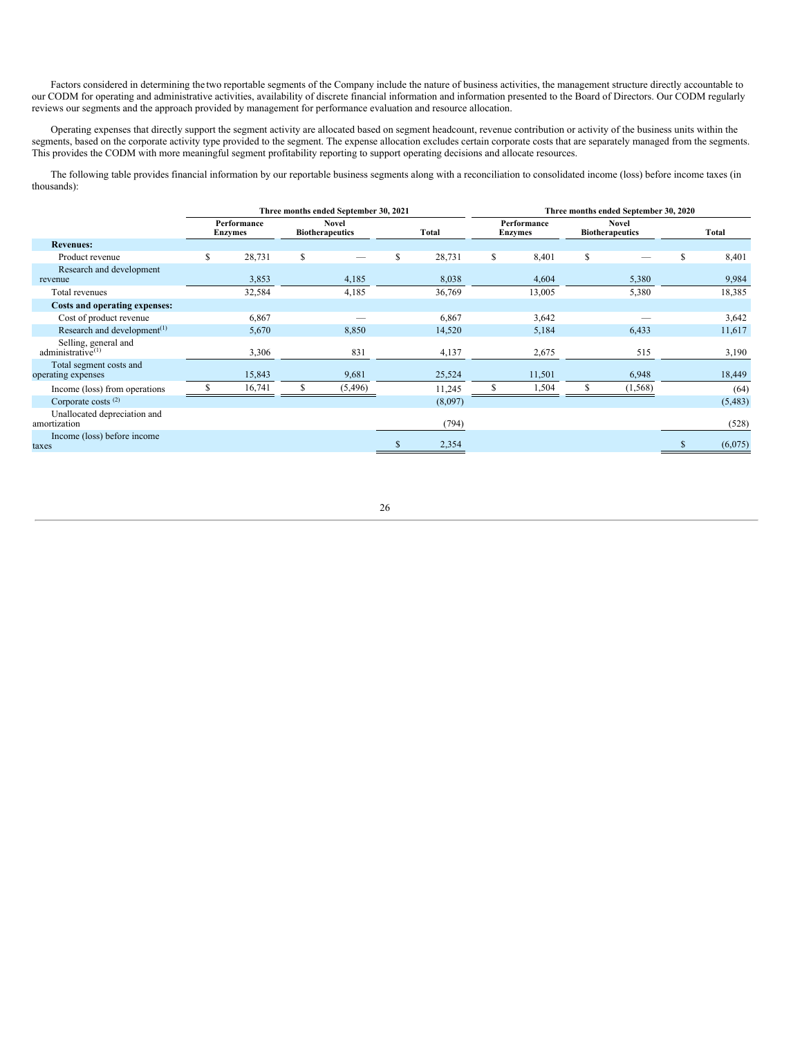Factors considered in determining the two reportable segments of the Company include the nature of business activities, the management structure directly accountable to our CODM for operating and administrative activities, availability of discrete financial information and information presented to the Board of Directors. Our CODM regularly reviews our segments and the approach provided by management for performance evaluation and resource allocation.

Operating expenses that directly support the segment activity are allocated based on segment headcount, revenue contribution or activity of the business units within the segments, based on the corporate activity type provided to the segment. The expense allocation excludes certain corporate costs that are separately managed from the segments. This provides the CODM with more meaningful segment profitability reporting to support operating decisions and allocate resources.

The following table provides financial information by our reportable business segments along with a reconciliation to consolidated income (loss) before income taxes (in thousands):

| | Three months ended September 30, 2021 | | | Three months ended September 30, 2020 | | |
|---|---|---|---|---|---|---|
| | Performance Enzymes | Novel Biotherapeutics | Total | Performance Enzymes | Novel Biotherapeutics | Total |
| **Revenues:** | | | | | | |
| Product revenue | $ 28,731 | $ — | $ 28,731 | $ 8,401 | $ — | $ 8,401 |
| Research and development revenue | 3,853 | 4,185 | 8,038 | 4,604 | 5,380 | 9,984 |
| Total revenues | 32,584 | 4,185 | 36,769 | 13,005 | 5,380 | 18,385 |
| **Costs and operating expenses:** | | | | | | |
| Cost of product revenue | 6,867 | — | 6,867 | 3,642 | — | 3,642 |
| Research and development[(1)] | 5,670 | 8,850 | 14,520 | 5,184 | 6,433 | 11,617 |
| Selling, general and administrative[(1)] | 3,306 | 831 | 4,137 | 2,675 | 515 | 3,190 |
| Total segment costs and operating expenses | 15,843 | 9,681 | 25,524 | 11,501 | 6,948 | 18,449 |
| Income (loss) from operations | $ 16,741 | $ (5,496) | 11,245 | $ 1,504 | $ (1,568) | (64) |
| Corporate costs [(2)] | | | (8,097) | | | (5,483) |
| Unallocated depreciation and amortization | | | (794) | | | (528) |
| Income (loss) before income taxes | | | $ 2,354 | | | $ (6,075) |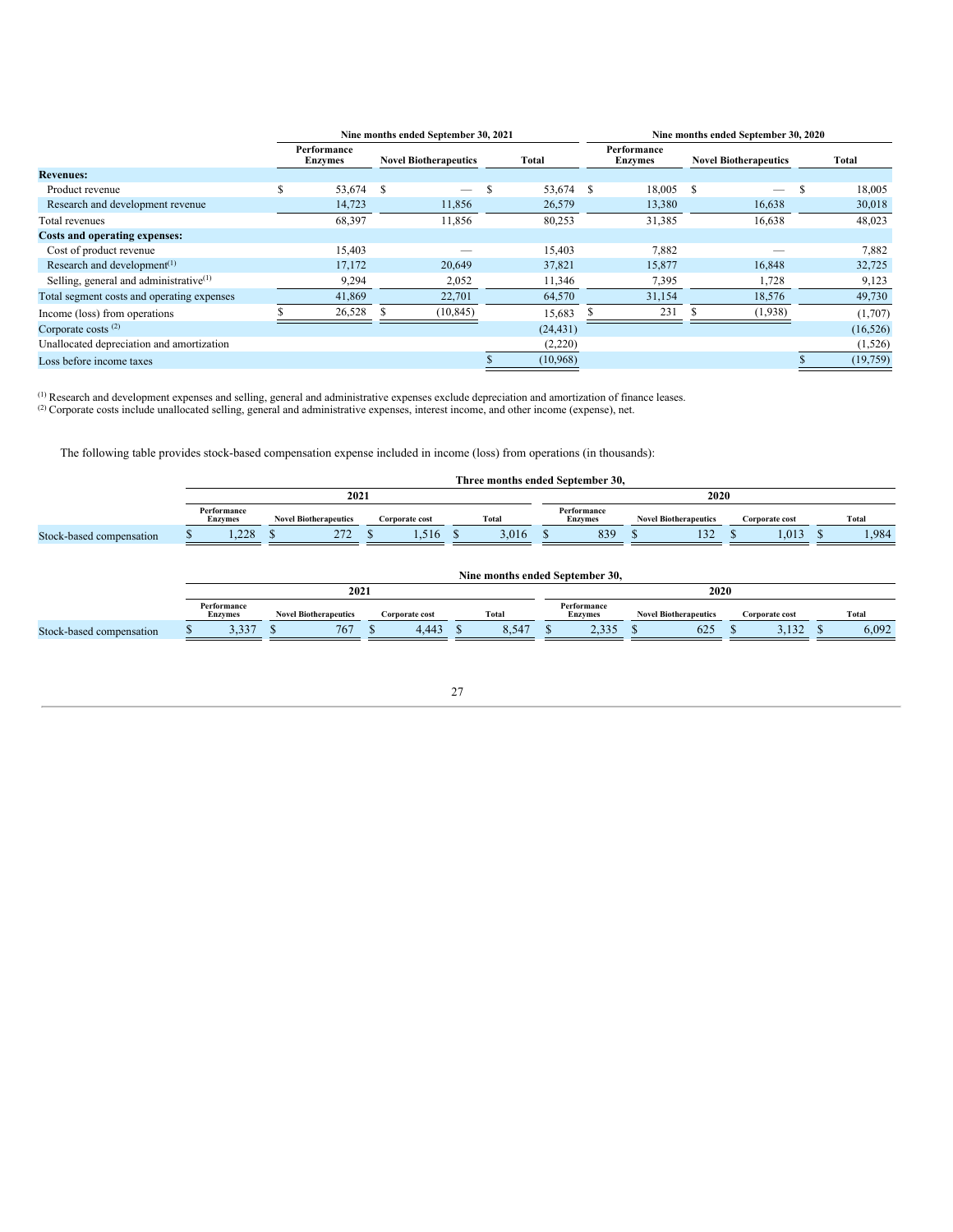| | Nine months ended September 30, 2021 | | | Nine months ended September 30, 2020 | | |
|---|---|---|---|---|---|---|
| | Performance Enzymes | Novel Biotherapeutics | Total | Performance Enzymes | Novel Biotherapeutics | Total |
| **Revenues:** | | | | | | |
| Product revenue | $ 53,674 | $ — | $ 53,674 | $ 18,005 | $ — | $ 18,005 |
| Research and development revenue | 14,723 | 11,856 | 26,579 | 13,380 | 16,638 | 30,018 |
| Total revenues | 68,397 | 11,856 | 80,253 | 31,385 | 16,638 | 48,023 |
| **Costs and operating expenses:** | | | | | | |
| Cost of product revenue | 15,403 | — | 15,403 | 7,882 | — | 7,882 |
| Research and development[(1)] | 17,172 | 20,649 | 37,821 | 15,877 | 16,848 | 32,725 |
| Selling, general and administrative[(1)] | 9,294 | 2,052 | 11,346 | 7,395 | 1,728 | 9,123 |
| Total segment costs and operating expenses | 41,869 | 22,701 | 64,570 | 31,154 | 18,576 | 49,730 |
| Income (loss) from operations | $ 26,528 | $ (10,845) | 15,683 | $ 231 | $ (1,938) | (1,707) |
| Corporate costs [(2)] | | | (24,431) | | | (16,526) |
| Unallocated depreciation and amortization | | | (2,220) | | | (1,526) |
| Loss before income taxes | | | $ (10,968) | | | $ (19,759) |

[(1)] Research and development expenses and selling, general and administrative expenses exclude depreciation and amortization of finance leases.
[(2)] Corporate costs include unallocated selling, general and administrative expenses, interest income, and other income (expense), net.

The following table provides stock-based compensation expense included in income (loss) from operations (in thousands):

| | Three months ended September 30, | | | | | | | |
|---|---|---|---|---|---|---|---|---|
| | 2021 | | | | 2020 | | | |
| | Performance Enzymes | Novel Biotherapeutics | Corporate cost | Total | Performance Enzymes | Novel Biotherapeutics | Corporate cost | Total |
| Stock-based compensation | $ 1,228 | $ 272 | $ 1,516 | $ 3,016 | $ 839 | $ 132 | $ 1,013 | $ 1,984 |

| | Nine months ended September 30, | | | | | | | |
|---|---|---|---|---|---|---|---|---|
| | 2021 | | | | 2020 | | | |
| | Performance Enzymes | Novel Biotherapeutics | Corporate cost | Total | Performance Enzymes | Novel Biotherapeutics | Corporate cost | Total |
| Stock-based compensation | $ 3,337 | $ 767 | $ 4,443 | $ 8,547 | $ 2,335 | $ 625 | $ 3,132 | $ 6,092 |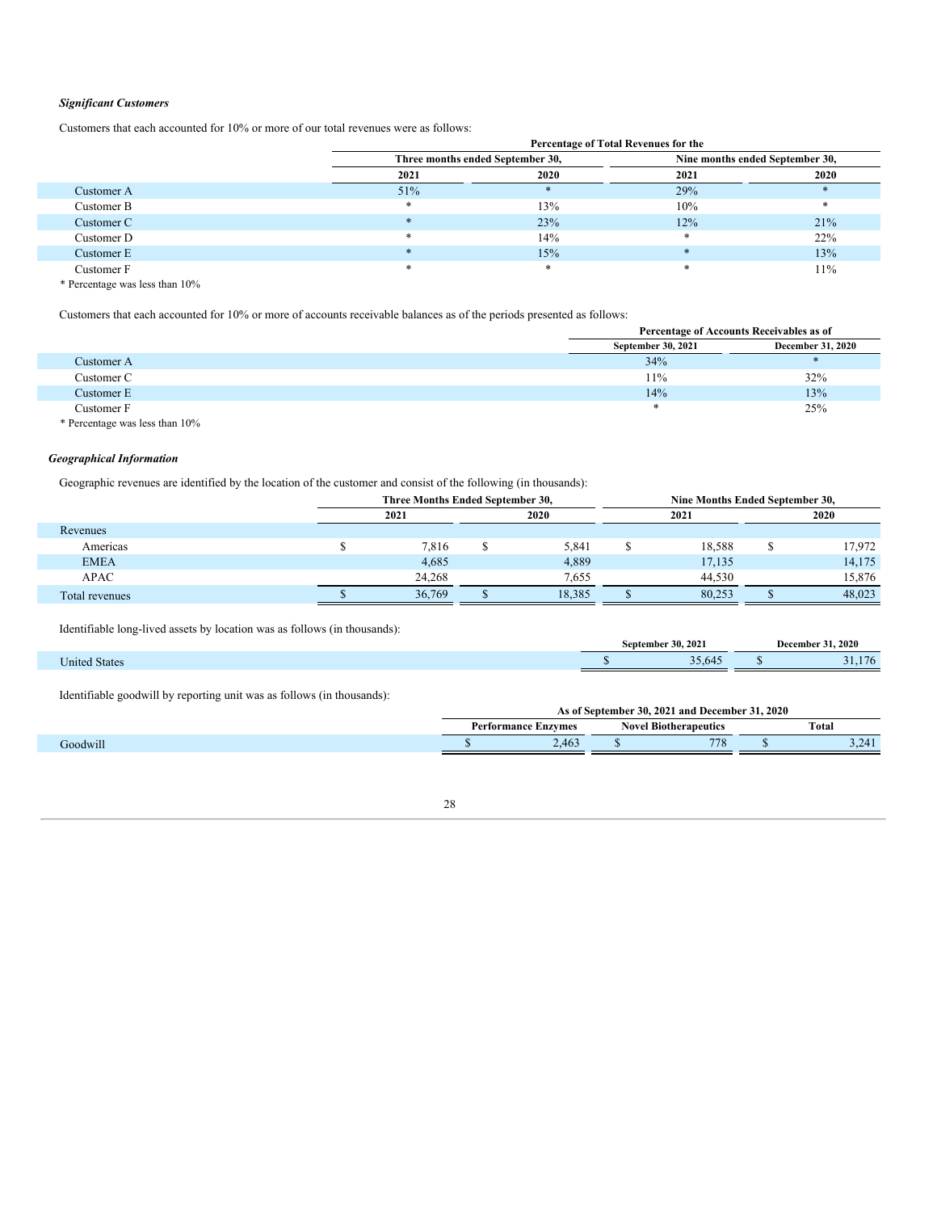***Significant Customers***

Customers that each accounted for 10% or more of our total revenues were as follows:

| | Percentage of Total Revenues for the | | | |
|---|---|---|---|---|
| | Three months ended September 30, | | Nine months ended September 30, | |
| | 2021 | 2020 | 2021 | 2020 |
| Customer A | 51% | * | 29% | * |
| Customer B | * | 13% | 10% | * |
| Customer C | * | 23% | 12% | 21% |
| Customer D | * | 14% | * | 22% |
| Customer E | * | 15% | * | 13% |
| Customer F | * | * | * | 11% |

\* Percentage was less than 10%

Customers that each accounted for 10% or more of accounts receivable balances as of the periods presented as follows:

| | Percentage of Accounts Receivables as of | |
|---|---|---|
| | September 30, 2021 | December 31, 2020 |
| Customer A | 34% | * |
| Customer C | 11% | 32% |
| Customer E | 14% | 13% |
| Customer F | * | 25% |

\* Percentage was less than 10%

***Geographical Information***

Geographic revenues are identified by the location of the customer and consist of the following (in thousands):

| | Three Months Ended September 30, | | Nine Months Ended September 30, | |
|---|---|---|---|---|
| | 2021 | 2020 | 2021 | 2020 |
| Revenues | | | | |
| Americas | $ 7,816 | $ 5,841 | $ 18,588 | $ 17,972 |
| EMEA | 4,685 | 4,889 | 17,135 | 14,175 |
| APAC | 24,268 | 7,655 | 44,530 | 15,876 |
| Total revenues | $ 36,769 | $ 18,385 | $ 80,253 | $ 48,023 |

Identifiable long-lived assets by location was as follows (in thousands):

| | September 30, 2021 | December 31, 2020 |
|---|---|---|
| United States | $ 35,645 | $ 31,176 |

Identifiable goodwill by reporting unit was as follows (in thousands):

| | As of September 30, 2021 and December 31, 2020 | | |
|---|---|---|---|
| | Performance Enzymes | Novel Biotherapeutics | Total |
| Goodwill | $ 2,463 | $ 778 | $ 3,241 |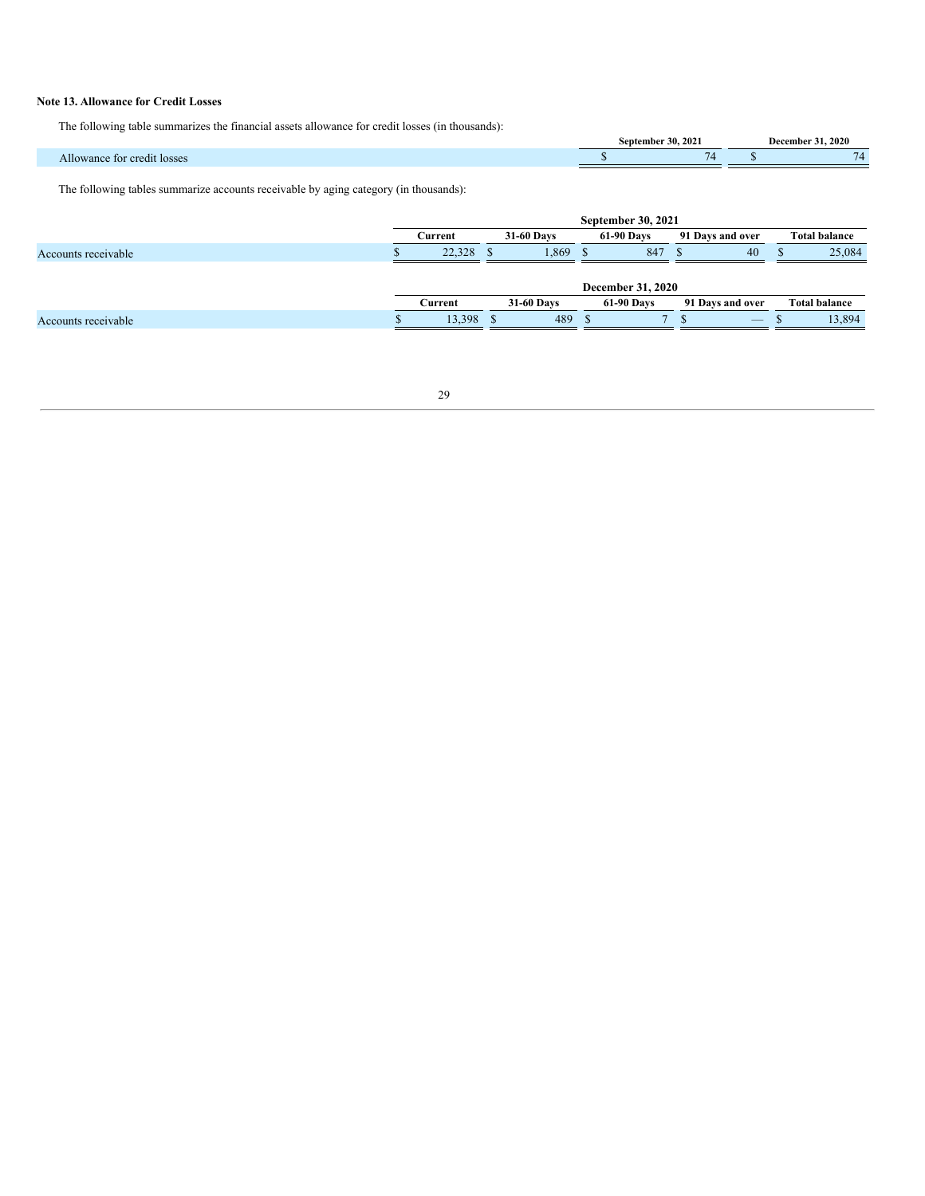**Note 13. Allowance for Credit Losses**

The following table summarizes the financial assets allowance for credit losses (in thousands):

| | September 30, 2021 | December 31, 2020 |
|---|---|---|
| Allowance for credit losses | $ 74 | $ 74 |

The following tables summarize accounts receivable by aging category (in thousands):

| | September 30, 2021 | | | | |
|---|---|---|---|---|---|
| | Current | 31-60 Days | 61-90 Days | 91 Days and over | Total balance |
| Accounts receivable | $ 22,328 | $ 1,869 | $ 847 | $ 40 | $ 25,084 |

| | December 31, 2020 | | | | |
|---|---|---|---|---|---|
| | Current | 31-60 Days | 61-90 Days | 91 Days and over | Total balance |
| Accounts receivable | $ 13,398 | $ 489 | $ 7 | $ — | $ 13,894 |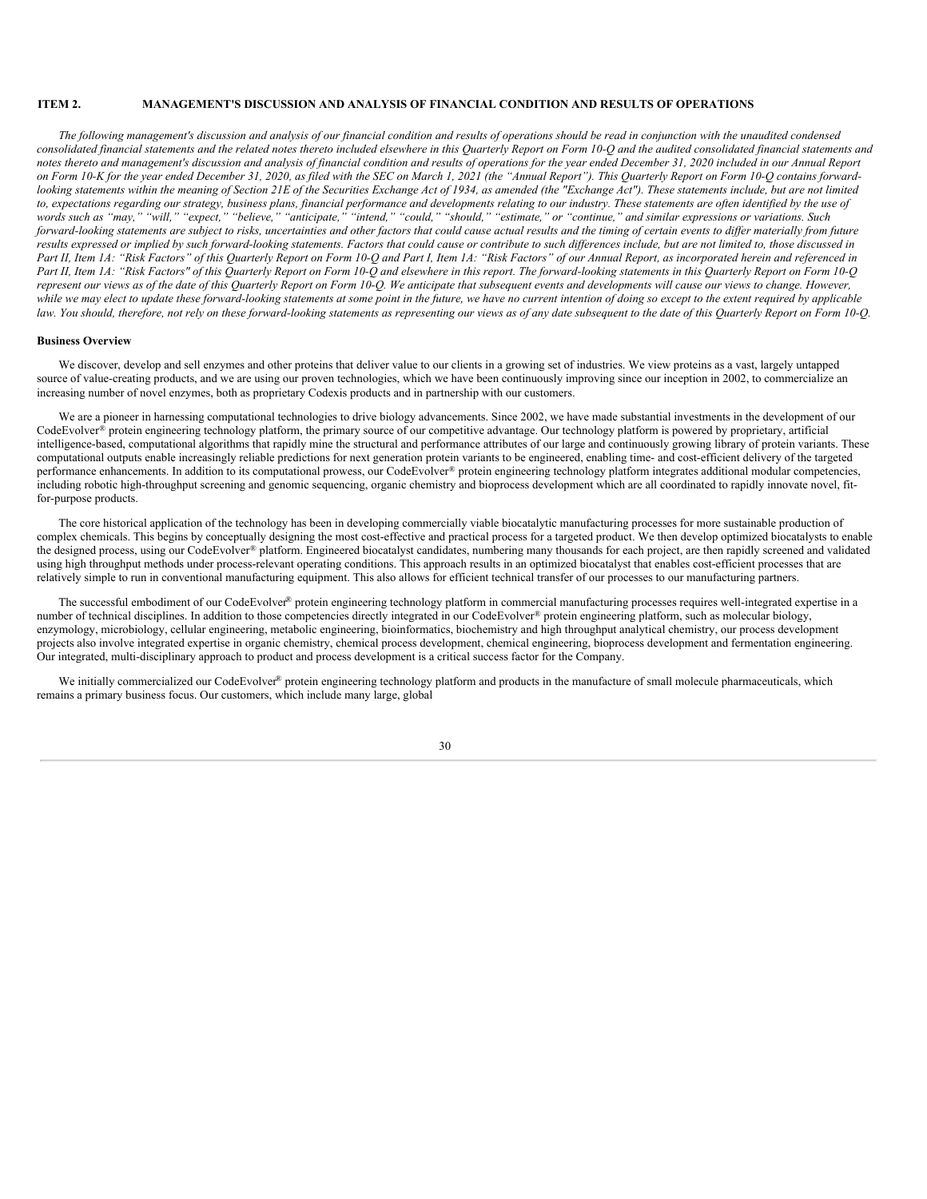## ITEM 2. MANAGEMENT'S DISCUSSION AND ANALYSIS OF FINANCIAL CONDITION AND RESULTS OF OPERATIONS

*The following management's discussion and analysis of our financial condition and results of operations should be read in conjunction with the unaudited condensed consolidated financial statements and the related notes thereto included elsewhere in this Quarterly Report on Form 10-Q and the audited consolidated financial statements and notes thereto and management's discussion and analysis of financial condition and results of operations for the year ended December 31, 2020 included in our Annual Report on Form 10-K for the year ended December 31, 2020, as filed with the SEC on March 1, 2021 (the "Annual Report"). This Quarterly Report on Form 10-Q contains forward-looking statements within the meaning of Section 21E of the Securities Exchange Act of 1934, as amended (the "Exchange Act"). These statements include, but are not limited to, expectations regarding our strategy, business plans, financial performance and developments relating to our industry. These statements are often identified by the use of words such as "may," "will," "expect," "believe," "anticipate," "intend," "could," "should," "estimate," or "continue," and similar expressions or variations. Such forward-looking statements are subject to risks, uncertainties and other factors that could cause actual results and the timing of certain events to differ materially from future results expressed or implied by such forward-looking statements. Factors that could cause or contribute to such differences include, but are not limited to, those discussed in Part II, Item 1A: "Risk Factors" of this Quarterly Report on Form 10-Q and Part I, Item 1A: "Risk Factors" of our Annual Report, as incorporated herein and referenced in Part II, Item 1A: "Risk Factors" of this Quarterly Report on Form 10-Q and elsewhere in this report. The forward-looking statements in this Quarterly Report on Form 10-Q represent our views as of the date of this Quarterly Report on Form 10-Q. We anticipate that subsequent events and developments will cause our views to change. However, while we may elect to update these forward-looking statements at some point in the future, we have no current intention of doing so except to the extent required by applicable law. You should, therefore, not rely on these forward-looking statements as representing our views as of any date subsequent to the date of this Quarterly Report on Form 10-Q.*

### Business Overview

We discover, develop and sell enzymes and other proteins that deliver value to our clients in a growing set of industries. We view proteins as a vast, largely untapped source of value-creating products, and we are using our proven technologies, which we have been continuously improving since our inception in 2002, to commercialize an increasing number of novel enzymes, both as proprietary Codexis products and in partnership with our customers.

We are a pioneer in harnessing computational technologies to drive biology advancements. Since 2002, we have made substantial investments in the development of our CodeEvolver® protein engineering technology platform, the primary source of our competitive advantage. Our technology platform is powered by proprietary, artificial intelligence-based, computational algorithms that rapidly mine the structural and performance attributes of our large and continuously growing library of protein variants. These computational outputs enable increasingly reliable predictions for next generation protein variants to be engineered, enabling time- and cost-efficient delivery of the targeted performance enhancements. In addition to its computational prowess, our CodeEvolver® protein engineering technology platform integrates additional modular competencies, including robotic high-throughput screening and genomic sequencing, organic chemistry and bioprocess development which are all coordinated to rapidly innovate novel, fit-for-purpose products.

The core historical application of the technology has been in developing commercially viable biocatalytic manufacturing processes for more sustainable production of complex chemicals. This begins by conceptually designing the most cost-effective and practical process for a targeted product. We then develop optimized biocatalysts to enable the designed process, using our CodeEvolver® platform. Engineered biocatalyst candidates, numbering many thousands for each project, are then rapidly screened and validated using high throughput methods under process-relevant operating conditions. This approach results in an optimized biocatalyst that enables cost-efficient processes that are relatively simple to run in conventional manufacturing equipment. This also allows for efficient technical transfer of our processes to our manufacturing partners.

The successful embodiment of our CodeEvolver® protein engineering technology platform in commercial manufacturing processes requires well-integrated expertise in a number of technical disciplines. In addition to those competencies directly integrated in our CodeEvolver® protein engineering platform, such as molecular biology, enzymology, microbiology, cellular engineering, metabolic engineering, bioinformatics, biochemistry and high throughput analytical chemistry, our process development projects also involve integrated expertise in organic chemistry, chemical process development, chemical engineering, bioprocess development and fermentation engineering. Our integrated, multi-disciplinary approach to product and process development is a critical success factor for the Company.

We initially commercialized our CodeEvolver® protein engineering technology platform and products in the manufacture of small molecule pharmaceuticals, which remains a primary business focus. Our customers, which include many large, global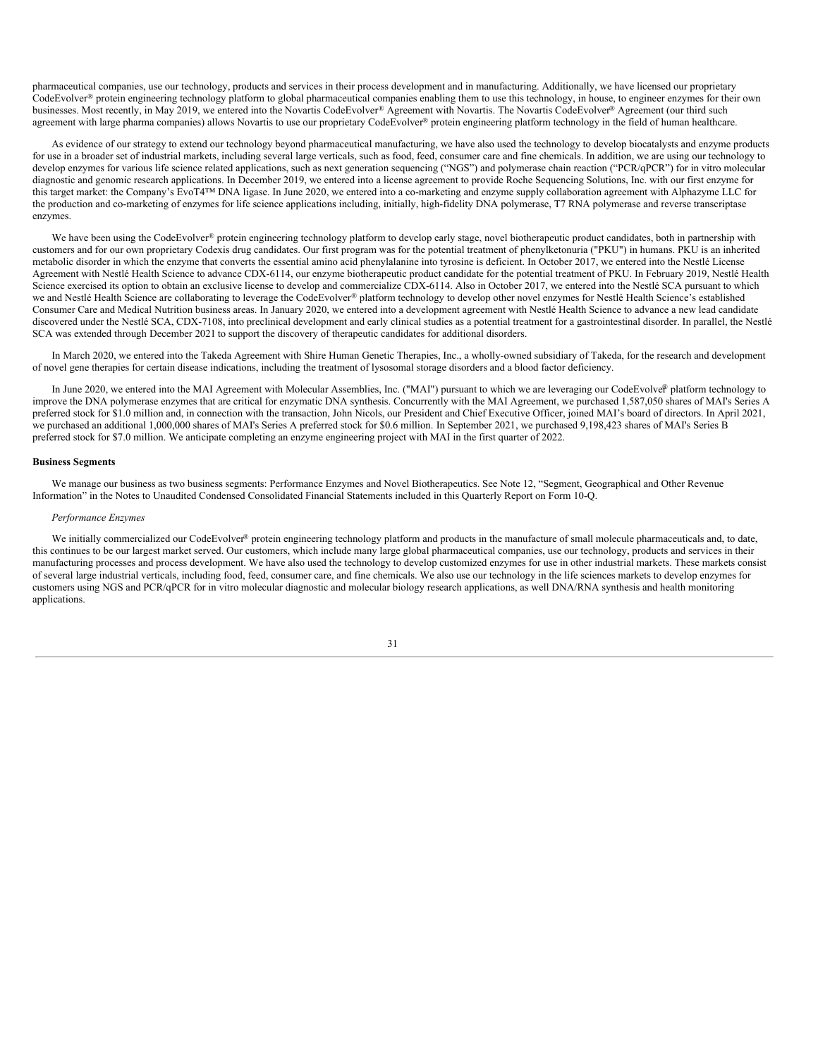pharmaceutical companies, use our technology, products and services in their process development and in manufacturing. Additionally, we have licensed our proprietary CodeEvolver® protein engineering technology platform to global pharmaceutical companies enabling them to use this technology, in house, to engineer enzymes for their own businesses. Most recently, in May 2019, we entered into the Novartis CodeEvolver® Agreement with Novartis. The Novartis CodeEvolver® Agreement (our third such agreement with large pharma companies) allows Novartis to use our proprietary CodeEvolver® protein engineering platform technology in the field of human healthcare.

As evidence of our strategy to extend our technology beyond pharmaceutical manufacturing, we have also used the technology to develop biocatalysts and enzyme products for use in a broader set of industrial markets, including several large verticals, such as food, feed, consumer care and fine chemicals. In addition, we are using our technology to develop enzymes for various life science related applications, such as next generation sequencing ("NGS") and polymerase chain reaction ("PCR/qPCR") for in vitro molecular diagnostic and genomic research applications. In December 2019, we entered into a license agreement to provide Roche Sequencing Solutions, Inc. with our first enzyme for this target market: the Company's EvoT4™ DNA ligase. In June 2020, we entered into a co-marketing and enzyme supply collaboration agreement with Alphazyme LLC for the production and co-marketing of enzymes for life science applications including, initially, high-fidelity DNA polymerase, T7 RNA polymerase and reverse transcriptase enzymes.

We have been using the CodeEvolver® protein engineering technology platform to develop early stage, novel biotherapeutic product candidates, both in partnership with customers and for our own proprietary Codexis drug candidates. Our first program was for the potential treatment of phenylketonuria ("PKU") in humans. PKU is an inherited metabolic disorder in which the enzyme that converts the essential amino acid phenylalanine into tyrosine is deficient. In October 2017, we entered into the Nestlé License Agreement with Nestlé Health Science to advance CDX-6114, our enzyme biotherapeutic product candidate for the potential treatment of PKU. In February 2019, Nestlé Health Science exercised its option to obtain an exclusive license to develop and commercialize CDX-6114. Also in October 2017, we entered into the Nestlé SCA pursuant to which we and Nestlé Health Science are collaborating to leverage the CodeEvolver® platform technology to develop other novel enzymes for Nestlé Health Science's established Consumer Care and Medical Nutrition business areas. In January 2020, we entered into a development agreement with Nestlé Health Science to advance a new lead candidate discovered under the Nestlé SCA, CDX-7108, into preclinical development and early clinical studies as a potential treatment for a gastrointestinal disorder. In parallel, the Nestlé SCA was extended through December 2021 to support the discovery of therapeutic candidates for additional disorders.

In March 2020, we entered into the Takeda Agreement with Shire Human Genetic Therapies, Inc., a wholly-owned subsidiary of Takeda, for the research and development of novel gene therapies for certain disease indications, including the treatment of lysosomal storage disorders and a blood factor deficiency.

In June 2020, we entered into the MAI Agreement with Molecular Assemblies, Inc. ("MAI") pursuant to which we are leveraging our CodeEvolver® platform technology to improve the DNA polymerase enzymes that are critical for enzymatic DNA synthesis. Concurrently with the MAI Agreement, we purchased 1,587,050 shares of MAI's Series A preferred stock for $1.0 million and, in connection with the transaction, John Nicols, our President and Chief Executive Officer, joined MAI's board of directors. In April 2021, we purchased an additional 1,000,000 shares of MAI's Series A preferred stock for $0.6 million. In September 2021, we purchased 9,198,423 shares of MAI's Series B preferred stock for $7.0 million. We anticipate completing an enzyme engineering project with MAI in the first quarter of 2022.

**Business Segments**

We manage our business as two business segments: Performance Enzymes and Novel Biotherapeutics. See Note 12, "Segment, Geographical and Other Revenue Information" in the Notes to Unaudited Condensed Consolidated Financial Statements included in this Quarterly Report on Form 10-Q.

*Performance Enzymes*

We initially commercialized our CodeEvolver® protein engineering technology platform and products in the manufacture of small molecule pharmaceuticals and, to date, this continues to be our largest market served. Our customers, which include many large global pharmaceutical companies, use our technology, products and services in their manufacturing processes and process development. We have also used the technology to develop customized enzymes for use in other industrial markets. These markets consist of several large industrial verticals, including food, feed, consumer care, and fine chemicals. We also use our technology in the life sciences markets to develop enzymes for customers using NGS and PCR/qPCR for in vitro molecular diagnostic and molecular biology research applications, as well DNA/RNA synthesis and health monitoring applications.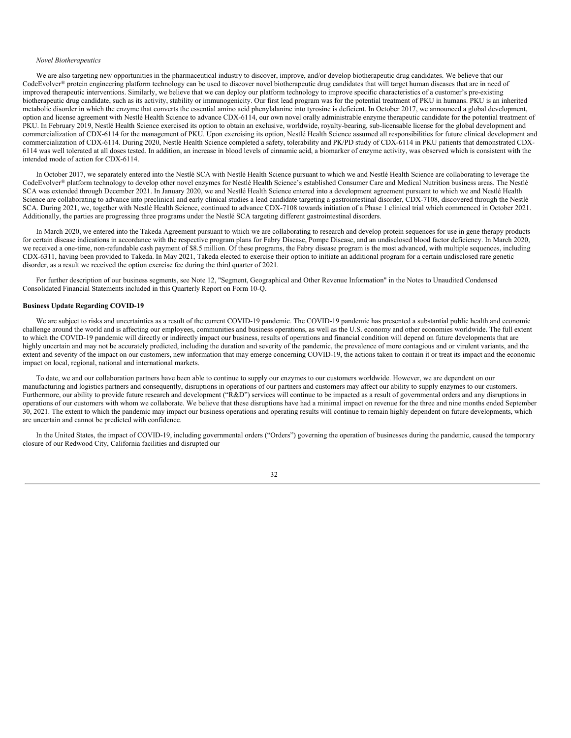*Novel Biotherapeutics*

We are also targeting new opportunities in the pharmaceutical industry to discover, improve, and/or develop biotherapeutic drug candidates. We believe that our CodeEvolver® protein engineering platform technology can be used to discover novel biotherapeutic drug candidates that will target human diseases that are in need of improved therapeutic interventions. Similarly, we believe that we can deploy our platform technology to improve specific characteristics of a customer's pre-existing biotherapeutic drug candidate, such as its activity, stability or immunogenicity. Our first lead program was for the potential treatment of PKU in humans. PKU is an inherited metabolic disorder in which the enzyme that converts the essential amino acid phenylalanine into tyrosine is deficient. In October 2017, we announced a global development, option and license agreement with Nestlé Health Science to advance CDX-6114, our own novel orally administrable enzyme therapeutic candidate for the potential treatment of PKU. In February 2019, Nestlé Health Science exercised its option to obtain an exclusive, worldwide, royalty-bearing, sub-licensable license for the global development and commercialization of CDX-6114 for the management of PKU. Upon exercising its option, Nestlé Health Science assumed all responsibilities for future clinical development and commercialization of CDX-6114. During 2020, Nestlé Health Science completed a safety, tolerability and PK/PD study of CDX-6114 in PKU patients that demonstrated CDX-6114 was well tolerated at all doses tested. In addition, an increase in blood levels of cinnamic acid, a biomarker of enzyme activity, was observed which is consistent with the intended mode of action for CDX-6114.

In October 2017, we separately entered into the Nestlé SCA with Nestlé Health Science pursuant to which we and Nestlé Health Science are collaborating to leverage the CodeEvolver® platform technology to develop other novel enzymes for Nestlé Health Science's established Consumer Care and Medical Nutrition business areas. The Nestlé SCA was extended through December 2021. In January 2020, we and Nestlé Health Science entered into a development agreement pursuant to which we and Nestlé Health Science are collaborating to advance into preclinical and early clinical studies a lead candidate targeting a gastrointestinal disorder, CDX-7108, discovered through the Nestlé SCA. During 2021, we, together with Nestlé Health Science, continued to advance CDX-7108 towards initiation of a Phase 1 clinical trial which commenced in October 2021. Additionally, the parties are progressing three programs under the Nestlé SCA targeting different gastrointestinal disorders.

In March 2020, we entered into the Takeda Agreement pursuant to which we are collaborating to research and develop protein sequences for use in gene therapy products for certain disease indications in accordance with the respective program plans for Fabry Disease, Pompe Disease, and an undisclosed blood factor deficiency. In March 2020, we received a one-time, non-refundable cash payment of $8.5 million. Of these programs, the Fabry disease program is the most advanced, with multiple sequences, including CDX-6311, having been provided to Takeda. In May 2021, Takeda elected to exercise their option to initiate an additional program for a certain undisclosed rare genetic disorder, as a result we received the option exercise fee during the third quarter of 2021.

For further description of our business segments, see Note 12, "Segment, Geographical and Other Revenue Information" in the Notes to Unaudited Condensed Consolidated Financial Statements included in this Quarterly Report on Form 10-Q.

**Business Update Regarding COVID-19**

We are subject to risks and uncertainties as a result of the current COVID-19 pandemic. The COVID-19 pandemic has presented a substantial public health and economic challenge around the world and is affecting our employees, communities and business operations, as well as the U.S. economy and other economies worldwide. The full extent to which the COVID-19 pandemic will directly or indirectly impact our business, results of operations and financial condition will depend on future developments that are highly uncertain and may not be accurately predicted, including the duration and severity of the pandemic, the prevalence of more contagious and or virulent variants, and the extent and severity of the impact on our customers, new information that may emerge concerning COVID-19, the actions taken to contain it or treat its impact and the economic impact on local, regional, national and international markets.

To date, we and our collaboration partners have been able to continue to supply our enzymes to our customers worldwide. However, we are dependent on our manufacturing and logistics partners and consequently, disruptions in operations of our partners and customers may affect our ability to supply enzymes to our customers. Furthermore, our ability to provide future research and development ("R&D") services will continue to be impacted as a result of governmental orders and any disruptions in operations of our customers with whom we collaborate. We believe that these disruptions have had a minimal impact on revenue for the three and nine months ended September 30, 2021. The extent to which the pandemic may impact our business operations and operating results will continue to remain highly dependent on future developments, which are uncertain and cannot be predicted with confidence.

In the United States, the impact of COVID-19, including governmental orders ("Orders") governing the operation of businesses during the pandemic, caused the temporary closure of our Redwood City, California facilities and disrupted our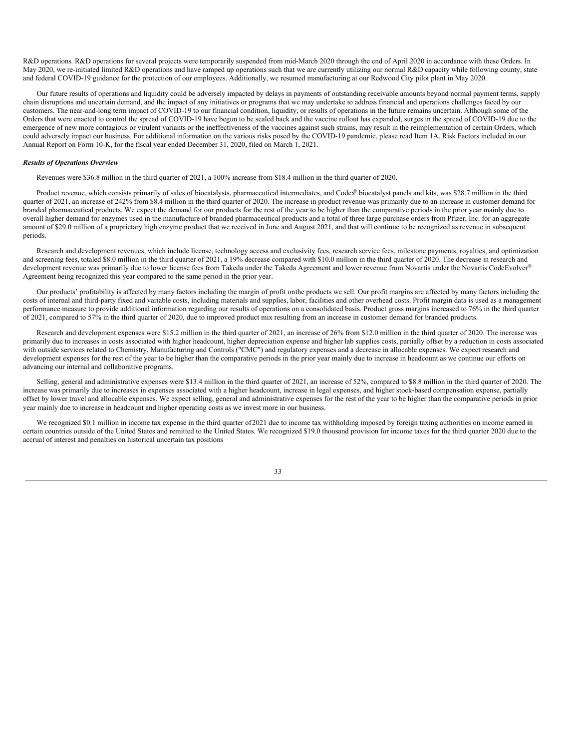R&D operations. R&D operations for several projects were temporarily suspended from mid-March 2020 through the end of April 2020 in accordance with these Orders. In May 2020, we re-initiated limited R&D operations and have ramped up operations such that we are currently utilizing our normal R&D capacity while following county, state and federal COVID-19 guidance for the protection of our employees. Additionally, we resumed manufacturing at our Redwood City pilot plant in May 2020.

Our future results of operations and liquidity could be adversely impacted by delays in payments of outstanding receivable amounts beyond normal payment terms, supply chain disruptions and uncertain demand, and the impact of any initiatives or programs that we may undertake to address financial and operations challenges faced by our customers. The near-and-long term impact of COVID-19 to our financial condition, liquidity, or results of operations in the future remains uncertain. Although some of the Orders that were enacted to control the spread of COVID-19 have begun to be scaled back and the vaccine rollout has expanded, surges in the spread of COVID-19 due to the emergence of new more contagious or virulent variants or the ineffectiveness of the vaccines against such strains, may result in the reimplementation of certain Orders, which could adversely impact our business. For additional information on the various risks posed by the COVID-19 pandemic, please read Item 1A. Risk Factors included in our Annual Report on Form 10-K, for the fiscal year ended December 31, 2020, filed on March 1, 2021.

***Results of Operations Overview***

Revenues were $36.8 million in the third quarter of 2021, a 100% increase from $18.4 million in the third quarter of 2020.

Product revenue, which consists primarily of sales of biocatalysts, pharmaceutical intermediates, and Codex® biocatalyst panels and kits, was $28.7 million in the third quarter of 2021, an increase of 242% from $8.4 million in the third quarter of 2020. The increase in product revenue was primarily due to an increase in customer demand for branded pharmaceutical products. We expect the demand for our products for the rest of the year to be higher than the comparative periods in the prior year mainly due to overall higher demand for enzymes used in the manufacture of branded pharmaceutical products and a total of three large purchase orders from Pfizer, Inc. for an aggregate amount of $29.0 million of a proprietary high enzyme product that we received in June and August 2021, and that will continue to be recognized as revenue in subsequent periods.

Research and development revenues, which include license, technology access and exclusivity fees, research service fees, milestone payments, royalties, and optimization and screening fees, totaled $8.0 million in the third quarter of 2021, a 19% decrease compared with $10.0 million in the third quarter of 2020. The decrease in research and development revenue was primarily due to lower license fees from Takeda under the Takeda Agreement and lower revenue from Novartis under the Novartis CodeEvolver® Agreement being recognized this year compared to the same period in the prior year.

Our products' profitability is affected by many factors including the margin of profit onthe products we sell. Our profit margins are affected by many factors including the costs of internal and third-party fixed and variable costs, including materials and supplies, labor, facilities and other overhead costs. Profit margin data is used as a management performance measure to provide additional information regarding our results of operations on a consolidated basis. Product gross margins increased to 76% in the third quarter of 2021, compared to 57% in the third quarter of 2020, due to improved product mix resulting from an increase in customer demand for branded products.

Research and development expenses were $15.2 million in the third quarter of 2021, an increase of 26% from $12.0 million in the third quarter of 2020. The increase was primarily due to increases in costs associated with higher headcount, higher depreciation expense and higher lab supplies costs, partially offset by a reduction in costs associated with outside services related to Chemistry, Manufacturing and Controls ("CMC") and regulatory expenses and a decrease in allocable expenses. We expect research and development expenses for the rest of the year to be higher than the comparative periods in the prior year mainly due to increase in headcount as we continue our efforts on advancing our internal and collaborative programs.

Selling, general and administrative expenses were $13.4 million in the third quarter of 2021, an increase of 52%, compared to $8.8 million in the third quarter of 2020. The increase was primarily due to increases in expenses associated with a higher headcount, increase in legal expenses, and higher stock-based compensation expense, partially offset by lower travel and allocable expenses. We expect selling, general and administrative expenses for the rest of the year to be higher than the comparative periods in prior year mainly due to increase in headcount and higher operating costs as we invest more in our business.

We recognized $0.1 million in income tax expense in the third quarter of2021 due to income tax withholding imposed by foreign taxing authorities on income earned in certain countries outside of the United States and remitted to the United States. We recognized $19.0 thousand provision for income taxes for the third quarter 2020 due to the accrual of interest and penalties on historical uncertain tax positions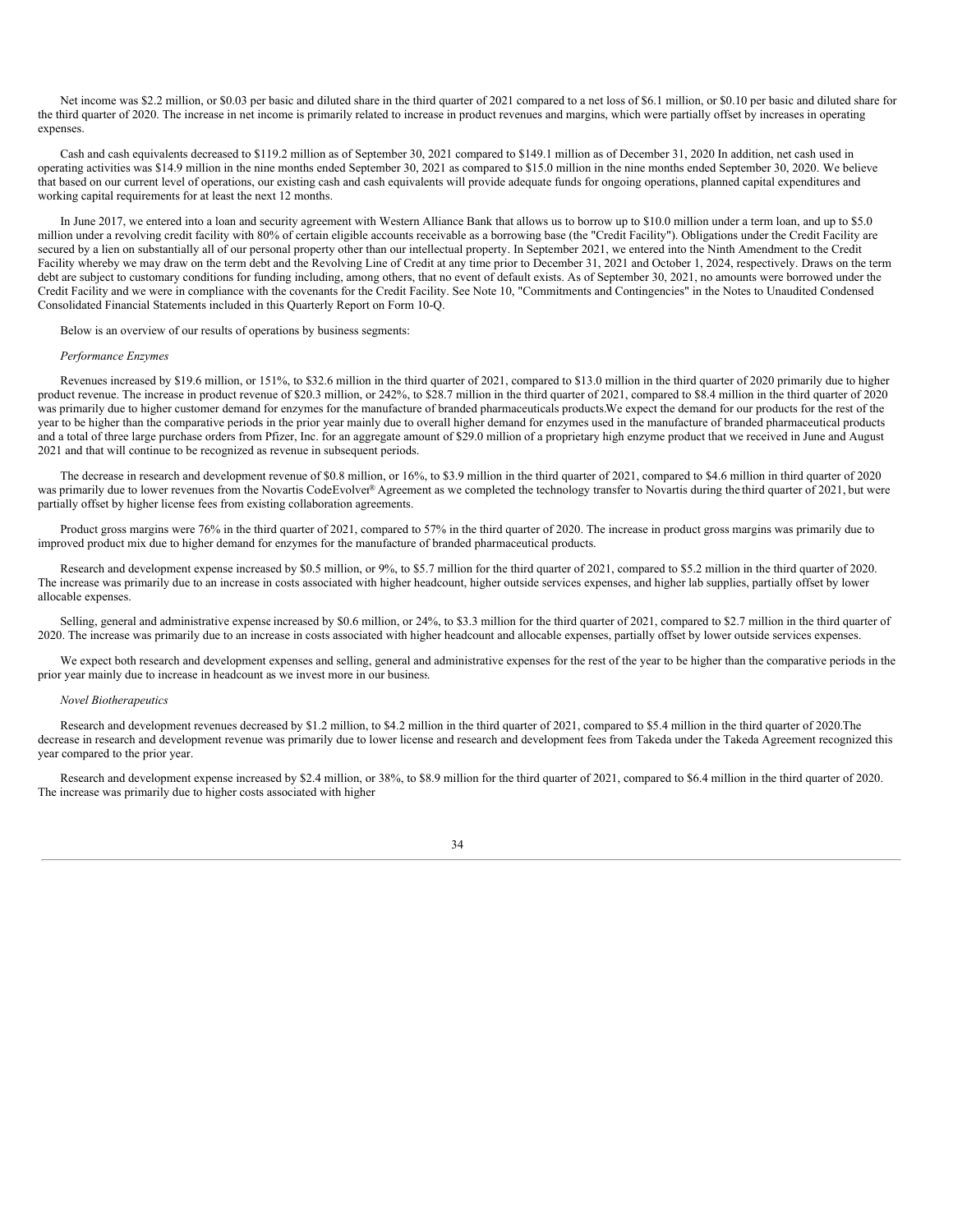Net income was $2.2 million, or $0.03 per basic and diluted share in the third quarter of 2021 compared to a net loss of $6.1 million, or $0.10 per basic and diluted share for the third quarter of 2020. The increase in net income is primarily related to increase in product revenues and margins, which were partially offset by increases in operating expenses.

Cash and cash equivalents decreased to $119.2 million as of September 30, 2021 compared to $149.1 million as of December 31, 2020 In addition, net cash used in operating activities was $14.9 million in the nine months ended September 30, 2021 as compared to $15.0 million in the nine months ended September 30, 2020. We believe that based on our current level of operations, our existing cash and cash equivalents will provide adequate funds for ongoing operations, planned capital expenditures and working capital requirements for at least the next 12 months.

In June 2017, we entered into a loan and security agreement with Western Alliance Bank that allows us to borrow up to $10.0 million under a term loan, and up to $5.0 million under a revolving credit facility with 80% of certain eligible accounts receivable as a borrowing base (the "Credit Facility"). Obligations under the Credit Facility are secured by a lien on substantially all of our personal property other than our intellectual property. In September 2021, we entered into the Ninth Amendment to the Credit Facility whereby we may draw on the term debt and the Revolving Line of Credit at any time prior to December 31, 2021 and October 1, 2024, respectively. Draws on the term debt are subject to customary conditions for funding including, among others, that no event of default exists. As of September 30, 2021, no amounts were borrowed under the Credit Facility and we were in compliance with the covenants for the Credit Facility. See Note 10, "Commitments and Contingencies" in the Notes to Unaudited Condensed Consolidated Financial Statements included in this Quarterly Report on Form 10-Q.

Below is an overview of our results of operations by business segments:

*Performance Enzymes*

Revenues increased by $19.6 million, or 151%, to $32.6 million in the third quarter of 2021, compared to $13.0 million in the third quarter of 2020 primarily due to higher product revenue. The increase in product revenue of $20.3 million, or 242%, to $28.7 million in the third quarter of 2021, compared to $8.4 million in the third quarter of 2020 was primarily due to higher customer demand for enzymes for the manufacture of branded pharmaceuticals products.We expect the demand for our products for the rest of the year to be higher than the comparative periods in the prior year mainly due to overall higher demand for enzymes used in the manufacture of branded pharmaceutical products and a total of three large purchase orders from Pfizer, Inc. for an aggregate amount of $29.0 million of a proprietary high enzyme product that we received in June and August 2021 and that will continue to be recognized as revenue in subsequent periods.

The decrease in research and development revenue of $0.8 million, or 16%, to $3.9 million in the third quarter of 2021, compared to $4.6 million in third quarter of 2020 was primarily due to lower revenues from the Novartis CodeEvolver® Agreement as we completed the technology transfer to Novartis during the third quarter of 2021, but were partially offset by higher license fees from existing collaboration agreements.

Product gross margins were 76% in the third quarter of 2021, compared to 57% in the third quarter of 2020. The increase in product gross margins was primarily due to improved product mix due to higher demand for enzymes for the manufacture of branded pharmaceutical products.

Research and development expense increased by $0.5 million, or 9%, to $5.7 million for the third quarter of 2021, compared to $5.2 million in the third quarter of 2020. The increase was primarily due to an increase in costs associated with higher headcount, higher outside services expenses, and higher lab supplies, partially offset by lower allocable expenses.

Selling, general and administrative expense increased by $0.6 million, or 24%, to $3.3 million for the third quarter of 2021, compared to $2.7 million in the third quarter of 2020. The increase was primarily due to an increase in costs associated with higher headcount and allocable expenses, partially offset by lower outside services expenses.

We expect both research and development expenses and selling, general and administrative expenses for the rest of the year to be higher than the comparative periods in the prior year mainly due to increase in headcount as we invest more in our business.

*Novel Biotherapeutics*

Research and development revenues decreased by $1.2 million, to $4.2 million in the third quarter of 2021, compared to $5.4 million in the third quarter of 2020.The decrease in research and development revenue was primarily due to lower license and research and development fees from Takeda under the Takeda Agreement recognized this year compared to the prior year.

Research and development expense increased by $2.4 million, or 38%, to $8.9 million for the third quarter of 2021, compared to $6.4 million in the third quarter of 2020. The increase was primarily due to higher costs associated with higher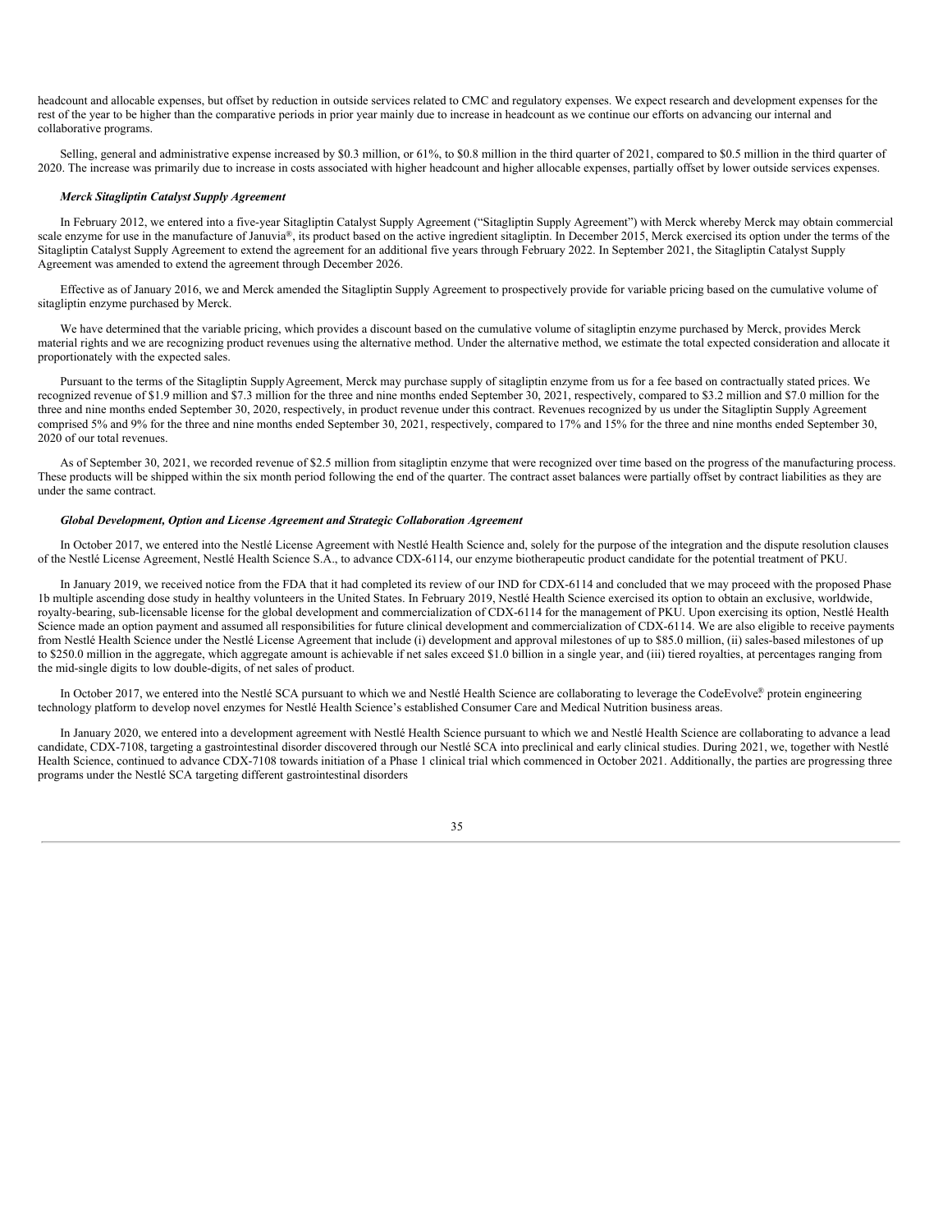headcount and allocable expenses, but offset by reduction in outside services related to CMC and regulatory expenses. We expect research and development expenses for the rest of the year to be higher than the comparative periods in prior year mainly due to increase in headcount as we continue our efforts on advancing our internal and collaborative programs.

Selling, general and administrative expense increased by $0.3 million, or 61%, to $0.8 million in the third quarter of 2021, compared to $0.5 million in the third quarter of 2020. The increase was primarily due to increase in costs associated with higher headcount and higher allocable expenses, partially offset by lower outside services expenses.

***Merck Sitagliptin Catalyst Supply Agreement***

In February 2012, we entered into a five-year Sitagliptin Catalyst Supply Agreement ("Sitagliptin Supply Agreement") with Merck whereby Merck may obtain commercial scale enzyme for use in the manufacture of Januvia®, its product based on the active ingredient sitagliptin. In December 2015, Merck exercised its option under the terms of the Sitagliptin Catalyst Supply Agreement to extend the agreement for an additional five years through February 2022. In September 2021, the Sitagliptin Catalyst Supply Agreement was amended to extend the agreement through December 2026.

Effective as of January 2016, we and Merck amended the Sitagliptin Supply Agreement to prospectively provide for variable pricing based on the cumulative volume of sitagliptin enzyme purchased by Merck.

We have determined that the variable pricing, which provides a discount based on the cumulative volume of sitagliptin enzyme purchased by Merck, provides Merck material rights and we are recognizing product revenues using the alternative method. Under the alternative method, we estimate the total expected consideration and allocate it proportionately with the expected sales.

Pursuant to the terms of the Sitagliptin Supply Agreement, Merck may purchase supply of sitagliptin enzyme from us for a fee based on contractually stated prices. We recognized revenue of $1.9 million and $7.3 million for the three and nine months ended September 30, 2021, respectively, compared to $3.2 million and $7.0 million for the three and nine months ended September 30, 2020, respectively, in product revenue under this contract. Revenues recognized by us under the Sitagliptin Supply Agreement comprised 5% and 9% for the three and nine months ended September 30, 2021, respectively, compared to 17% and 15% for the three and nine months ended September 30, 2020 of our total revenues.

As of September 30, 2021, we recorded revenue of $2.5 million from sitagliptin enzyme that were recognized over time based on the progress of the manufacturing process. These products will be shipped within the six month period following the end of the quarter. The contract asset balances were partially offset by contract liabilities as they are under the same contract.

***Global Development, Option and License Agreement and Strategic Collaboration Agreement***

In October 2017, we entered into the Nestlé License Agreement with Nestlé Health Science and, solely for the purpose of the integration and the dispute resolution clauses of the Nestlé License Agreement, Nestlé Health Science S.A., to advance CDX-6114, our enzyme biotherapeutic product candidate for the potential treatment of PKU.

In January 2019, we received notice from the FDA that it had completed its review of our IND for CDX-6114 and concluded that we may proceed with the proposed Phase 1b multiple ascending dose study in healthy volunteers in the United States. In February 2019, Nestlé Health Science exercised its option to obtain an exclusive, worldwide, royalty-bearing, sub-licensable license for the global development and commercialization of CDX-6114 for the management of PKU. Upon exercising its option, Nestlé Health Science made an option payment and assumed all responsibilities for future clinical development and commercialization of CDX-6114. We are also eligible to receive payments from Nestlé Health Science under the Nestlé License Agreement that include (i) development and approval milestones of up to $85.0 million, (ii) sales-based milestones of up to $250.0 million in the aggregate, which aggregate amount is achievable if net sales exceed $1.0 billion in a single year, and (iii) tiered royalties, at percentages ranging from the mid-single digits to low double-digits, of net sales of product.

In October 2017, we entered into the Nestlé SCA pursuant to which we and Nestlé Health Science are collaborating to leverage the CodeEvolve® protein engineering technology platform to develop novel enzymes for Nestlé Health Science's established Consumer Care and Medical Nutrition business areas.

In January 2020, we entered into a development agreement with Nestlé Health Science pursuant to which we and Nestlé Health Science are collaborating to advance a lead candidate, CDX-7108, targeting a gastrointestinal disorder discovered through our Nestlé SCA into preclinical and early clinical studies. During 2021, we, together with Nestlé Health Science, continued to advance CDX-7108 towards initiation of a Phase 1 clinical trial which commenced in October 2021. Additionally, the parties are progressing three programs under the Nestlé SCA targeting different gastrointestinal disorders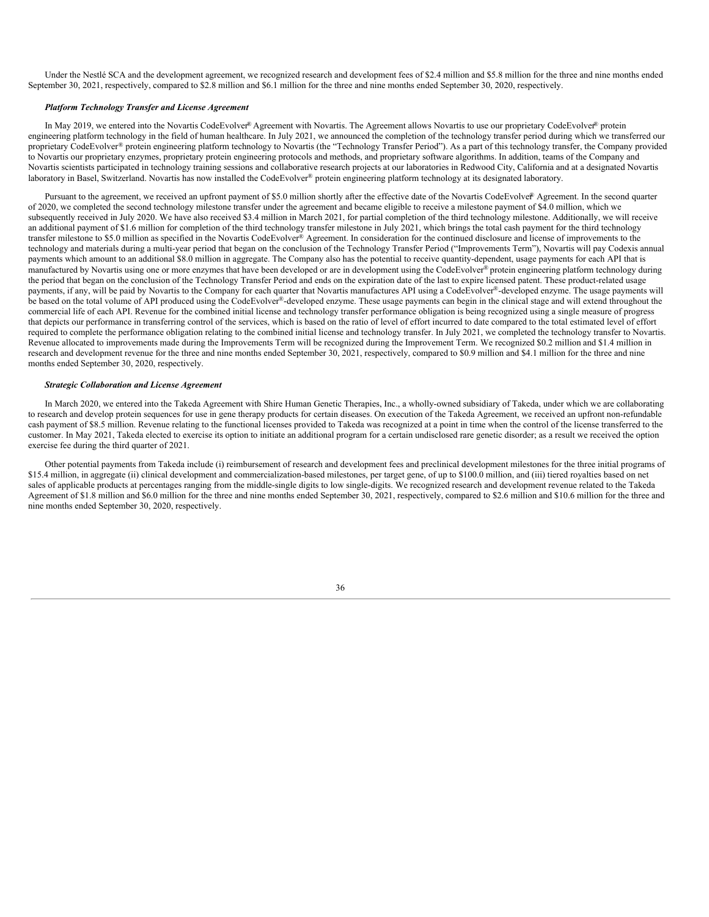Under the Nestlé SCA and the development agreement, we recognized research and development fees of $2.4 million and $5.8 million for the three and nine months ended September 30, 2021, respectively, compared to $2.8 million and $6.1 million for the three and nine months ended September 30, 2020, respectively.

***Platform Technology Transfer and License Agreement***

In May 2019, we entered into the Novartis CodeEvolver® Agreement with Novartis. The Agreement allows Novartis to use our proprietary CodeEvolver® protein engineering platform technology in the field of human healthcare. In July 2021, we announced the completion of the technology transfer period during which we transferred our proprietary CodeEvolver® protein engineering platform technology to Novartis (the "Technology Transfer Period"). As a part of this technology transfer, the Company provided to Novartis our proprietary enzymes, proprietary protein engineering protocols and methods, and proprietary software algorithms. In addition, teams of the Company and Novartis scientists participated in technology training sessions and collaborative research projects at our laboratories in Redwood City, California and at a designated Novartis laboratory in Basel, Switzerland. Novartis has now installed the CodeEvolver® protein engineering platform technology at its designated laboratory.

Pursuant to the agreement, we received an upfront payment of $5.0 million shortly after the effective date of the Novartis CodeEvolver® Agreement. In the second quarter of 2020, we completed the second technology milestone transfer under the agreement and became eligible to receive a milestone payment of $4.0 million, which we subsequently received in July 2020. We have also received $3.4 million in March 2021, for partial completion of the third technology milestone. Additionally, we will receive an additional payment of $1.6 million for completion of the third technology transfer milestone in July 2021, which brings the total cash payment for the third technology transfer milestone to $5.0 million as specified in the Novartis CodeEvolver® Agreement. In consideration for the continued disclosure and license of improvements to the technology and materials during a multi-year period that began on the conclusion of the Technology Transfer Period ("Improvements Term"), Novartis will pay Codexis annual payments which amount to an additional $8.0 million in aggregate. The Company also has the potential to receive quantity-dependent, usage payments for each API that is manufactured by Novartis using one or more enzymes that have been developed or are in development using the CodeEvolver® protein engineering platform technology during the period that began on the conclusion of the Technology Transfer Period and ends on the expiration date of the last to expire licensed patent. These product-related usage payments, if any, will be paid by Novartis to the Company for each quarter that Novartis manufactures API using a CodeEvolver®-developed enzyme. The usage payments will be based on the total volume of API produced using the CodeEvolver®-developed enzyme. These usage payments can begin in the clinical stage and will extend throughout the commercial life of each API. Revenue for the combined initial license and technology transfer performance obligation is being recognized using a single measure of progress that depicts our performance in transferring control of the services, which is based on the ratio of level of effort incurred to date compared to the total estimated level of effort required to complete the performance obligation relating to the combined initial license and technology transfer. In July 2021, we completed the technology transfer to Novartis. Revenue allocated to improvements made during the Improvements Term will be recognized during the Improvement Term. We recognized $0.2 million and $1.4 million in research and development revenue for the three and nine months ended September 30, 2021, respectively, compared to $0.9 million and $4.1 million for the three and nine months ended September 30, 2020, respectively.

***Strategic Collaboration and License Agreement***

In March 2020, we entered into the Takeda Agreement with Shire Human Genetic Therapies, Inc., a wholly-owned subsidiary of Takeda, under which we are collaborating to research and develop protein sequences for use in gene therapy products for certain diseases. On execution of the Takeda Agreement, we received an upfront non-refundable cash payment of $8.5 million. Revenue relating to the functional licenses provided to Takeda was recognized at a point in time when the control of the license transferred to the customer. In May 2021, Takeda elected to exercise its option to initiate an additional program for a certain undisclosed rare genetic disorder; as a result we received the option exercise fee during the third quarter of 2021.

Other potential payments from Takeda include (i) reimbursement of research and development fees and preclinical development milestones for the three initial programs of $15.4 million, in aggregate (ii) clinical development and commercialization-based milestones, per target gene, of up to $100.0 million, and (iii) tiered royalties based on net sales of applicable products at percentages ranging from the middle-single digits to low single-digits. We recognized research and development revenue related to the Takeda Agreement of $1.8 million and $6.0 million for the three and nine months ended September 30, 2021, respectively, compared to $2.6 million and $10.6 million for the three and nine months ended September 30, 2020, respectively.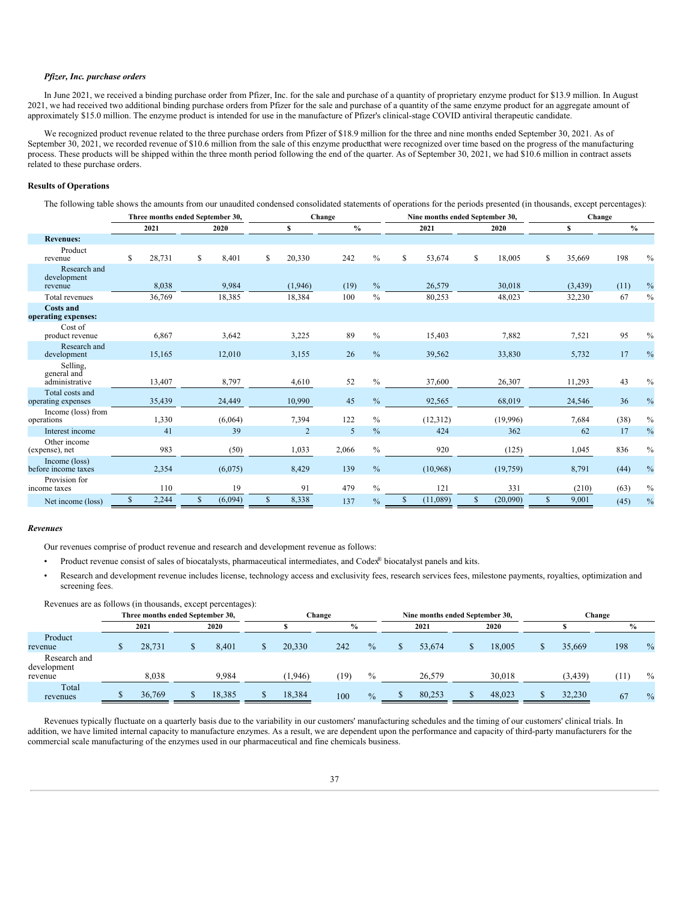*Pfizer, Inc. purchase orders*

In June 2021, we received a binding purchase order from Pfizer, Inc. for the sale and purchase of a quantity of proprietary enzyme product for $13.9 million. In August 2021, we had received two additional binding purchase orders from Pfizer for the sale and purchase of a quantity of the same enzyme product for an aggregate amount of approximately $15.0 million. The enzyme product is intended for use in the manufacture of Pfizer's clinical-stage COVID antiviral therapeutic candidate.

We recognized product revenue related to the three purchase orders from Pfizer of $18.9 million for the three and nine months ended September 30, 2021. As of September 30, 2021, we recorded revenue of $10.6 million from the sale of this enzyme productthat were recognized over time based on the progress of the manufacturing process. These products will be shipped within the three month period following the end of the quarter. As of September 30, 2021, we had $10.6 million in contract assets related to these purchase orders.

**Results of Operations**

The following table shows the amounts from our unaudited condensed consolidated statements of operations for the periods presented (in thousands, except percentages):

| | Three months ended September 30, | | Change | | Nine months ended September 30, | | Change | |
|---|---|---|---|---|---|---|---|---|
| | 2021 | 2020 | $ | % | 2021 | 2020 | $ | % |
| **Revenues:** | | | | | | | | |
| Product revenue | $ 28,731 | $ 8,401 | $ 20,330 | 242 % | $ 53,674 | $ 18,005 | $ 35,669 | 198 % |
| Research and development revenue | 8,038 | 9,984 | (1,946) | (19) % | 26,579 | 30,018 | (3,439) | (11) % |
| Total revenues | 36,769 | 18,385 | 18,384 | 100 % | 80,253 | 48,023 | 32,230 | 67 % |
| **Costs and operating expenses:** | | | | | | | | |
| Cost of product revenue | 6,867 | 3,642 | 3,225 | 89 % | 15,403 | 7,882 | 7,521 | 95 % |
| Research and development | 15,165 | 12,010 | 3,155 | 26 % | 39,562 | 33,830 | 5,732 | 17 % |
| Selling, general and administrative | 13,407 | 8,797 | 4,610 | 52 % | 37,600 | 26,307 | 11,293 | 43 % |
| Total costs and operating expenses | 35,439 | 24,449 | 10,990 | 45 % | 92,565 | 68,019 | 24,546 | 36 % |
| Income (loss) from operations | 1,330 | (6,064) | 7,394 | 122 % | (12,312) | (19,996) | 7,684 | (38) % |
| Interest income | 41 | 39 | 2 | 5 % | 424 | 362 | 62 | 17 % |
| Other income (expense), net | 983 | (50) | 1,033 | 2,066 % | 920 | (125) | 1,045 | 836 % |
| Income (loss) before income taxes | 2,354 | (6,075) | 8,429 | 139 % | (10,968) | (19,759) | 8,791 | (44) % |
| Provision for income taxes | 110 | 19 | 91 | 479 % | 121 | 331 | (210) | (63) % |
| Net income (loss) | $ 2,244 | $ (6,094) | $ 8,338 | 137 % | $ (11,089) | $ (20,090) | $ 9,001 | (45) % |

*Revenues*

Our revenues comprise of product revenue and research and development revenue as follows:

- Product revenue consist of sales of biocatalysts, pharmaceutical intermediates, and Codex® biocatalyst panels and kits.
- Research and development revenue includes license, technology access and exclusivity fees, research services fees, milestone payments, royalties, optimization and screening fees.

Revenues are as follows (in thousands, except percentages):

| | Three months ended September 30, | | Change | | Nine months ended September 30, | | Change | |
|---|---|---|---|---|---|---|---|---|
| | 2021 | 2020 | $ | % | 2021 | 2020 | $ | % |
| Product revenue | $ 28,731 | $ 8,401 | $ 20,330 | 242 % | $ 53,674 | $ 18,005 | $ 35,669 | 198 % |
| Research and development revenue | 8,038 | 9,984 | (1,946) | (19) % | 26,579 | 30,018 | (3,439) | (11) % |
| Total revenues | $ 36,769 | $ 18,385 | $ 18,384 | 100 % | $ 80,253 | $ 48,023 | $ 32,230 | 67 % |

Revenues typically fluctuate on a quarterly basis due to the variability in our customers' manufacturing schedules and the timing of our customers' clinical trials. In addition, we have limited internal capacity to manufacture enzymes. As a result, we are dependent upon the performance and capacity of third-party manufacturers for the commercial scale manufacturing of the enzymes used in our pharmaceutical and fine chemicals business.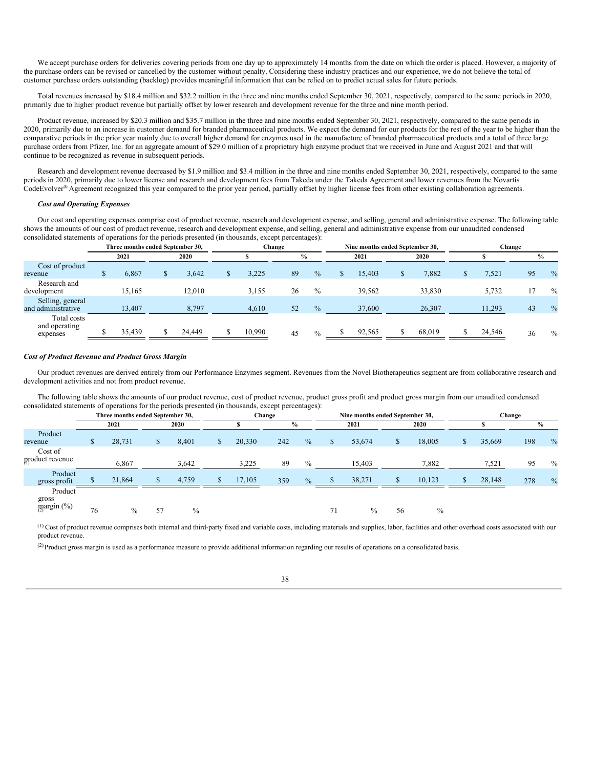We accept purchase orders for deliveries covering periods from one day up to approximately 14 months from the date on which the order is placed. However, a majority of the purchase orders can be revised or cancelled by the customer without penalty. Considering these industry practices and our experience, we do not believe the total of customer purchase orders outstanding (backlog) provides meaningful information that can be relied on to predict actual sales for future periods.

Total revenues increased by $18.4 million and $32.2 million in the three and nine months ended September 30, 2021, respectively, compared to the same periods in 2020, primarily due to higher product revenue but partially offset by lower research and development revenue for the three and nine month period.

Product revenue, increased by $20.3 million and $35.7 million in the three and nine months ended September 30, 2021, respectively, compared to the same periods in 2020, primarily due to an increase in customer demand for branded pharmaceutical products. We expect the demand for our products for the rest of the year to be higher than the comparative periods in the prior year mainly due to overall higher demand for enzymes used in the manufacture of branded pharmaceutical products and a total of three large purchase orders from Pfizer, Inc. for an aggregate amount of $29.0 million of a proprietary high enzyme product that we received in June and August 2021 and that will continue to be recognized as revenue in subsequent periods.

Research and development revenue decreased by $1.9 million and $3.4 million in the three and nine months ended September 30, 2021, respectively, compared to the same periods in 2020, primarily due to lower license and research and development fees from Takeda under the Takeda Agreement and lower revenues from the Novartis CodeEvolver® Agreement recognized this year compared to the prior year period, partially offset by higher license fees from other existing collaboration agreements.

***Cost and Operating Expenses***

Our cost and operating expenses comprise cost of product revenue, research and development expense, and selling, general and administrative expense. The following table shows the amounts of our cost of product revenue, research and development expense, and selling, general and administrative expense from our unaudited condensed consolidated statements of operations for the periods presented (in thousands, except percentages):

| | Three months ended September 30, | | Change | | Nine months ended September 30, | | Change | |
|---|---|---|---|---|---|---|---|---|
| | 2021 | 2020 | $ | % | 2021 | 2020 | $ | % |
| Cost of product revenue | $ 6,867 | $ 3,642 | $ 3,225 | 89 % | $ 15,403 | $ 7,882 | $ 7,521 | 95 % |
| Research and development | 15,165 | 12,010 | 3,155 | 26 % | 39,562 | 33,830 | 5,732 | 17 % |
| Selling, general and administrative | 13,407 | 8,797 | 4,610 | 52 % | 37,600 | 26,307 | 11,293 | 43 % |
| Total costs and operating expenses | $ 35,439 | $ 24,449 | $ 10,990 | 45 % | $ 92,565 | $ 68,019 | $ 24,546 | 36 % |

***Cost of Product Revenue and Product Gross Margin***

Our product revenues are derived entirely from our Performance Enzymes segment. Revenues from the Novel Biotherapeutics segment are from collaborative research and development activities and not from product revenue.

The following table shows the amounts of our product revenue, cost of product revenue, product gross profit and product gross margin from our unaudited condensed consolidated statements of operations for the periods presented (in thousands, except percentages):

| | Three months ended September 30, | | Change | | Nine months ended September 30, | | Change | |
|---|---|---|---|---|---|---|---|---|
| | 2021 | 2020 | $ | % | 2021 | 2020 | $ | % |
| Product revenue | $ 28,731 | $ 8,401 | $ 20,330 | 242 % | $ 53,674 | $ 18,005 | $ 35,669 | 198 % |
| Cost of product revenue [(1)] | 6,867 | 3,642 | 3,225 | 89 % | 15,403 | 7,882 | 7,521 | 95 % |
| Product gross profit | $ 21,864 | $ 4,759 | $ 17,105 | 359 % | $ 38,271 | $ 10,123 | $ 28,148 | 278 % |
| Product gross margin (%) [(2)] | 76 % | 57 % | | | 71 % | 56 % | | |

[(1)] Cost of product revenue comprises both internal and third-party fixed and variable costs, including materials and supplies, labor, facilities and other overhead costs associated with our product revenue.

[(2)] Product gross margin is used as a performance measure to provide additional information regarding our results of operations on a consolidated basis.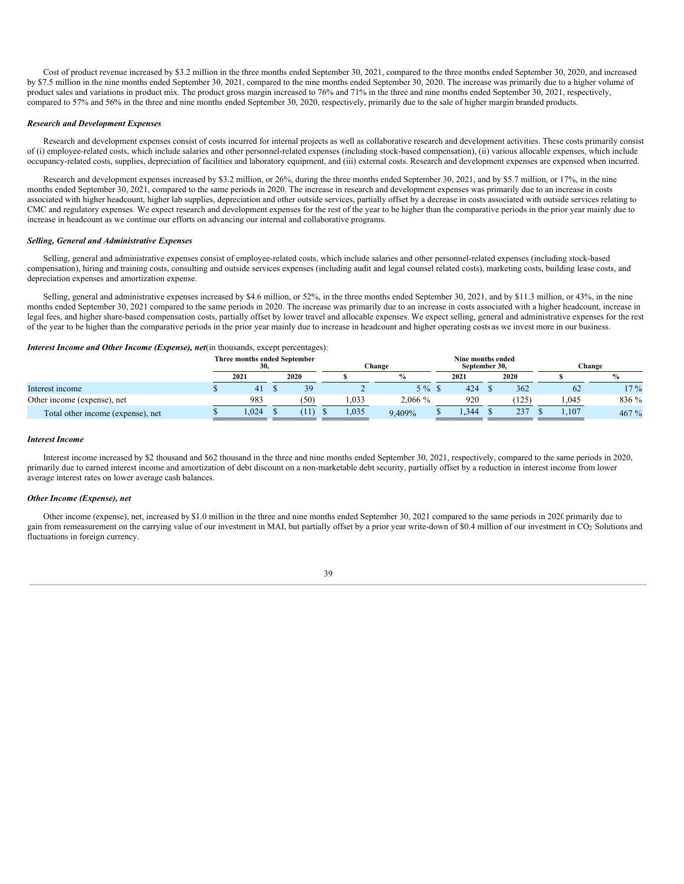Cost of product revenue increased by $3.2 million in the three months ended September 30, 2021, compared to the three months ended September 30, 2020, and increased by $7.5 million in the nine months ended September 30, 2021, compared to the nine months ended September 30, 2020. The increase was primarily due to a higher volume of product sales and variations in product mix. The product gross margin increased to 76% and 71% in the three and nine months ended September 30, 2021, respectively, compared to 57% and 56% in the three and nine months ended September 30, 2020, respectively, primarily due to the sale of higher margin branded products.

***Research and Development Expenses***

Research and development expenses consist of costs incurred for internal projects as well as collaborative research and development activities. These costs primarily consist of (i) employee-related costs, which include salaries and other personnel-related expenses (including stock-based compensation), (ii) various allocable expenses, which include occupancy-related costs, supplies, depreciation of facilities and laboratory equipment, and (iii) external costs. Research and development expenses are expensed when incurred.

Research and development expenses increased by $3.2 million, or 26%, during the three months ended September 30, 2021, and by $5.7 million, or 17%, in the nine months ended September 30, 2021, compared to the same periods in 2020. The increase in research and development expenses was primarily due to an increase in costs associated with higher headcount, higher lab supplies, depreciation and other outside services, partially offset by a decrease in costs associated with outside services relating to CMC and regulatory expenses. We expect research and development expenses for the rest of the year to be higher than the comparative periods in the prior year mainly due to increase in headcount as we continue our efforts on advancing our internal and collaborative programs.

***Selling, General and Administrative Expenses***

Selling, general and administrative expenses consist of employee-related costs, which include salaries and other personnel-related expenses (including stock-based compensation), hiring and training costs, consulting and outside services expenses (including audit and legal counsel related costs), marketing costs, building lease costs, and depreciation expenses and amortization expense.

Selling, general and administrative expenses increased by $4.6 million, or 52%, in the three months ended September 30, 2021, and by $11.3 million, or 43%, in the nine months ended September 30, 2021 compared to the same periods in 2020. The increase was primarily due to an increase in costs associated with a higher headcount, increase in legal fees, and higher share-based compensation costs, partially offset by lower travel and allocable expenses. We expect selling, general and administrative expenses for the rest of the year to be higher than the comparative periods in the prior year mainly due to increase in headcount and higher operating costs as we invest more in our business.

***Interest Income and Other Income (Expense), net*** (in thousands, except percentages):

| | Three months ended September 30, | | Change | | Nine months ended September 30, | | Change | |
|---|---|---|---|---|---|---|---|---|
| | 2021 | 2020 | $ | % | 2021 | 2020 | $ | % |
| Interest income | $ 41 | $ 39 | 2 | 5 % | $ 424 | $ 362 | 62 | 17 % |
| Other income (expense), net | 983 | (50) | 1,033 | 2,066 % | 920 | (125) | 1,045 | 836 % |
| Total other income (expense), net | $ 1,024 | $ (11) | $ 1,035 | 9,409% | $ 1,344 | $ 237 | $ 1,107 | 467 % |

***Interest Income***

Interest income increased by $2 thousand and $62 thousand in the three and nine months ended September 30, 2021, respectively, compared to the same periods in 2020, primarily due to earned interest income and amortization of debt discount on a non-marketable debt security, partially offset by a reduction in interest income from lower average interest rates on lower average cash balances.

***Other Income (Expense), net***

Other income (expense), net, increased by $1.0 million in the three and nine months ended September 30, 2021 compared to the same periods in 2020 primarily due to gain from remeasurement on the carrying value of our investment in MAI, but partially offset by a prior year write-down of $0.4 million of our investment in $CO_2$ Solutions and fluctuations in foreign currency.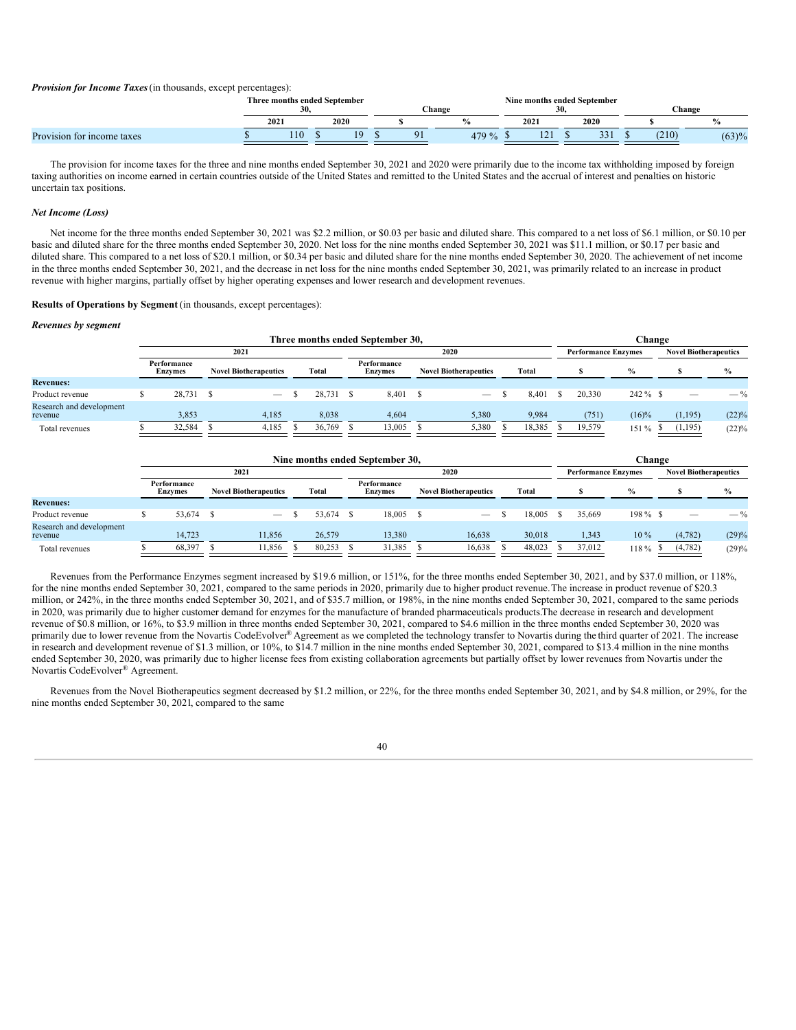***Provision for Income Taxes*** (in thousands, except percentages):

| | Three months ended September 30, | | Change | | Nine months ended September 30, | | Change | |
|---|---|---|---|---|---|---|---|---|
| | 2021 | 2020 | $ | % | 2021 | 2020 | $ | % |
| Provision for income taxes | $ 110 | $ 19 | $ 91 | 479 % | $ 121 | $ 331 | $ (210) | (63)% |

The provision for income taxes for the three and nine months ended September 30, 2021 and 2020 were primarily due to the income tax withholding imposed by foreign taxing authorities on income earned in certain countries outside of the United States and remitted to the United States and the accrual of interest and penalties on historic uncertain tax positions.

***Net Income (Loss)***

Net income for the three months ended September 30, 2021 was $2.2 million, or $0.03 per basic and diluted share. This compared to a net loss of $6.1 million, or $0.10 per basic and diluted share for the three months ended September 30, 2020. Net loss for the nine months ended September 30, 2021 was $11.1 million, or $0.17 per basic and diluted share. This compared to a net loss of $20.1 million, or $0.34 per basic and diluted share for the nine months ended September 30, 2020. The achievement of net income in the three months ended September 30, 2021, and the decrease in net loss for the nine months ended September 30, 2021, was primarily related to an increase in product revenue with higher margins, partially offset by higher operating expenses and lower research and development revenues.

**Results of Operations by Segment** (in thousands, except percentages):

***Revenues by segment***

| | Three months ended September 30, | | | | | | Change | | | |
|---|---|---|---|---|---|---|---|---|---|---|
| | 2021 | | | 2020 | | | Performance Enzymes | | Novel Biotherapeutics | |
| | Performance Enzymes | Novel Biotherapeutics | Total | Performance Enzymes | Novel Biotherapeutics | Total | $ | % | $ | % |
| **Revenues:** | | | | | | | | | | |
| Product revenue | $ 28,731 | $ — | $ 28,731 | $ 8,401 | $ — | $ 8,401 | $ 20,330 | 242 % | $ — | — % |
| Research and development revenue | 3,853 | 4,185 | 8,038 | 4,604 | 5,380 | 9,984 | (751) | (16)% | (1,195) | (22)% |
| Total revenues | $ 32,584 | $ 4,185 | $ 36,769 | $ 13,005 | $ 5,380 | $ 18,385 | $ 19,579 | 151 % | $ (1,195) | (22)% |

| | Nine months ended September 30, | | | | | | Change | | | |
|---|---|---|---|---|---|---|---|---|---|---|
| | 2021 | | | 2020 | | | Performance Enzymes | | Novel Biotherapeutics | |
| | Performance Enzymes | Novel Biotherapeutics | Total | Performance Enzymes | Novel Biotherapeutics | Total | $ | % | $ | % |
| **Revenues:** | | | | | | | | | | |
| Product revenue | $ 53,674 | $ — | $ 53,674 | $ 18,005 | $ — | $ 18,005 | $ 35,669 | 198 % | $ — | — % |
| Research and development revenue | 14,723 | 11,856 | 26,579 | 13,380 | 16,638 | 30,018 | 1,343 | 10 % | (4,782) | (29)% |
| Total revenues | $ 68,397 | $ 11,856 | $ 80,253 | $ 31,385 | $ 16,638 | $ 48,023 | $ 37,012 | 118 % | $ (4,782) | (29)% |

Revenues from the Performance Enzymes segment increased by $19.6 million, or 151%, for the three months ended September 30, 2021, and by $37.0 million, or 118%, for the nine months ended September 30, 2021, compared to the same periods in 2020, primarily due to higher product revenue. The increase in product revenue of $20.3 million, or 242%, in the three months ended September 30, 2021, and of $35.7 million, or 198%, in the nine months ended September 30, 2021, compared to the same periods in 2020, was primarily due to higher customer demand for enzymes for the manufacture of branded pharmaceuticals products. The decrease in research and development revenue of $0.8 million, or 16%, to $3.9 million in three months ended September 30, 2021, compared to $4.6 million in the three months ended September 30, 2020 was primarily due to lower revenue from the Novartis CodeEvolver® Agreement as we completed the technology transfer to Novartis during the third quarter of 2021. The increase in research and development revenue of $1.3 million, or 10%, to $14.7 million in the nine months ended September 30, 2021, compared to $13.4 million in the nine months ended September 30, 2020, was primarily due to higher license fees from existing collaboration agreements but partially offset by lower revenues from Novartis under the Novartis CodeEvolver® Agreement.

Revenues from the Novel Biotherapeutics segment decreased by $1.2 million, or 22%, for the three months ended September 30, 2021, and by $4.8 million, or 29%, for the nine months ended September 30, 2021, compared to the same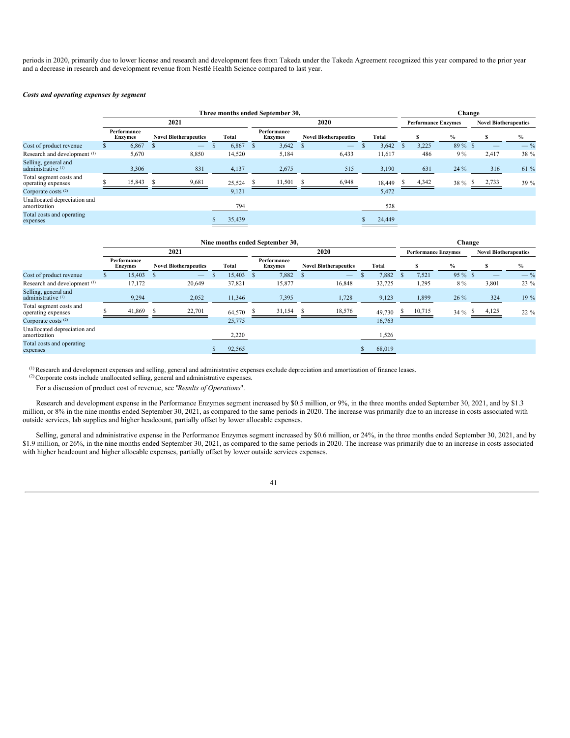periods in 2020, primarily due to lower license and research and development fees from Takeda under the Takeda Agreement recognized this year compared to the prior year and a decrease in research and development revenue from Nestlé Health Science compared to last year.

***Costs and operating expenses by segment***

| | Three months ended September 30, | | | | | | Change | | | |
|---|---|---|---|---|---|---|---|---|---|---|
| | 2021 | | | 2020 | | | Performance Enzymes | | Novel Biotherapeutics | |
| | Performance Enzymes | Novel Biotherapeutics | Total | Performance Enzymes | Novel Biotherapeutics | Total | $ | % | $ | % |
| Cost of product revenue | $ 6,867 | $ — | $ 6,867 | $ 3,642 | $ — | $ 3,642 | $ 3,225 | 89 % | $ — | — % |
| Research and development [1] | 5,670 | 8,850 | 14,520 | 5,184 | 6,433 | 11,617 | 486 | 9 % | 2,417 | 38 % |
| Selling, general and administrative [1] | 3,306 | 831 | 4,137 | 2,675 | 515 | 3,190 | 631 | 24 % | 316 | 61 % |
| Total segment costs and operating expenses | $ 15,843 | $ 9,681 | 25,524 | $ 11,501 | $ 6,948 | 18,449 | $ 4,342 | 38 % | $ 2,733 | 39 % |
| Corporate costs [2] | | | 9,121 | | | 5,472 | | | | |
| Unallocated depreciation and amortization | | | 794 | | | 528 | | | | |
| Total costs and operating expenses | | | $ 35,439 | | | $ 24,449 | | | | |

| | Nine months ended September 30, | | | | | | Change | | | |
|---|---|---|---|---|---|---|---|---|---|---|
| | 2021 | | | 2020 | | | Performance Enzymes | | Novel Biotherapeutics | |
| | Performance Enzymes | Novel Biotherapeutics | Total | Performance Enzymes | Novel Biotherapeutics | Total | $ | % | $ | % |
| Cost of product revenue | $ 15,403 | $ — | $ 15,403 | $ 7,882 | $ — | $ 7,882 | $ 7,521 | 95 % | $ — | — % |
| Research and development [1] | 17,172 | 20,649 | 37,821 | 15,877 | 16,848 | 32,725 | 1,295 | 8 % | 3,801 | 23 % |
| Selling, general and administrative [1] | 9,294 | 2,052 | 11,346 | 7,395 | 1,728 | 9,123 | 1,899 | 26 % | 324 | 19 % |
| Total segment costs and operating expenses | $ 41,869 | $ 22,701 | 64,570 | $ 31,154 | $ 18,576 | 49,730 | $ 10,715 | 34 % | $ 4,125 | 22 % |
| Corporate costs [2] | | | 25,775 | | | 16,763 | | | | |
| Unallocated depreciation and amortization | | | 2,220 | | | 1,526 | | | | |
| Total costs and operating expenses | | | $ 92,565 | | | $ 68,019 | | | | |

[1] Research and development expenses and selling, general and administrative expenses exclude depreciation and amortization of finance leases.
[2] Corporate costs include unallocated selling, general and administrative expenses.

For a discussion of product cost of revenue, see "*Results of Operations*".

Research and development expense in the Performance Enzymes segment increased by $0.5 million, or 9%, in the three months ended September 30, 2021, and by $1.3 million, or 8% in the nine months ended September 30, 2021, as compared to the same periods in 2020. The increase was primarily due to an increase in costs associated with outside services, lab supplies and higher headcount, partially offset by lower allocable expenses.

Selling, general and administrative expense in the Performance Enzymes segment increased by $0.6 million, or 24%, in the three months ended September 30, 2021, and by $1.9 million, or 26%, in the nine months ended September 30, 2021, as compared to the same periods in 2020. The increase was primarily due to an increase in costs associated with higher headcount and higher allocable expenses, partially offset by lower outside services expenses.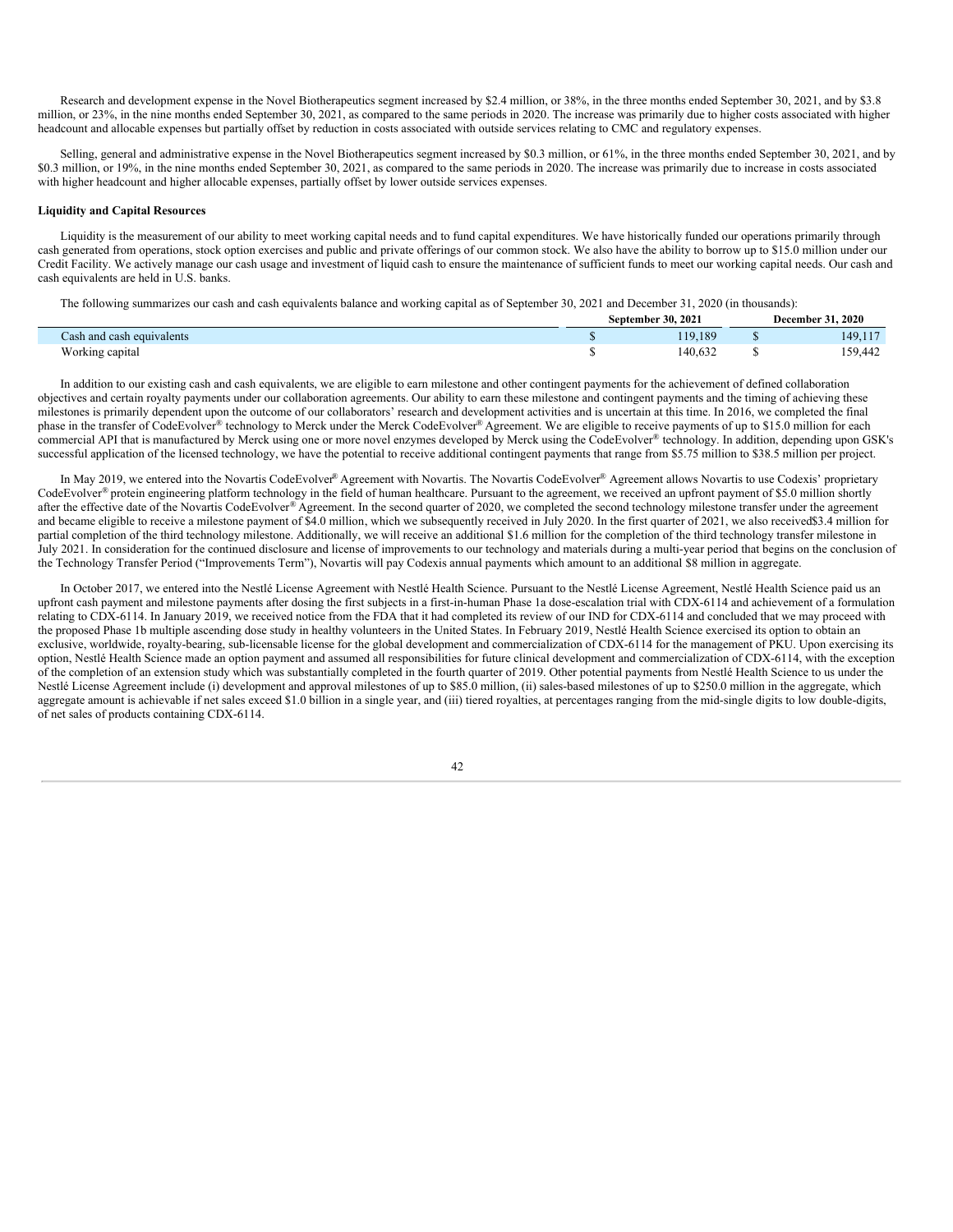Research and development expense in the Novel Biotherapeutics segment increased by $2.4 million, or 38%, in the three months ended September 30, 2021, and by $3.8 million, or 23%, in the nine months ended September 30, 2021, as compared to the same periods in 2020. The increase was primarily due to higher costs associated with higher headcount and allocable expenses but partially offset by reduction in costs associated with outside services relating to CMC and regulatory expenses.

Selling, general and administrative expense in the Novel Biotherapeutics segment increased by $0.3 million, or 61%, in the three months ended September 30, 2021, and by $0.3 million, or 19%, in the nine months ended September 30, 2021, as compared to the same periods in 2020. The increase was primarily due to increase in costs associated with higher headcount and higher allocable expenses, partially offset by lower outside services expenses.

**Liquidity and Capital Resources**

Liquidity is the measurement of our ability to meet working capital needs and to fund capital expenditures. We have historically funded our operations primarily through cash generated from operations, stock option exercises and public and private offerings of our common stock. We also have the ability to borrow up to $15.0 million under our Credit Facility. We actively manage our cash usage and investment of liquid cash to ensure the maintenance of sufficient funds to meet our working capital needs. Our cash and cash equivalents are held in U.S. banks.

The following summarizes our cash and cash equivalents balance and working capital as of September 30, 2021 and December 31, 2020 (in thousands):

| | September 30, 2021 | December 31, 2020 |
|---|---|---|
| Cash and cash equivalents | $ 119,189 | $ 149,117 |
| Working capital | $ 140,632 | $ 159,442 |

In addition to our existing cash and cash equivalents, we are eligible to earn milestone and other contingent payments for the achievement of defined collaboration objectives and certain royalty payments under our collaboration agreements. Our ability to earn these milestone and contingent payments and the timing of achieving these milestones is primarily dependent upon the outcome of our collaborators' research and development activities and is uncertain at this time. In 2016, we completed the final phase in the transfer of CodeEvolver® technology to Merck under the Merck CodeEvolver® Agreement. We are eligible to receive payments of up to $15.0 million for each commercial API that is manufactured by Merck using one or more novel enzymes developed by Merck using the CodeEvolver® technology. In addition, depending upon GSK's successful application of the licensed technology, we have the potential to receive additional contingent payments that range from $5.75 million to $38.5 million per project.

In May 2019, we entered into the Novartis CodeEvolver® Agreement with Novartis. The Novartis CodeEvolver® Agreement allows Novartis to use Codexis' proprietary CodeEvolver® protein engineering platform technology in the field of human healthcare. Pursuant to the agreement, we received an upfront payment of $5.0 million shortly after the effective date of the Novartis CodeEvolver® Agreement. In the second quarter of 2020, we completed the second technology milestone transfer under the agreement and became eligible to receive a milestone payment of $4.0 million, which we subsequently received in July 2020. In the first quarter of 2021, we also received$3.4 million for partial completion of the third technology milestone. Additionally, we will receive an additional $1.6 million for the completion of the third technology transfer milestone in July 2021. In consideration for the continued disclosure and license of improvements to our technology and materials during a multi-year period that begins on the conclusion of the Technology Transfer Period ("Improvements Term"), Novartis will pay Codexis annual payments which amount to an additional $8 million in aggregate.

In October 2017, we entered into the Nestlé License Agreement with Nestlé Health Science. Pursuant to the Nestlé License Agreement, Nestlé Health Science paid us an upfront cash payment and milestone payments after dosing the first subjects in a first-in-human Phase 1a dose-escalation trial with CDX-6114 and achievement of a formulation relating to CDX-6114. In January 2019, we received notice from the FDA that it had completed its review of our IND for CDX-6114 and concluded that we may proceed with the proposed Phase 1b multiple ascending dose study in healthy volunteers in the United States. In February 2019, Nestlé Health Science exercised its option to obtain an exclusive, worldwide, royalty-bearing, sub-licensable license for the global development and commercialization of CDX-6114 for the management of PKU. Upon exercising its option, Nestlé Health Science made an option payment and assumed all responsibilities for future clinical development and commercialization of CDX-6114, with the exception of the completion of an extension study which was substantially completed in the fourth quarter of 2019. Other potential payments from Nestlé Health Science to us under the Nestlé License Agreement include (i) development and approval milestones of up to $85.0 million, (ii) sales-based milestones of up to $250.0 million in the aggregate, which aggregate amount is achievable if net sales exceed $1.0 billion in a single year, and (iii) tiered royalties, at percentages ranging from the mid-single digits to low double-digits, of net sales of products containing CDX-6114.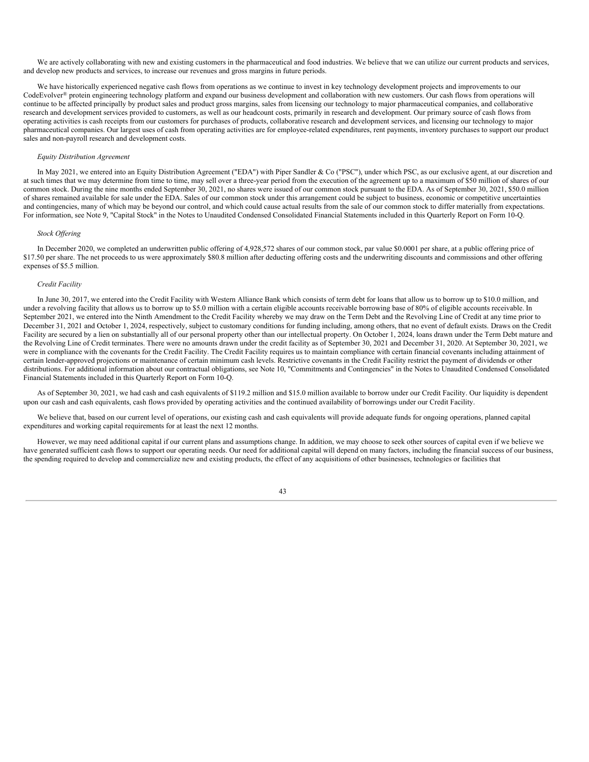We are actively collaborating with new and existing customers in the pharmaceutical and food industries. We believe that we can utilize our current products and services, and develop new products and services, to increase our revenues and gross margins in future periods.

We have historically experienced negative cash flows from operations as we continue to invest in key technology development projects and improvements to our CodeEvolver® protein engineering technology platform and expand our business development and collaboration with new customers. Our cash flows from operations will continue to be affected principally by product sales and product gross margins, sales from licensing our technology to major pharmaceutical companies, and collaborative research and development services provided to customers, as well as our headcount costs, primarily in research and development. Our primary source of cash flows from operating activities is cash receipts from our customers for purchases of products, collaborative research and development services, and licensing our technology to major pharmaceutical companies. Our largest uses of cash from operating activities are for employee-related expenditures, rent payments, inventory purchases to support our product sales and non-payroll research and development costs.

*Equity Distribution Agreement*

In May 2021, we entered into an Equity Distribution Agreement ("EDA") with Piper Sandler & Co ("PSC"), under which PSC, as our exclusive agent, at our discretion and at such times that we may determine from time to time, may sell over a three-year period from the execution of the agreement up to a maximum of $50 million of shares of our common stock. During the nine months ended September 30, 2021, no shares were issued of our common stock pursuant to the EDA. As of September 30, 2021, $50.0 million of shares remained available for sale under the EDA. Sales of our common stock under this arrangement could be subject to business, economic or competitive uncertainties and contingencies, many of which may be beyond our control, and which could cause actual results from the sale of our common stock to differ materially from expectations. For information, see Note 9, "Capital Stock" in the Notes to Unaudited Condensed Consolidated Financial Statements included in this Quarterly Report on Form 10-Q.

*Stock Offering*

In December 2020, we completed an underwritten public offering of 4,928,572 shares of our common stock, par value $0.0001 per share, at a public offering price of $17.50 per share. The net proceeds to us were approximately $80.8 million after deducting offering costs and the underwriting discounts and commissions and other offering expenses of $5.5 million.

*Credit Facility*

In June 30, 2017, we entered into the Credit Facility with Western Alliance Bank which consists of term debt for loans that allow us to borrow up to $10.0 million, and under a revolving facility that allows us to borrow up to $5.0 million with a certain eligible accounts receivable borrowing base of 80% of eligible accounts receivable. In September 2021, we entered into the Ninth Amendment to the Credit Facility whereby we may draw on the Term Debt and the Revolving Line of Credit at any time prior to December 31, 2021 and October 1, 2024, respectively, subject to customary conditions for funding including, among others, that no event of default exists. Draws on the Credit Facility are secured by a lien on substantially all of our personal property other than our intellectual property. On October 1, 2024, loans drawn under the Term Debt mature and the Revolving Line of Credit terminates. There were no amounts drawn under the credit facility as of September 30, 2021 and December 31, 2020. At September 30, 2021, we were in compliance with the covenants for the Credit Facility. The Credit Facility requires us to maintain compliance with certain financial covenants including attainment of certain lender-approved projections or maintenance of certain minimum cash levels. Restrictive covenants in the Credit Facility restrict the payment of dividends or other distributions. For additional information about our contractual obligations, see Note 10, "Commitments and Contingencies" in the Notes to Unaudited Condensed Consolidated Financial Statements included in this Quarterly Report on Form 10-Q.

As of September 30, 2021, we had cash and cash equivalents of $119.2 million and $15.0 million available to borrow under our Credit Facility. Our liquidity is dependent upon our cash and cash equivalents, cash flows provided by operating activities and the continued availability of borrowings under our Credit Facility.

We believe that, based on our current level of operations, our existing cash and cash equivalents will provide adequate funds for ongoing operations, planned capital expenditures and working capital requirements for at least the next 12 months.

However, we may need additional capital if our current plans and assumptions change. In addition, we may choose to seek other sources of capital even if we believe we have generated sufficient cash flows to support our operating needs. Our need for additional capital will depend on many factors, including the financial success of our business, the spending required to develop and commercialize new and existing products, the effect of any acquisitions of other businesses, technologies or facilities that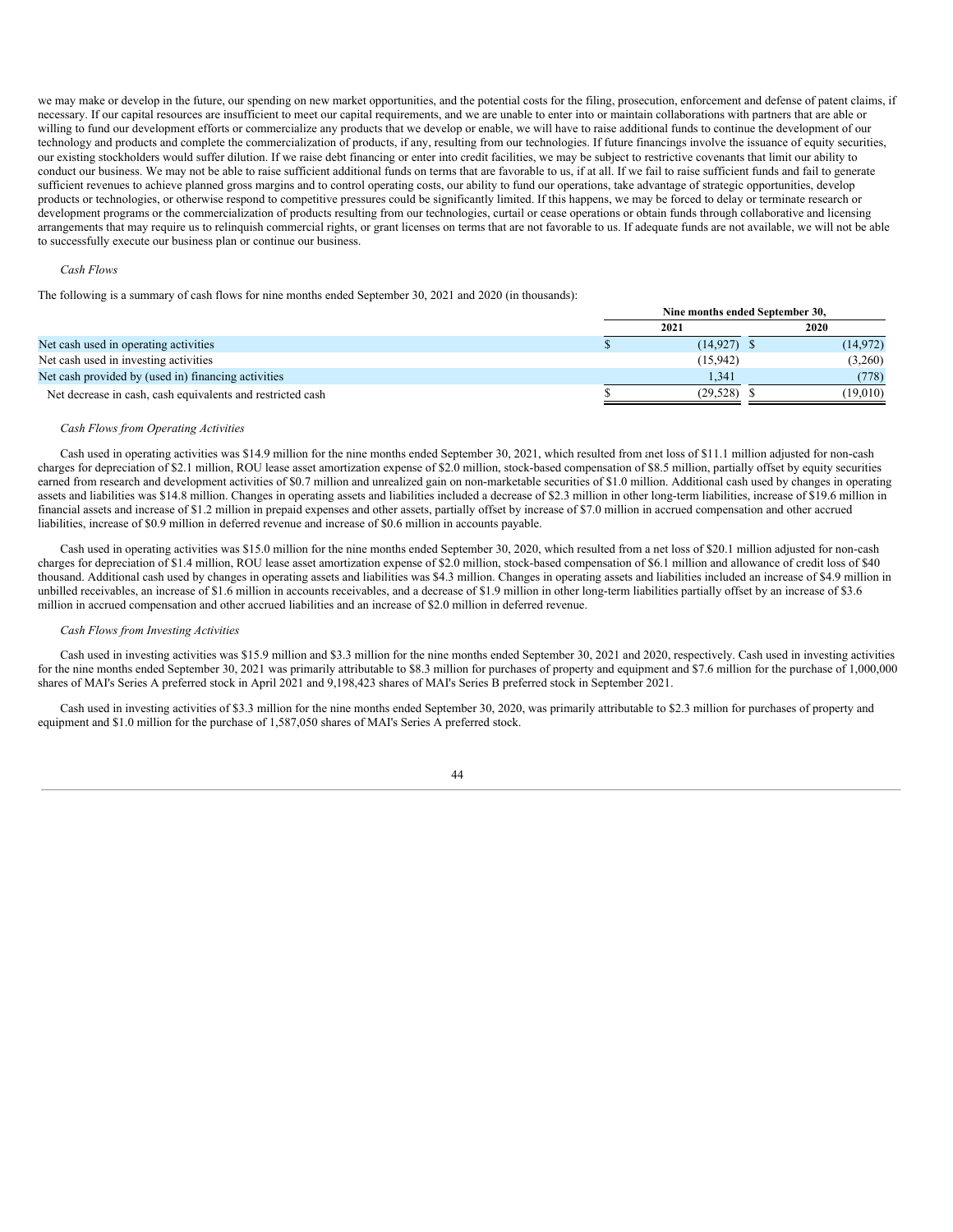we may make or develop in the future, our spending on new market opportunities, and the potential costs for the filing, prosecution, enforcement and defense of patent claims, if necessary. If our capital resources are insufficient to meet our capital requirements, and we are unable to enter into or maintain collaborations with partners that are able or willing to fund our development efforts or commercialize any products that we develop or enable, we will have to raise additional funds to continue the development of our technology and products and complete the commercialization of products, if any, resulting from our technologies. If future financings involve the issuance of equity securities, our existing stockholders would suffer dilution. If we raise debt financing or enter into credit facilities, we may be subject to restrictive covenants that limit our ability to conduct our business. We may not be able to raise sufficient additional funds on terms that are favorable to us, if at all. If we fail to raise sufficient funds and fail to generate sufficient revenues to achieve planned gross margins and to control operating costs, our ability to fund our operations, take advantage of strategic opportunities, develop products or technologies, or otherwise respond to competitive pressures could be significantly limited. If this happens, we may be forced to delay or terminate research or development programs or the commercialization of products resulting from our technologies, curtail or cease operations or obtain funds through collaborative and licensing arrangements that may require us to relinquish commercial rights, or grant licenses on terms that are not favorable to us. If adequate funds are not available, we will not be able to successfully execute our business plan or continue our business.

*Cash Flows*

The following is a summary of cash flows for nine months ended September 30, 2021 and 2020 (in thousands):

| | Nine months ended September 30, | |
|---|---|---|
| | 2021 | 2020 |
| Net cash used in operating activities | $ (14,927) | $ (14,972) |
| Net cash used in investing activities | (15,942) | (3,260) |
| Net cash provided by (used in) financing activities | 1,341 | (778) |
| Net decrease in cash, cash equivalents and restricted cash | $ (29,528) | $ (19,010) |

*Cash Flows from Operating Activities*

Cash used in operating activities was $14.9 million for the nine months ended September 30, 2021, which resulted from a net loss of $11.1 million adjusted for non-cash charges for depreciation of $2.1 million, ROU lease asset amortization expense of $2.0 million, stock-based compensation of $8.5 million, partially offset by equity securities earned from research and development activities of $0.7 million and unrealized gain on non-marketable securities of $1.0 million. Additional cash used by changes in operating assets and liabilities was $14.8 million. Changes in operating assets and liabilities included a decrease of $2.3 million in other long-term liabilities, increase of $19.6 million in financial assets and increase of $1.2 million in prepaid expenses and other assets, partially offset by increase of $7.0 million in accrued compensation and other accrued liabilities, increase of $0.9 million in deferred revenue and increase of $0.6 million in accounts payable.

Cash used in operating activities was $15.0 million for the nine months ended September 30, 2020, which resulted from a net loss of $20.1 million adjusted for non-cash charges for depreciation of $1.4 million, ROU lease asset amortization expense of $2.0 million, stock-based compensation of $6.1 million and allowance of credit loss of $40 thousand. Additional cash used by changes in operating assets and liabilities was $4.3 million. Changes in operating assets and liabilities included an increase of $4.9 million in unbilled receivables, an increase of $1.6 million in accounts receivables, and a decrease of $1.9 million in other long-term liabilities partially offset by an increase of $3.6 million in accrued compensation and other accrued liabilities and an increase of $2.0 million in deferred revenue.

*Cash Flows from Investing Activities*

Cash used in investing activities was $15.9 million and $3.3 million for the nine months ended September 30, 2021 and 2020, respectively. Cash used in investing activities for the nine months ended September 30, 2021 was primarily attributable to $8.3 million for purchases of property and equipment and $7.6 million for the purchase of 1,000,000 shares of MAI's Series A preferred stock in April 2021 and 9,198,423 shares of MAI's Series B preferred stock in September 2021.

Cash used in investing activities of $3.3 million for the nine months ended September 30, 2020, was primarily attributable to $2.3 million for purchases of property and equipment and $1.0 million for the purchase of 1,587,050 shares of MAI's Series A preferred stock.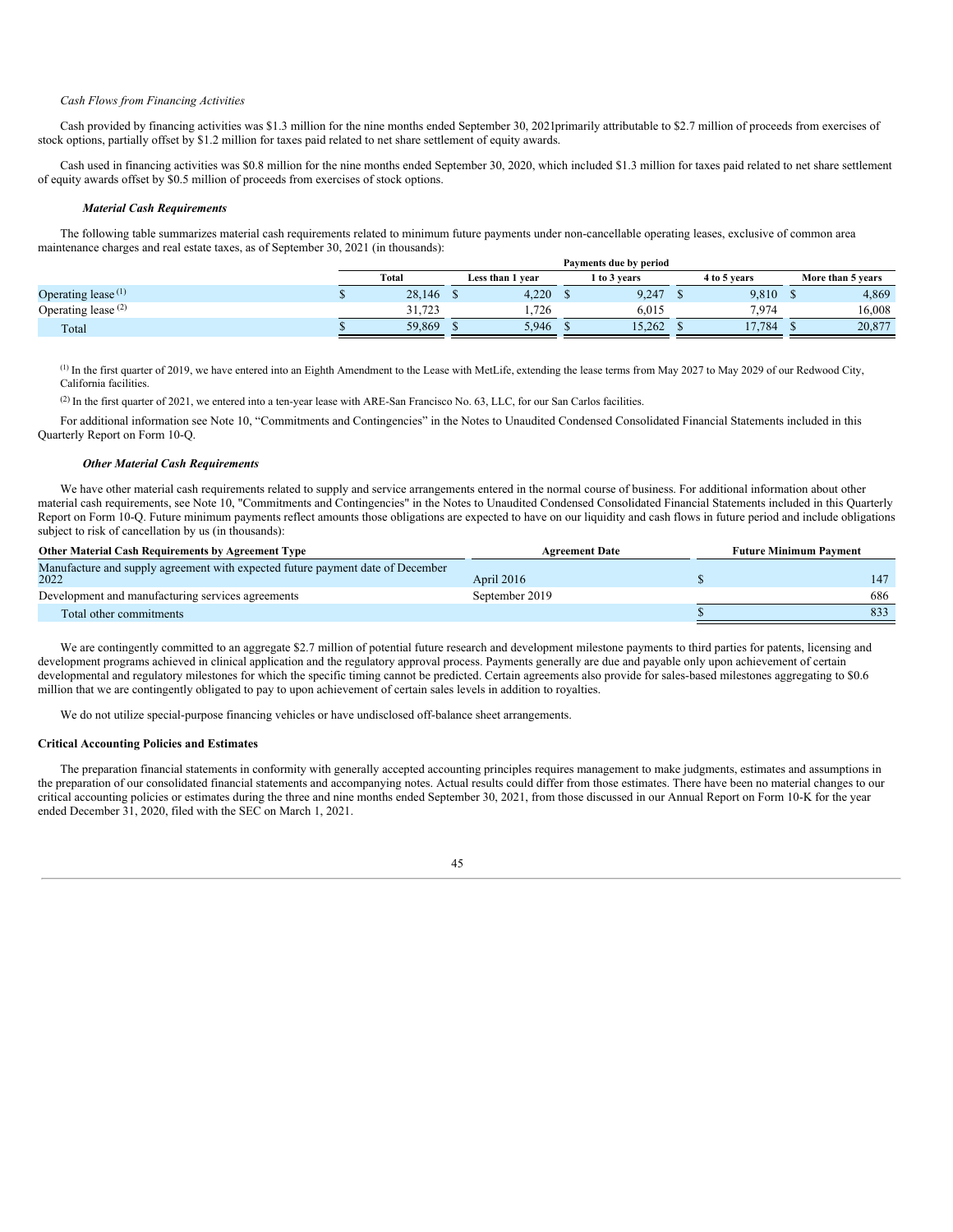*Cash Flows from Financing Activities*

Cash provided by financing activities was $1.3 million for the nine months ended September 30, 2021primarily attributable to $2.7 million of proceeds from exercises of stock options, partially offset by $1.2 million for taxes paid related to net share settlement of equity awards.

Cash used in financing activities was $0.8 million for the nine months ended September 30, 2020, which included $1.3 million for taxes paid related to net share settlement of equity awards offset by $0.5 million of proceeds from exercises of stock options.

***Material Cash Requirements***

The following table summarizes material cash requirements related to minimum future payments under non-cancellable operating leases, exclusive of common area maintenance charges and real estate taxes, as of September 30, 2021 (in thousands):

| | Payments due by period | | | | |
|---|---|---|---|---|---|
| | Total | Less than 1 year | 1 to 3 years | 4 to 5 years | More than 5 years |
| Operating lease [1] | $ 28,146 | $ 4,220 | $ 9,247 | $ 9,810 | $ 4,869 |
| Operating lease [2] | 31,723 | 1,726 | 6,015 | 7,974 | 16,008 |
| Total | $ 59,869 | $ 5,946 | $ 15,262 | $ 17,784 | $ 20,877 |

[1] In the first quarter of 2019, we have entered into an Eighth Amendment to the Lease with MetLife, extending the lease terms from May 2027 to May 2029 of our Redwood City, California facilities.

[2] In the first quarter of 2021, we entered into a ten-year lease with ARE-San Francisco No. 63, LLC, for our San Carlos facilities.

For additional information see Note 10, "Commitments and Contingencies" in the Notes to Unaudited Condensed Consolidated Financial Statements included in this Quarterly Report on Form 10-Q.

***Other Material Cash Requirements***

We have other material cash requirements related to supply and service arrangements entered in the normal course of business. For additional information about other material cash requirements, see Note 10, "Commitments and Contingencies" in the Notes to Unaudited Condensed Consolidated Financial Statements included in this Quarterly Report on Form 10-Q. Future minimum payments reflect amounts those obligations are expected to have on our liquidity and cash flows in future period and include obligations subject to risk of cancellation by us (in thousands):

| Other Material Cash Requirements by Agreement Type | Agreement Date | Future Minimum Payment |
|---|---|---|
| Manufacture and supply agreement with expected future payment date of December 2022 | April 2016 | $ 147 |
| Development and manufacturing services agreements | September 2019 | 686 |
| Total other commitments | | $ 833 |

We are contingently committed to an aggregate $2.7 million of potential future research and development milestone payments to third parties for patents, licensing and development programs achieved in clinical application and the regulatory approval process. Payments generally are due and payable only upon achievement of certain developmental and regulatory milestones for which the specific timing cannot be predicted. Certain agreements also provide for sales-based milestones aggregating to $0.6 million that we are contingently obligated to pay to upon achievement of certain sales levels in addition to royalties.

We do not utilize special-purpose financing vehicles or have undisclosed off-balance sheet arrangements.

**Critical Accounting Policies and Estimates**

The preparation financial statements in conformity with generally accepted accounting principles requires management to make judgments, estimates and assumptions in the preparation of our consolidated financial statements and accompanying notes. Actual results could differ from those estimates. There have been no material changes to our critical accounting policies or estimates during the three and nine months ended September 30, 2021, from those discussed in our Annual Report on Form 10-K for the year ended December 31, 2020, filed with the SEC on March 1, 2021.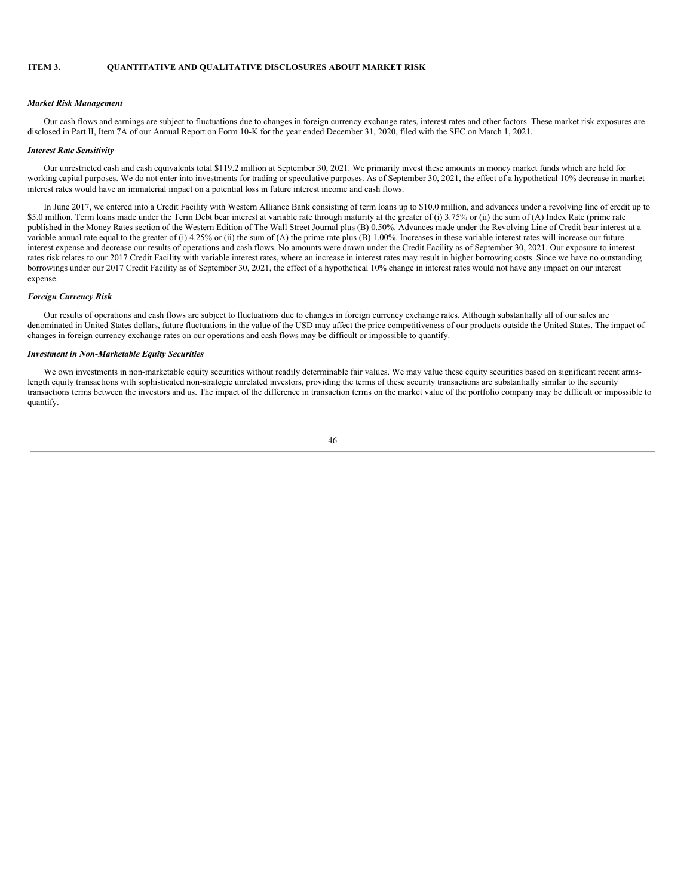## ITEM 3. QUANTITATIVE AND QUALITATIVE DISCLOSURES ABOUT MARKET RISK

***Market Risk Management***

Our cash flows and earnings are subject to fluctuations due to changes in foreign currency exchange rates, interest rates and other factors. These market risk exposures are disclosed in Part II, Item 7A of our Annual Report on Form 10-K for the year ended December 31, 2020, filed with the SEC on March 1, 2021.

***Interest Rate Sensitivity***

Our unrestricted cash and cash equivalents total $119.2 million at September 30, 2021. We primarily invest these amounts in money market funds which are held for working capital purposes. We do not enter into investments for trading or speculative purposes. As of September 30, 2021, the effect of a hypothetical 10% decrease in market interest rates would have an immaterial impact on a potential loss in future interest income and cash flows.

In June 2017, we entered into a Credit Facility with Western Alliance Bank consisting of term loans up to $10.0 million, and advances under a revolving line of credit up to $5.0 million. Term loans made under the Term Debt bear interest at variable rate through maturity at the greater of (i) 3.75% or (ii) the sum of (A) Index Rate (prime rate published in the Money Rates section of the Western Edition of The Wall Street Journal plus (B) 0.50%. Advances made under the Revolving Line of Credit bear interest at a variable annual rate equal to the greater of (i) 4.25% or (ii) the sum of (A) the prime rate plus (B) 1.00%. Increases in these variable interest rates will increase our future interest expense and decrease our results of operations and cash flows. No amounts were drawn under the Credit Facility as of September 30, 2021. Our exposure to interest rates risk relates to our 2017 Credit Facility with variable interest rates, where an increase in interest rates may result in higher borrowing costs. Since we have no outstanding borrowings under our 2017 Credit Facility as of September 30, 2021, the effect of a hypothetical 10% change in interest rates would not have any impact on our interest expense.

***Foreign Currency Risk***

Our results of operations and cash flows are subject to fluctuations due to changes in foreign currency exchange rates. Although substantially all of our sales are denominated in United States dollars, future fluctuations in the value of the USD may affect the price competitiveness of our products outside the United States. The impact of changes in foreign currency exchange rates on our operations and cash flows may be difficult or impossible to quantify.

***Investment in Non-Marketable Equity Securities***

We own investments in non-marketable equity securities without readily determinable fair values. We may value these equity securities based on significant recent arms-length equity transactions with sophisticated non-strategic unrelated investors, providing the terms of these security transactions are substantially similar to the security transactions terms between the investors and us. The impact of the difference in transaction terms on the market value of the portfolio company may be difficult or impossible to quantify.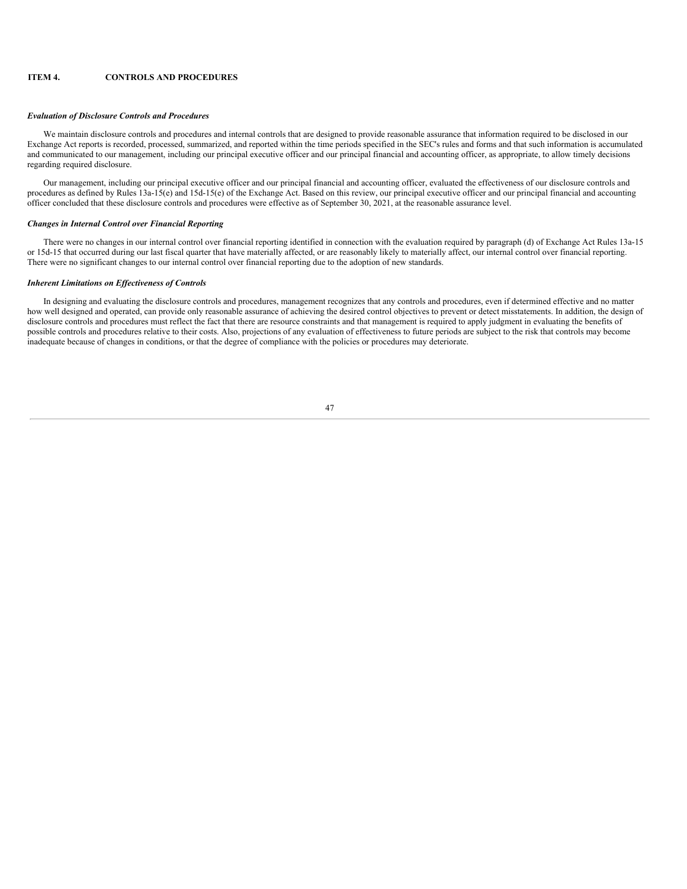## ITEM 4. CONTROLS AND PROCEDURES

***Evaluation of Disclosure Controls and Procedures***

We maintain disclosure controls and procedures and internal controls that are designed to provide reasonable assurance that information required to be disclosed in our Exchange Act reports is recorded, processed, summarized, and reported within the time periods specified in the SEC's rules and forms and that such information is accumulated and communicated to our management, including our principal executive officer and our principal financial and accounting officer, as appropriate, to allow timely decisions regarding required disclosure.

Our management, including our principal executive officer and our principal financial and accounting officer, evaluated the effectiveness of our disclosure controls and procedures as defined by Rules 13a-15(e) and 15d-15(e) of the Exchange Act. Based on this review, our principal executive officer and our principal financial and accounting officer concluded that these disclosure controls and procedures were effective as of September 30, 2021, at the reasonable assurance level.

***Changes in Internal Control over Financial Reporting***

There were no changes in our internal control over financial reporting identified in connection with the evaluation required by paragraph (d) of Exchange Act Rules 13a-15 or 15d-15 that occurred during our last fiscal quarter that have materially affected, or are reasonably likely to materially affect, our internal control over financial reporting. There were no significant changes to our internal control over financial reporting due to the adoption of new standards.

***Inherent Limitations on Effectiveness of Controls***

In designing and evaluating the disclosure controls and procedures, management recognizes that any controls and procedures, even if determined effective and no matter how well designed and operated, can provide only reasonable assurance of achieving the desired control objectives to prevent or detect misstatements. In addition, the design of disclosure controls and procedures must reflect the fact that there are resource constraints and that management is required to apply judgment in evaluating the benefits of possible controls and procedures relative to their costs. Also, projections of any evaluation of effectiveness to future periods are subject to the risk that controls may become inadequate because of changes in conditions, or that the degree of compliance with the policies or procedures may deteriorate.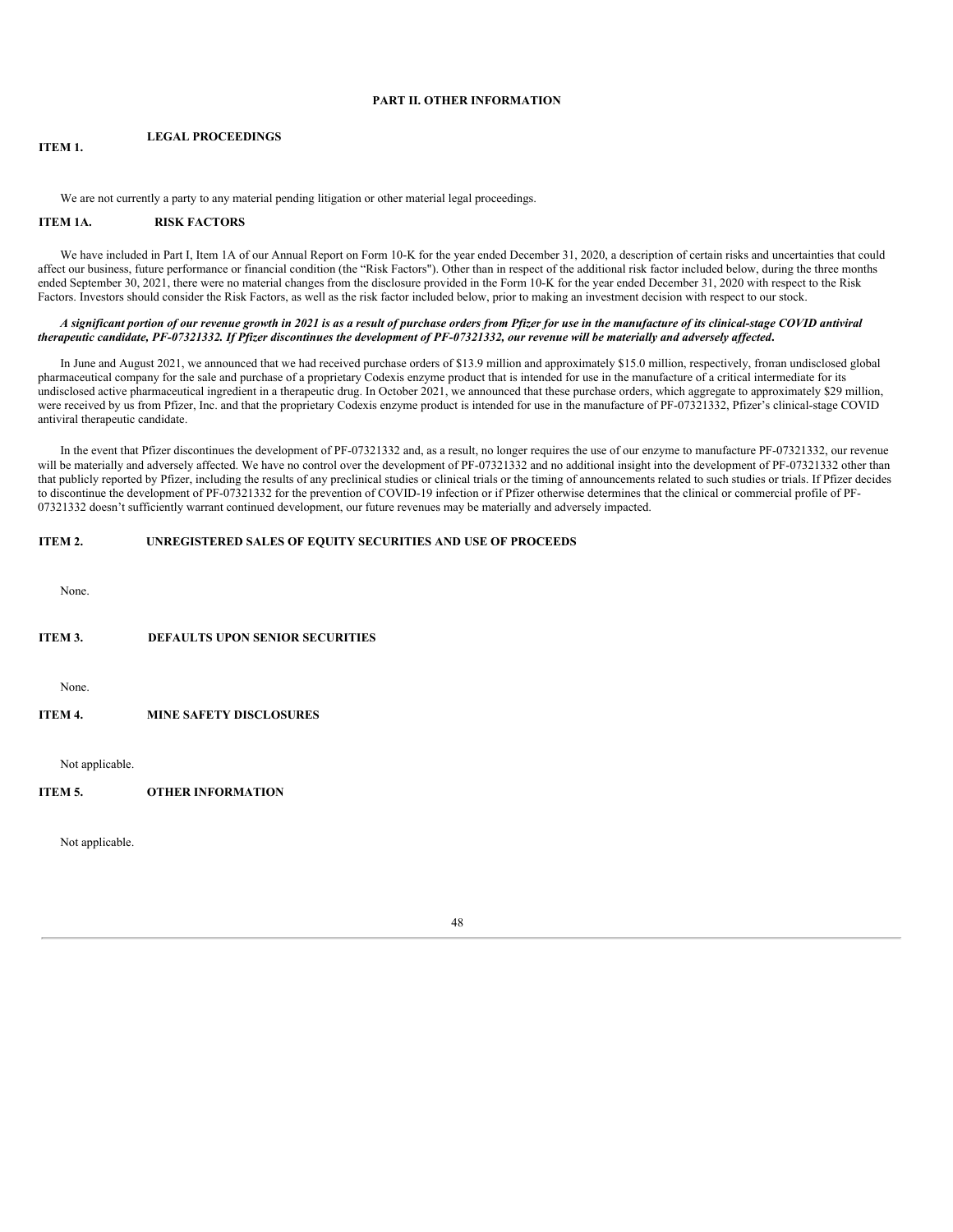# PART II. OTHER INFORMATION

## ITEM 1. LEGAL PROCEEDINGS

We are not currently a party to any material pending litigation or other material legal proceedings.

## ITEM 1A. RISK FACTORS

We have included in Part I, Item 1A of our Annual Report on Form 10-K for the year ended December 31, 2020, a description of certain risks and uncertainties that could affect our business, future performance or financial condition (the "Risk Factors"). Other than in respect of the additional risk factor included below, during the three months ended September 30, 2021, there were no material changes from the disclosure provided in the Form 10-K for the year ended December 31, 2020 with respect to the Risk Factors. Investors should consider the Risk Factors, as well as the risk factor included below, prior to making an investment decision with respect to our stock.

***A significant portion of our revenue growth in 2021 is as a result of purchase orders from Pfizer for use in the manufacture of its clinical-stage COVID antiviral therapeutic candidate, PF-07321332. If Pfizer discontinues the development of PF-07321332, our revenue will be materially and adversely affected.***

In June and August 2021, we announced that we had received purchase orders of $13.9 million and approximately $15.0 million, respectively, froran undisclosed global pharmaceutical company for the sale and purchase of a proprietary Codexis enzyme product that is intended for use in the manufacture of a critical intermediate for its undisclosed active pharmaceutical ingredient in a therapeutic drug. In October 2021, we announced that these purchase orders, which aggregate to approximately $29 million, were received by us from Pfizer, Inc. and that the proprietary Codexis enzyme product is intended for use in the manufacture of PF-07321332, Pfizer's clinical-stage COVID antiviral therapeutic candidate.

In the event that Pfizer discontinues the development of PF-07321332 and, as a result, no longer requires the use of our enzyme to manufacture PF-07321332, our revenue will be materially and adversely affected. We have no control over the development of PF-07321332 and no additional insight into the development of PF-07321332 other than that publicly reported by Pfizer, including the results of any preclinical studies or clinical trials or the timing of announcements related to such studies or trials. If Pfizer decides to discontinue the development of PF-07321332 for the prevention of COVID-19 infection or if Pfizer otherwise determines that the clinical or commercial profile of PF-07321332 doesn't sufficiently warrant continued development, our future revenues may be materially and adversely impacted.

## ITEM 2. UNREGISTERED SALES OF EQUITY SECURITIES AND USE OF PROCEEDS

None.

## ITEM 3. DEFAULTS UPON SENIOR SECURITIES

None.

## ITEM 4. MINE SAFETY DISCLOSURES

Not applicable.

## ITEM 5. OTHER INFORMATION

Not applicable.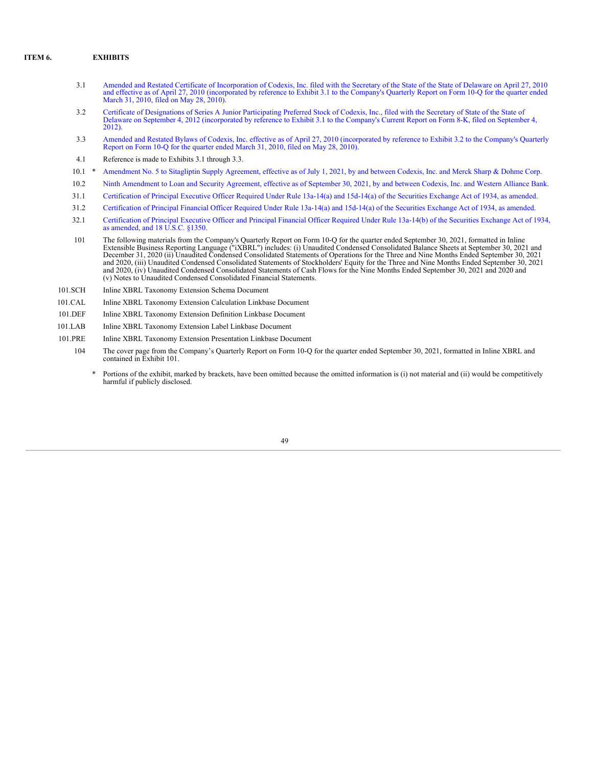## ITEM 6. EXHIBITS

| | | |
|---|---|---|
| 3.1 | | Amended and Restated Certificate of Incorporation of Codexis, Inc. filed with the Secretary of the State of the State of Delaware on April 27, 2010 and effective as of April 27, 2010 (incorporated by reference to Exhibit 3.1 to the Company's Quarterly Report on Form 10-Q for the quarter ended March 31, 2010, filed on May 28, 2010). |
| 3.2 | | Certificate of Designations of Series A Junior Participating Preferred Stock of Codexis, Inc., filed with the Secretary of State of the State of Delaware on September 4, 2012 (incorporated by reference to Exhibit 3.1 to the Company's Current Report on Form 8-K, filed on September 4, 2012). |
| 3.3 | | Amended and Restated Bylaws of Codexis, Inc. effective as of April 27, 2010 (incorporated by reference to Exhibit 3.2 to the Company's Quarterly Report on Form 10-Q for the quarter ended March 31, 2010, filed on May 28, 2010). |
| 4.1 | | Reference is made to Exhibits 3.1 through 3.3. |
| 10.1 | * | Amendment No. 5 to Sitagliptin Supply Agreement, effective as of July 1, 2021, by and between Codexis, Inc. and Merck Sharp & Dohme Corp. |
| 10.2 | | Ninth Amendment to Loan and Security Agreement, effective as of September 30, 2021, by and between Codexis, Inc. and Western Alliance Bank. |
| 31.1 | | Certification of Principal Executive Officer Required Under Rule 13a-14(a) and 15d-14(a) of the Securities Exchange Act of 1934, as amended. |
| 31.2 | | Certification of Principal Financial Officer Required Under Rule 13a-14(a) and 15d-14(a) of the Securities Exchange Act of 1934, as amended. |
| 32.1 | | Certification of Principal Executive Officer and Principal Financial Officer Required Under Rule 13a-14(b) of the Securities Exchange Act of 1934, as amended, and 18 U.S.C. §1350. |
| 101 | | The following materials from the Company's Quarterly Report on Form 10-Q for the quarter ended September 30, 2021, formatted in Inline Extensible Business Reporting Language ("iXBRL") includes: (i) Unaudited Condensed Consolidated Balance Sheets at September 30, 2021 and December 31, 2020 (ii) Unaudited Condensed Consolidated Statements of Operations for the Three and Nine Months Ended September 30, 2021 and 2020, (iii) Unaudited Condensed Consolidated Statements of Stockholders' Equity for the Three and Nine Months Ended September 30, 2021 and 2020, (iv) Unaudited Condensed Consolidated Statements of Cash Flows for the Nine Months Ended September 30, 2021 and 2020 and (v) Notes to Unaudited Condensed Consolidated Financial Statements. |
| 101.SCH | | Inline XBRL Taxonomy Extension Schema Document |
| 101.CAL | | Inline XBRL Taxonomy Extension Calculation Linkbase Document |
| 101.DEF | | Inline XBRL Taxonomy Extension Definition Linkbase Document |
| 101.LAB | | Inline XBRL Taxonomy Extension Label Linkbase Document |
| 101.PRE | | Inline XBRL Taxonomy Extension Presentation Linkbase Document |
| 104 | | The cover page from the Company's Quarterly Report on Form 10-Q for the quarter ended September 30, 2021, formatted in Inline XBRL and contained in Exhibit 101. |

\* Portions of the exhibit, marked by brackets, have been omitted because the omitted information is (i) not material and (ii) would be competitively harmful if publicly disclosed.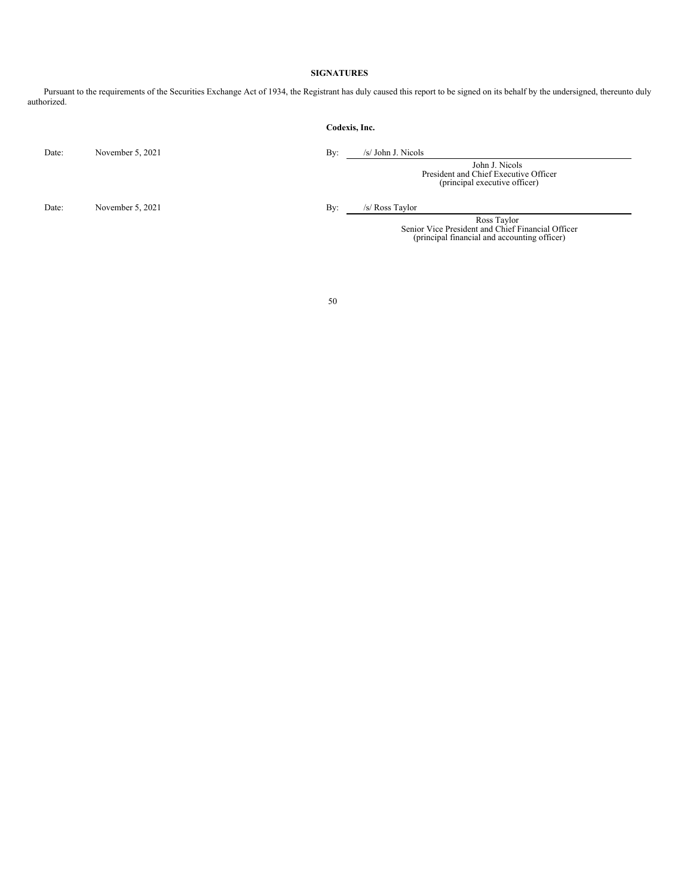## SIGNATURES

Pursuant to the requirements of the Securities Exchange Act of 1934, the Registrant has duly caused this report to be signed on its behalf by the undersigned, thereunto duly authorized.

**Codexis, Inc.**

| | | | |
|---|---|---|---|
| Date: | November 5, 2021 | By: | /s/ John J. Nicols |
| | | | John J. Nicols<br>President and Chief Executive Officer<br>(principal executive officer) |
| Date: | November 5, 2021 | By: | /s/ Ross Taylor |
| | | | Ross Taylor<br>Senior Vice President and Chief Financial Officer<br>(principal financial and accounting officer) |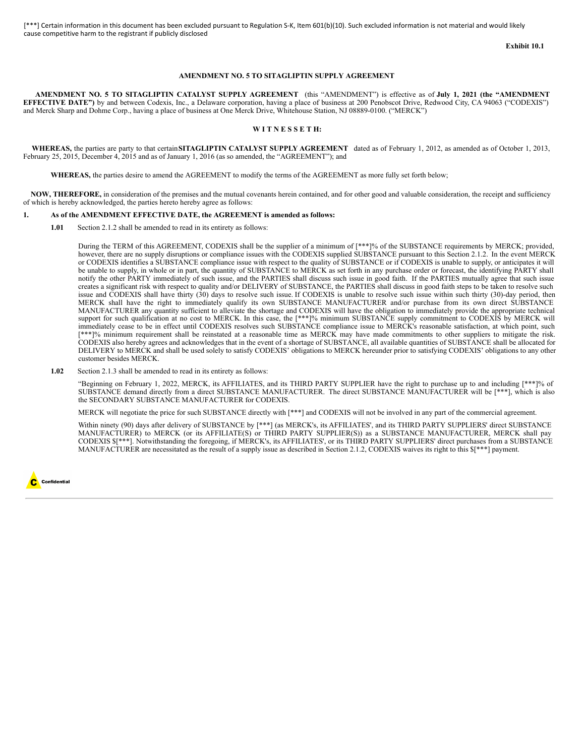[***] Certain information in this document has been excluded pursuant to Regulation S-K, Item 601(b)(10). Such excluded information is not material and would likely cause competitive harm to the registrant if publicly disclosed

**Exhibit 10.1**

**AMENDMENT NO. 5 TO SITAGLIPTIN SUPPLY AGREEMENT**

**AMENDMENT NO. 5 TO SITAGLIPTIN CATALYST SUPPLY AGREEMENT** (this "AMENDMENT") is effective as of **July 1, 2021 (the "AMENDMENT EFFECTIVE DATE")** by and between Codexis, Inc., a Delaware corporation, having a place of business at 200 Penobscot Drive, Redwood City, CA 94063 ("CODEXIS") and Merck Sharp and Dohme Corp., having a place of business at One Merck Drive, Whitehouse Station, NJ 08889-0100. ("MERCK")

**W I T N E S S E T H:**

**WHEREAS,** the parties are party to that certain **SITAGLIPTIN CATALYST SUPPLY AGREEMENT** dated as of February 1, 2012, as amended as of October 1, 2013, February 25, 2015, December 4, 2015 and as of January 1, 2016 (as so amended, the "AGREEMENT"); and

**WHEREAS,** the parties desire to amend the AGREEMENT to modify the terms of the AGREEMENT as more fully set forth below;

**NOW, THEREFORE,** in consideration of the premises and the mutual covenants herein contained, and for other good and valuable consideration, the receipt and sufficiency of which is hereby acknowledged, the parties hereto hereby agree as follows:

**1. As of the AMENDMENT EFFECTIVE DATE, the AGREEMENT is amended as follows:**

**1.01** Section 2.1.2 shall be amended to read in its entirety as follows:

During the TERM of this AGREEMENT, CODEXIS shall be the supplier of a minimum of [***]% of the SUBSTANCE requirements by MERCK; provided, however, there are no supply disruptions or compliance issues with the CODEXIS supplied SUBSTANCE pursuant to this Section 2.1.2. In the event MERCK or CODEXIS identifies a SUBSTANCE compliance issue with respect to the quality of SUBSTANCE or if CODEXIS is unable to supply, or anticipates it will be unable to supply, in whole or in part, the quantity of SUBSTANCE to MERCK as set forth in any purchase order or forecast, the identifying PARTY shall notify the other PARTY immediately of such issue, and the PARTIES shall discuss such issue in good faith. If the PARTIES mutually agree that such issue creates a significant risk with respect to quality and/or DELIVERY of SUBSTANCE, the PARTIES shall discuss in good faith steps to be taken to resolve such issue and CODEXIS shall have thirty (30) days to resolve such issue. If CODEXIS is unable to resolve such issue within such thirty (30)-day period, then MERCK shall have the right to immediately qualify its own SUBSTANCE MANUFACTURER and/or purchase from its own direct SUBSTANCE MANUFACTURER any quantity sufficient to alleviate the shortage and CODEXIS will have the obligation to immediately provide the appropriate technical support for such qualification at no cost to MERCK. In this case, the [***]% minimum SUBSTANCE supply commitment to CODEXIS by MERCK will immediately cease to be in effect until CODEXIS resolves such SUBSTANCE compliance issue to MERCK's reasonable satisfaction, at which point, such [***]% minimum requirement shall be reinstated at a reasonable time as MERCK may have made commitments to other suppliers to mitigate the risk. CODEXIS also hereby agrees and acknowledges that in the event of a shortage of SUBSTANCE, all available quantities of SUBSTANCE shall be allocated for DELIVERY to MERCK and shall be used solely to satisfy CODEXIS' obligations to MERCK hereunder prior to satisfying CODEXIS' obligations to any other customer besides MERCK.

**1.02** Section 2.1.3 shall be amended to read in its entirety as follows:

"Beginning on February 1, 2022, MERCK, its AFFILIATES, and its THIRD PARTY SUPPLIER have the right to purchase up to and including [***]% of SUBSTANCE demand directly from a direct SUBSTANCE MANUFACTURER. The direct SUBSTANCE MANUFACTURER will be [***], which is also the SECONDARY SUBSTANCE MANUFACTURER for CODEXIS.

MERCK will negotiate the price for such SUBSTANCE directly with [***] and CODEXIS will not be involved in any part of the commercial agreement.

Within ninety (90) days after delivery of SUBSTANCE by [***] (as MERCK's, its AFFILIATES', and its THIRD PARTY SUPPLIERS' direct SUBSTANCE MANUFACTURER) to MERCK (or its AFFILIATE(S) or THIRD PARTY SUPPLIER(S)) as a SUBSTANCE MANUFACTURER, MERCK shall pay CODEXIS $[***]. Notwithstanding the foregoing, if MERCK's, its AFFILIATES', or its THIRD PARTY SUPPLIERS' direct purchases from a SUBSTANCE MANUFACTURER are necessitated as the result of a supply issue as described in Section 2.1.2, CODEXIS waives its right to this $[***] payment.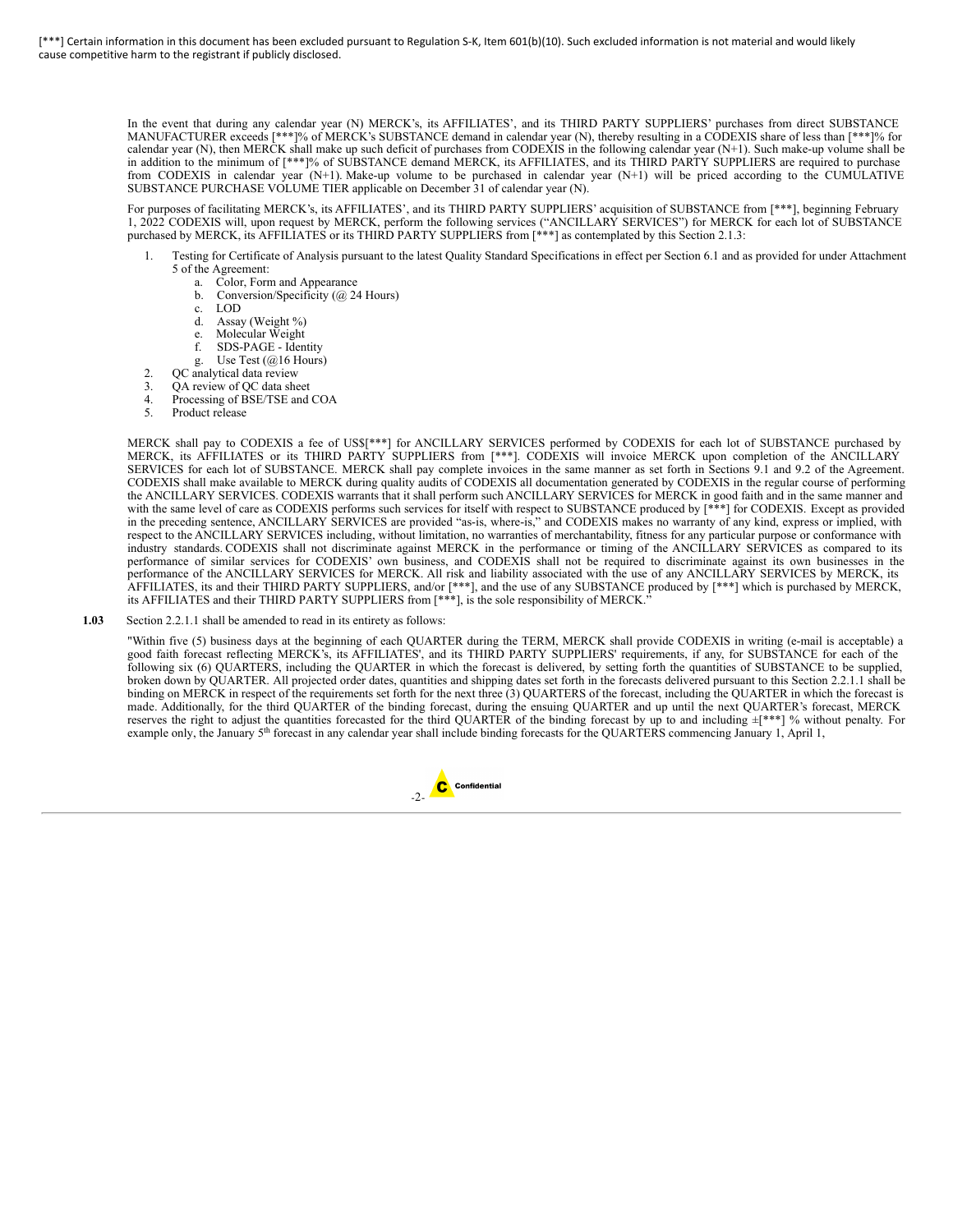[***] Certain information in this document has been excluded pursuant to Regulation S-K, Item 601(b)(10). Such excluded information is not material and would likely cause competitive harm to the registrant if publicly disclosed.

In the event that during any calendar year (N) MERCK's, its AFFILIATES', and its THIRD PARTY SUPPLIERS' purchases from direct SUBSTANCE MANUFACTURER exceeds [***]% of MERCK's SUBSTANCE demand in calendar year (N), thereby resulting in a CODEXIS share of less than [***]% for calendar year (N), then MERCK shall make up such deficit of purchases from CODEXIS in the following calendar year (N+1). Such make-up volume shall be in addition to the minimum of [***]% of SUBSTANCE demand MERCK, its AFFILIATES, and its THIRD PARTY SUPPLIERS are required to purchase from CODEXIS in calendar year (N+1). Make-up volume to be purchased in calendar year (N+1) will be priced according to the CUMULATIVE SUBSTANCE PURCHASE VOLUME TIER applicable on December 31 of calendar year (N).

For purposes of facilitating MERCK's, its AFFILIATES', and its THIRD PARTY SUPPLIERS' acquisition of SUBSTANCE from [***], beginning February 1, 2022 CODEXIS will, upon request by MERCK, perform the following services ("ANCILLARY SERVICES") for MERCK for each lot of SUBSTANCE purchased by MERCK, its AFFILIATES or its THIRD PARTY SUPPLIERS from [***] as contemplated by this Section 2.1.3:

1. Testing for Certificate of Analysis pursuant to the latest Quality Standard Specifications in effect per Section 6.1 and as provided for under Attachment 5 of the Agreement:
    a. Color, Form and Appearance
    b. Conversion/Specificity (@ 24 Hours)
    c. LOD
    d. Assay (Weight %)
    e. Molecular Weight
    f. SDS-PAGE - Identity
    g. Use Test (@16 Hours)
2. QC analytical data review
3. QA review of QC data sheet
4. Processing of BSE/TSE and COA
5. Product release

MERCK shall pay to CODEXIS a fee of US$[***] for ANCILLARY SERVICES performed by CODEXIS for each lot of SUBSTANCE purchased by MERCK, its AFFILIATES or its THIRD PARTY SUPPLIERS from [***]. CODEXIS will invoice MERCK upon completion of the ANCILLARY SERVICES for each lot of SUBSTANCE. MERCK shall pay complete invoices in the same manner as set forth in Sections 9.1 and 9.2 of the Agreement. CODEXIS shall make available to MERCK during quality audits of CODEXIS all documentation generated by CODEXIS in the regular course of performing the ANCILLARY SERVICES. CODEXIS warrants that it shall perform such ANCILLARY SERVICES for MERCK in good faith and in the same manner and with the same level of care as CODEXIS performs such services for itself with respect to SUBSTANCE produced by [***] for CODEXIS. Except as provided in the preceding sentence, ANCILLARY SERVICES are provided "as-is, where-is," and CODEXIS makes no warranty of any kind, express or implied, with respect to the ANCILLARY SERVICES including, without limitation, no warranties of merchantability, fitness for any particular purpose or conformance with industry standards. CODEXIS shall not discriminate against MERCK in the performance or timing of the ANCILLARY SERVICES as compared to its performance of similar services for CODEXIS' own business, and CODEXIS shall not be required to discriminate against its own businesses in the performance of the ANCILLARY SERVICES for MERCK. All risk and liability associated with the use of any ANCILLARY SERVICES by MERCK, its AFFILIATES, its and their THIRD PARTY SUPPLIERS, and/or [***], and the use of any SUBSTANCE produced by [***] which is purchased by MERCK, its AFFILIATES and their THIRD PARTY SUPPLIERS from [***], is the sole responsibility of MERCK."

**1.03** Section 2.2.1.1 shall be amended to read in its entirety as follows:

"Within five (5) business days at the beginning of each QUARTER during the TERM, MERCK shall provide CODEXIS in writing (e-mail is acceptable) a good faith forecast reflecting MERCK's, its AFFILIATES', and its THIRD PARTY SUPPLIERS' requirements, if any, for SUBSTANCE for each of the following six (6) QUARTERS, including the QUARTER in which the forecast is delivered, by setting forth the quantities of SUBSTANCE to be supplied, broken down by QUARTER. All projected order dates, quantities and shipping dates set forth in the forecasts delivered pursuant to this Section 2.2.1.1 shall be binding on MERCK in respect of the requirements set forth for the next three (3) QUARTERS of the forecast, including the QUARTER in which the forecast is made. Additionally, for the third QUARTER of the binding forecast, during the ensuing QUARTER and up until the next QUARTER's forecast, MERCK reserves the right to adjust the quantities forecasted for the third QUARTER of the binding forecast by up to and including ±[***] % without penalty. For example only, the January 5th forecast in any calendar year shall include binding forecasts for the QUARTERS commencing January 1, April 1,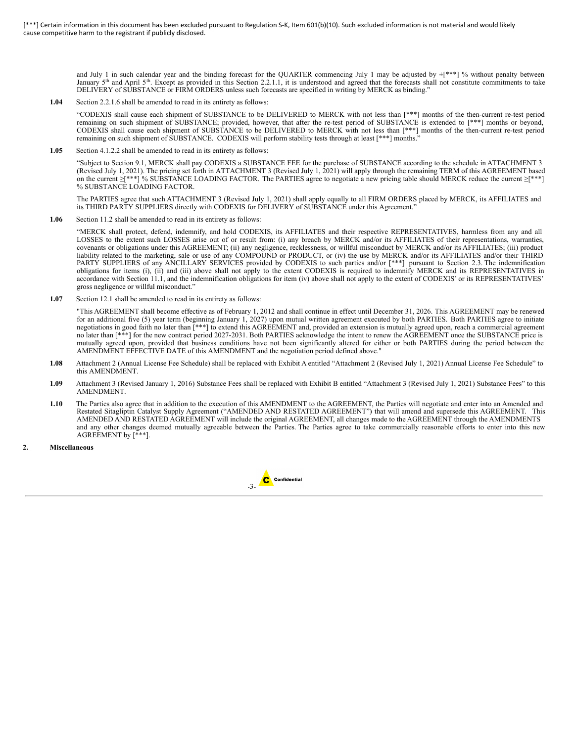[***] Certain information in this document has been excluded pursuant to Regulation S-K, Item 601(b)(10). Such excluded information is not material and would likely cause competitive harm to the registrant if publicly disclosed.

and July 1 in such calendar year and the binding forecast for the QUARTER commencing July 1 may be adjusted by ±[***] % without penalty between January 5th and April 5th. Except as provided in this Section 2.2.1.1, it is understood and agreed that the forecasts shall not constitute commitments to take DELIVERY of SUBSTANCE or FIRM ORDERS unless such forecasts are specified in writing by MERCK as binding."

**1.04** Section 2.2.1.6 shall be amended to read in its entirety as follows:

"CODEXIS shall cause each shipment of SUBSTANCE to be DELIVERED to MERCK with not less than [***] months of the then-current re-test period remaining on such shipment of SUBSTANCE; provided, however, that after the re-test period of SUBSTANCE is extended to [***] months or beyond, CODEXIS shall cause each shipment of SUBSTANCE to be DELIVERED to MERCK with not less than [***] months of the then-current re-test period remaining on such shipment of SUBSTANCE. CODEXIS will perform stability tests through at least [***] months."

**1.05** Section 4.1.2.2 shall be amended to read in its entirety as follows:

"Subject to Section 9.1, MERCK shall pay CODEXIS a SUBSTANCE FEE for the purchase of SUBSTANCE according to the schedule in ATTACHMENT 3 (Revised July 1, 2021). The pricing set forth in ATTACHMENT 3 (Revised July 1, 2021) will apply through the remaining TERM of this AGREEMENT based on the current ≥[***] % SUBSTANCE LOADING FACTOR. The PARTIES agree to negotiate a new pricing table should MERCK reduce the current ≥[***] % SUBSTANCE LOADING FACTOR.

The PARTIES agree that such ATTACHMENT 3 (Revised July 1, 2021) shall apply equally to all FIRM ORDERS placed by MERCK, its AFFILIATES and its THIRD PARTY SUPPLIERS directly with CODEXIS for DELIVERY of SUBSTANCE under this Agreement."

**1.06** Section 11.2 shall be amended to read in its entirety as follows:

"MERCK shall protect, defend, indemnify, and hold CODEXIS, its AFFILIATES and their respective REPRESENTATIVES, harmless from any and all LOSSES to the extent such LOSSES arise out of or result from: (i) any breach by MERCK and/or its AFFILIATES of their representations, warranties, covenants or obligations under this AGREEMENT; (ii) any negligence, recklessness, or willful misconduct by MERCK and/or its AFFILIATES; (iii) product liability related to the marketing, sale or use of any COMPOUND or PRODUCT, or (iv) the use by MERCK and/or its AFFILIATES and/or their THIRD PARTY SUPPLIERS of any ANCILLARY SERVICES provided by CODEXIS to such parties and/or [***] pursuant to Section 2.3. The indemnification obligations for items (i), (ii) and (iii) above shall not apply to the extent CODEXIS is required to indemnify MERCK and its REPRESENTATIVES in accordance with Section 11.1, and the indemnification obligations for item (iv) above shall not apply to the extent of CODEXIS' or its REPRESENTATIVES' gross negligence or willful misconduct."

**1.07** Section 12.1 shall be amended to read in its entirety as follows:

"This AGREEMENT shall become effective as of February 1, 2012 and shall continue in effect until December 31, 2026. This AGREEMENT may be renewed for an additional five (5) year term (beginning January 1, 2027) upon mutual written agreement executed by both PARTIES. Both PARTIES agree to initiate negotiations in good faith no later than [***] to extend this AGREEMENT and, provided an extension is mutually agreed upon, reach a commercial agreement no later than [***] for the new contract period 2027-2031. Both PARTIES acknowledge the intent to renew the AGREEMENT once the SUBSTANCE price is mutually agreed upon, provided that business conditions have not been significantly altered for either or both PARTIES during the period between the AMENDMENT EFFECTIVE DATE of this AMENDMENT and the negotiation period defined above."

**1.08** Attachment 2 (Annual License Fee Schedule) shall be replaced with Exhibit A entitled "Attachment 2 (Revised July 1, 2021) Annual License Fee Schedule" to this AMENDMENT.

**1.09** Attachment 3 (Revised January 1, 2016) Substance Fees shall be replaced with Exhibit B entitled "Attachment 3 (Revised July 1, 2021) Substance Fees" to this AMENDMENT.

**1.10** The Parties also agree that in addition to the execution of this AMENDMENT to the AGREEMENT, the Parties will negotiate and enter into an Amended and Restated Sitagliptin Catalyst Supply Agreement ("AMENDED AND RESTATED AGREEMENT") that will amend and supersede this AGREEMENT. This AMENDED AND RESTATED AGREEMENT will include the original AGREEMENT, all changes made to the AGREEMENT through the AMENDMENTS and any other changes deemed mutually agreeable between the Parties. The Parties agree to take commercially reasonable efforts to enter into this new AGREEMENT by [***].

**2. Miscellaneous**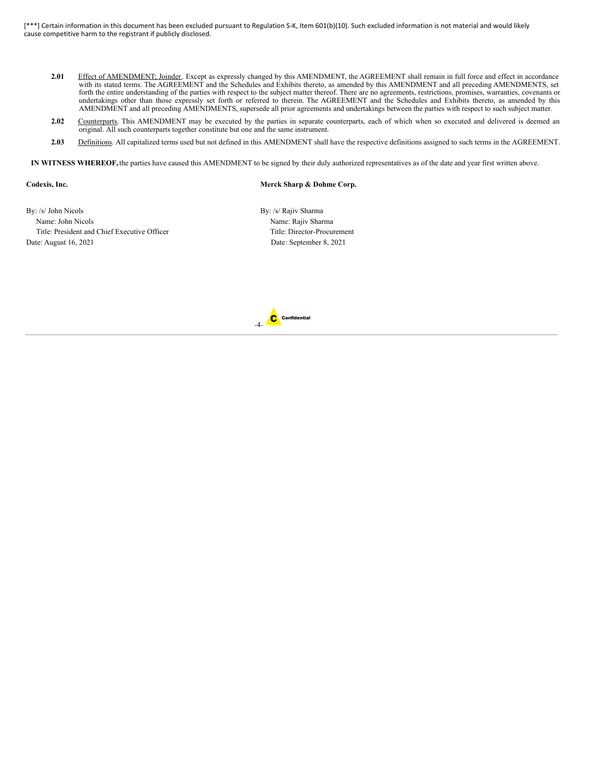[***] Certain information in this document has been excluded pursuant to Regulation S-K, Item 601(b)(10). Such excluded information is not material and would likely cause competitive harm to the registrant if publicly disclosed.

**2.01** Effect of AMENDMENT; Joinder. Except as expressly changed by this AMENDMENT, the AGREEMENT shall remain in full force and effect in accordance with its stated terms. The AGREEMENT and the Schedules and Exhibits thereto, as amended by this AMENDMENT and all preceding AMENDMENTS, set forth the entire understanding of the parties with respect to the subject matter thereof. There are no agreements, restrictions, promises, warranties, covenants or undertakings other than those expressly set forth or referred to therein. The AGREEMENT and the Schedules and Exhibits thereto, as amended by this AMENDMENT and all preceding AMENDMENTS, supersede all prior agreements and undertakings between the parties with respect to such subject matter.

**2.02** Counterparts. This AMENDMENT may be executed by the parties in separate counterparts, each of which when so executed and delivered is deemed an original. All such counterparts together constitute but one and the same instrument.

**2.03** Definitions. All capitalized terms used but not defined in this AMENDMENT shall have the respective definitions assigned to such terms in the AGREEMENT.

**IN WITNESS WHEREOF,** the parties have caused this AMENDMENT to be signed by their duly authorized representatives as of the date and year first written above.

**Codexis, Inc.**

By: /s/ John Nicols
Name: John Nicols
Title: President and Chief Executive Officer
Date: August 16, 2021

**Merck Sharp & Dohme Corp.**

By: /s/ Rajiv Sharma
Name: Rajiv Sharma
Title: Director-Procurement
Date: September 8, 2021

Confidential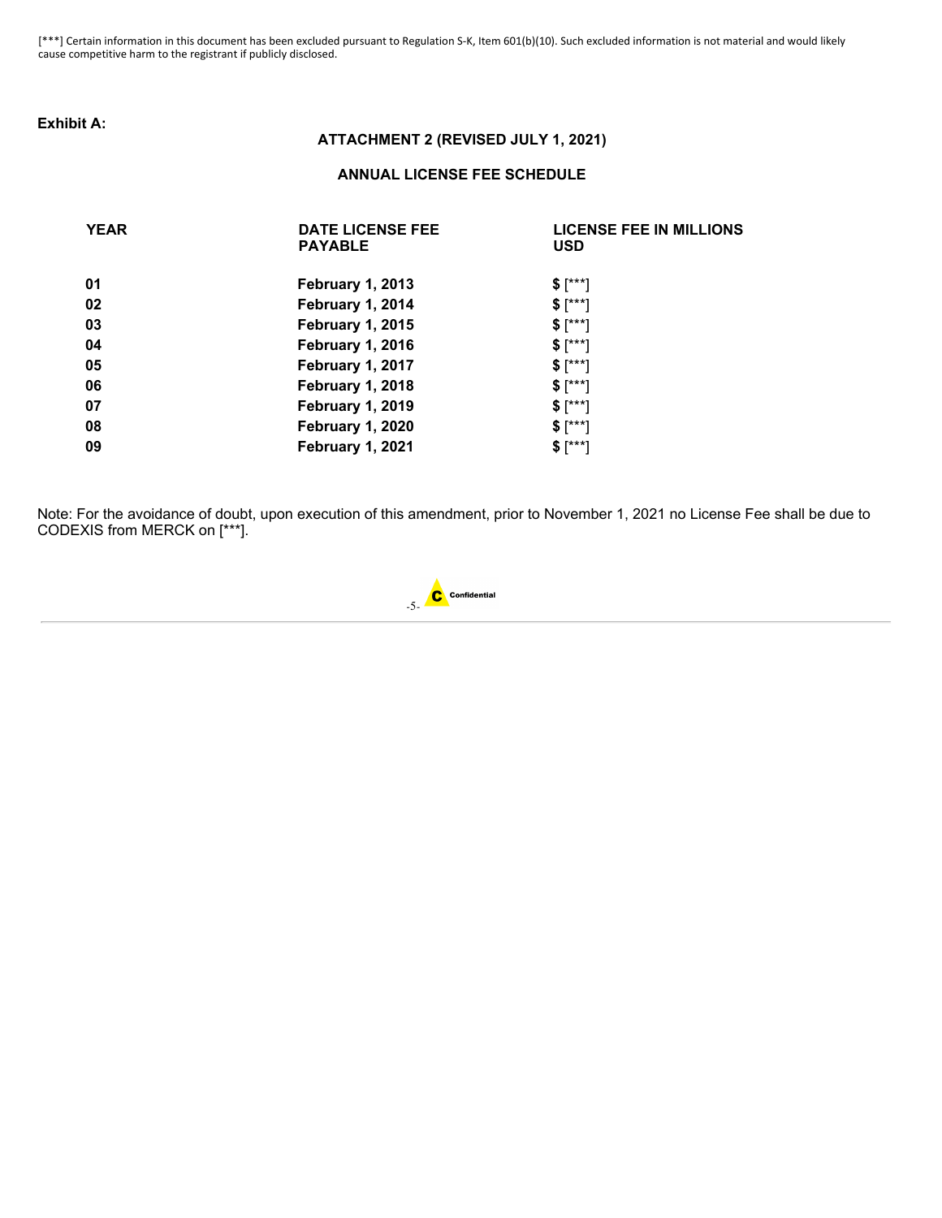[***] Certain information in this document has been excluded pursuant to Regulation S-K, Item 601(b)(10). Such excluded information is not material and would likely cause competitive harm to the registrant if publicly disclosed.

**Exhibit A:**

**ATTACHMENT 2 (REVISED JULY 1, 2021)**

**ANNUAL LICENSE FEE SCHEDULE**

| YEAR | DATE LICENSE FEE PAYABLE | LICENSE FEE IN MILLIONS USD |
|---|---|---|
| 01 | February 1, 2013 | $ [***] |
| 02 | February 1, 2014 | $ [***] |
| 03 | February 1, 2015 | $ [***] |
| 04 | February 1, 2016 | $ [***] |
| 05 | February 1, 2017 | $ [***] |
| 06 | February 1, 2018 | $ [***] |
| 07 | February 1, 2019 | $ [***] |
| 08 | February 1, 2020 | $ [***] |
| 09 | February 1, 2021 | $ [***] |

Note: For the avoidance of doubt, upon execution of this amendment, prior to November 1, 2021 no License Fee shall be due to CODEXIS from MERCK on [***].

Confidential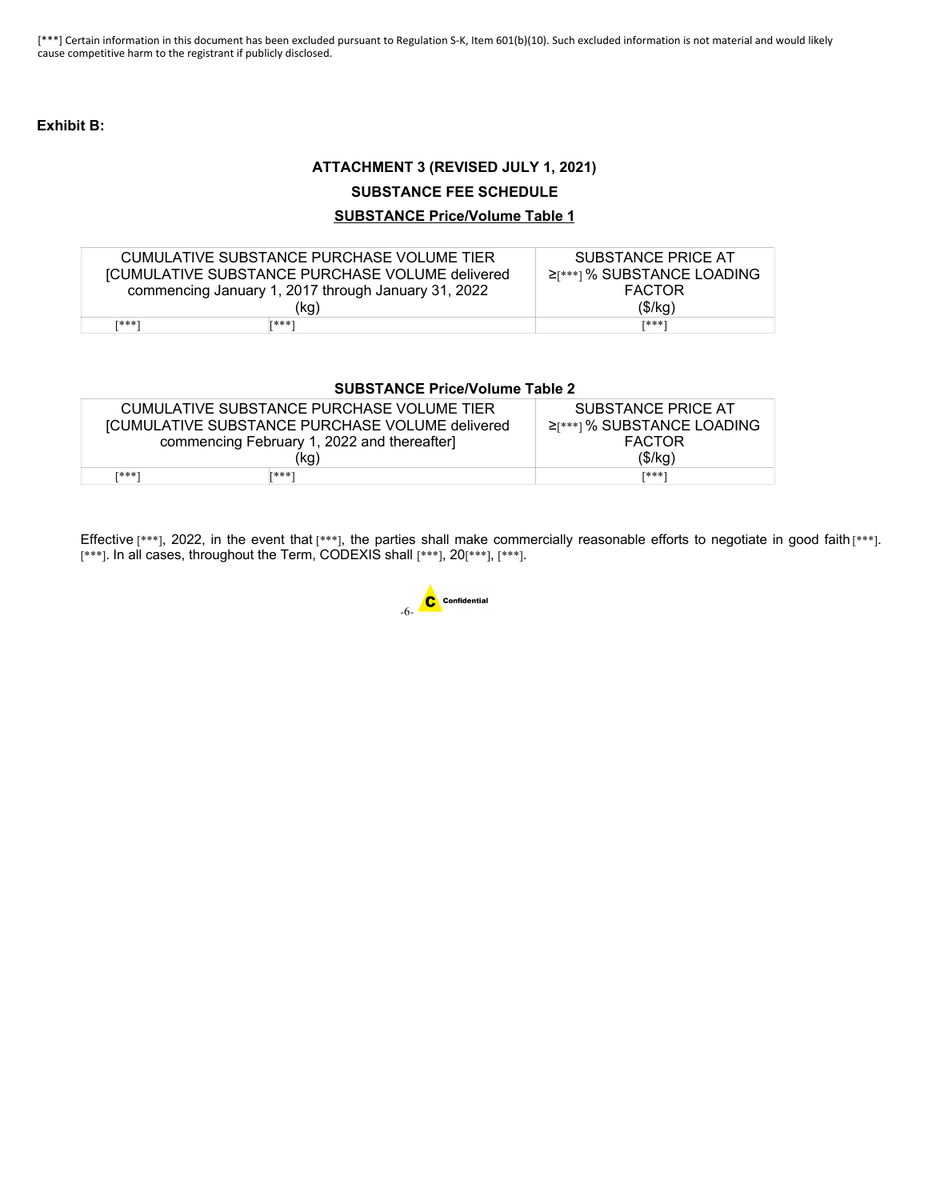[***] Certain information in this document has been excluded pursuant to Regulation S-K, Item 601(b)(10). Such excluded information is not material and would likely cause competitive harm to the registrant if publicly disclosed.

**Exhibit B:**

### ATTACHMENT 3 (REVISED JULY 1, 2021)

### SUBSTANCE FEE SCHEDULE

**SUBSTANCE Price/Volume Table 1**

| CUMULATIVE SUBSTANCE PURCHASE VOLUME TIER [CUMULATIVE SUBSTANCE PURCHASE VOLUME delivered commencing January 1, 2017 through January 31, 2022 (kg) | | SUBSTANCE PRICE AT ≥[***] % SUBSTANCE LOADING FACTOR ($/kg) |
|---|---|---|
| [***] | [***] | [***] |

**SUBSTANCE Price/Volume Table 2**

| CUMULATIVE SUBSTANCE PURCHASE VOLUME TIER [CUMULATIVE SUBSTANCE PURCHASE VOLUME delivered commencing February 1, 2022 and thereafter] (kg) | | SUBSTANCE PRICE AT ≥[***] % SUBSTANCE LOADING FACTOR ($/kg) |
|---|---|---|
| [***] | [***] | [***] |

Effective [***], 2022, in the event that [***], the parties shall make commercially reasonable efforts to negotiate in good faith [***]. [***]. In all cases, throughout the Term, CODEXIS shall [***], 20[***], [***].

Confidential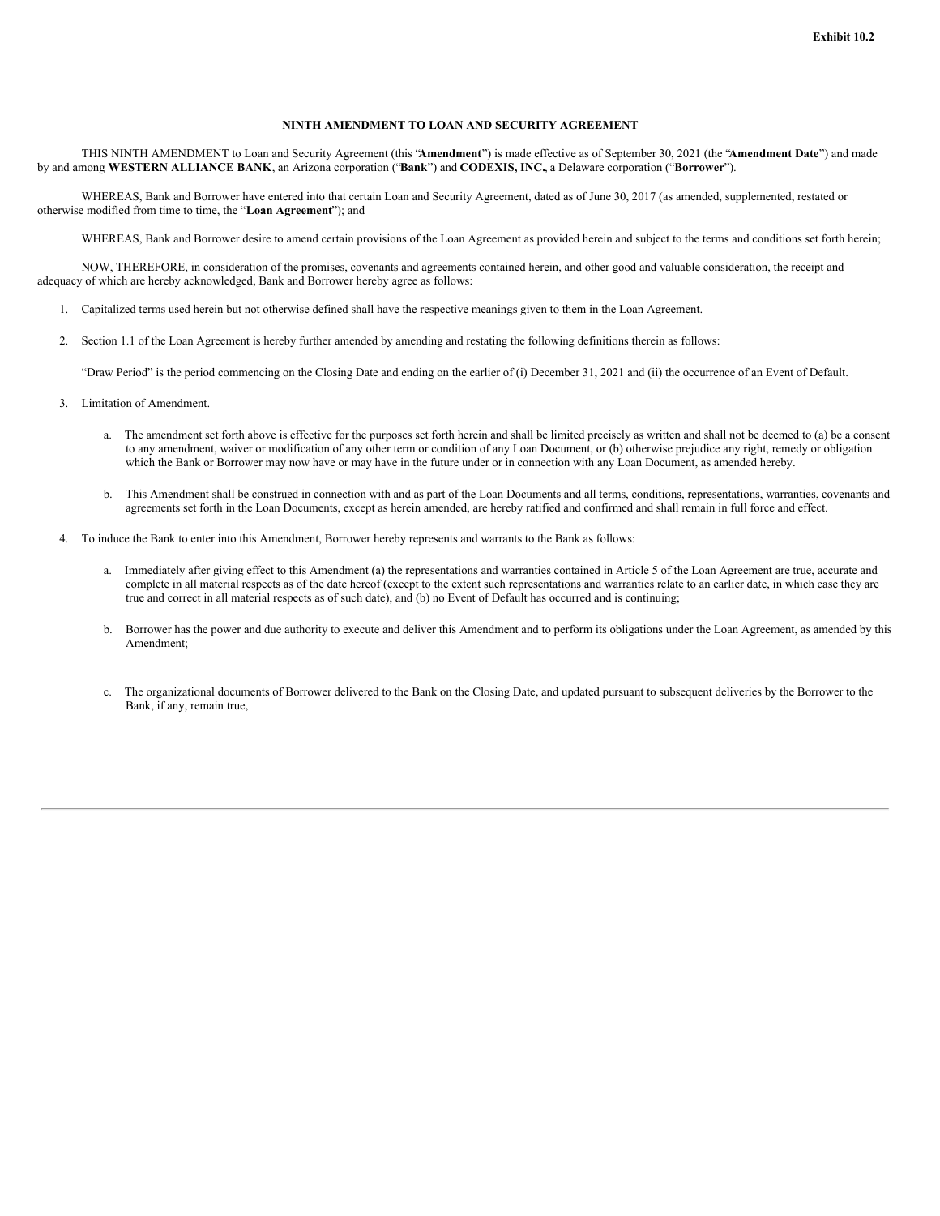**Exhibit 10.2**

**NINTH AMENDMENT TO LOAN AND SECURITY AGREEMENT**

THIS NINTH AMENDMENT to Loan and Security Agreement (this "**Amendment**") is made effective as of September 30, 2021 (the "**Amendment Date**") and made by and among **WESTERN ALLIANCE BANK**, an Arizona corporation ("**Bank**") and **CODEXIS, INC.**, a Delaware corporation ("**Borrower**").

WHEREAS, Bank and Borrower have entered into that certain Loan and Security Agreement, dated as of June 30, 2017 (as amended, supplemented, restated or otherwise modified from time to time, the "**Loan Agreement**"); and

WHEREAS, Bank and Borrower desire to amend certain provisions of the Loan Agreement as provided herein and subject to the terms and conditions set forth herein;

NOW, THEREFORE, in consideration of the promises, covenants and agreements contained herein, and other good and valuable consideration, the receipt and adequacy of which are hereby acknowledged, Bank and Borrower hereby agree as follows:

1. Capitalized terms used herein but not otherwise defined shall have the respective meanings given to them in the Loan Agreement.

2. Section 1.1 of the Loan Agreement is hereby further amended by amending and restating the following definitions therein as follows:

   "Draw Period" is the period commencing on the Closing Date and ending on the earlier of (i) December 31, 2021 and (ii) the occurrence of an Event of Default.

3. Limitation of Amendment.

   a. The amendment set forth above is effective for the purposes set forth herein and shall be limited precisely as written and shall not be deemed to (a) be a consent to any amendment, waiver or modification of any other term or condition of any Loan Document, or (b) otherwise prejudice any right, remedy or obligation which the Bank or Borrower may now have or may have in the future under or in connection with any Loan Document, as amended hereby.

   b. This Amendment shall be construed in connection with and as part of the Loan Documents and all terms, conditions, representations, warranties, covenants and agreements set forth in the Loan Documents, except as herein amended, are hereby ratified and confirmed and shall remain in full force and effect.

4. To induce the Bank to enter into this Amendment, Borrower hereby represents and warrants to the Bank as follows:

   a. Immediately after giving effect to this Amendment (a) the representations and warranties contained in Article 5 of the Loan Agreement are true, accurate and complete in all material respects as of the date hereof (except to the extent such representations and warranties relate to an earlier date, in which case they are true and correct in all material respects as of such date), and (b) no Event of Default has occurred and is continuing;

   b. Borrower has the power and due authority to execute and deliver this Amendment and to perform its obligations under the Loan Agreement, as amended by this Amendment;

   c. The organizational documents of Borrower delivered to the Bank on the Closing Date, and updated pursuant to subsequent deliveries by the Borrower to the Bank, if any, remain true,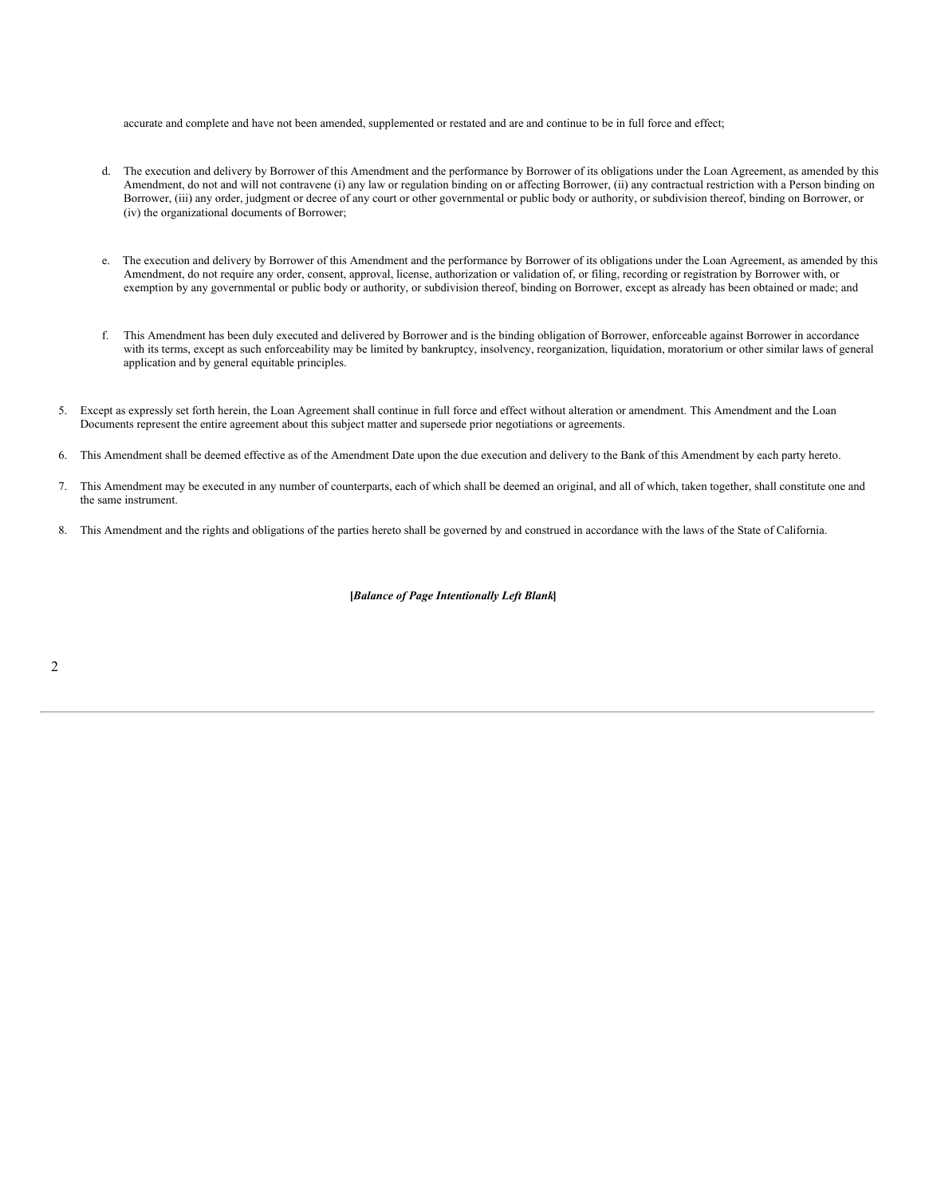accurate and complete and have not been amended, supplemented or restated and are and continue to be in full force and effect;

d. The execution and delivery by Borrower of this Amendment and the performance by Borrower of its obligations under the Loan Agreement, as amended by this Amendment, do not and will not contravene (i) any law or regulation binding on or affecting Borrower, (ii) any contractual restriction with a Person binding on Borrower, (iii) any order, judgment or decree of any court or other governmental or public body or authority, or subdivision thereof, binding on Borrower, or (iv) the organizational documents of Borrower;

e. The execution and delivery by Borrower of this Amendment and the performance by Borrower of its obligations under the Loan Agreement, as amended by this Amendment, do not require any order, consent, approval, license, authorization or validation of, or filing, recording or registration by Borrower with, or exemption by any governmental or public body or authority, or subdivision thereof, binding on Borrower, except as already has been obtained or made; and

f. This Amendment has been duly executed and delivered by Borrower and is the binding obligation of Borrower, enforceable against Borrower in accordance with its terms, except as such enforceability may be limited by bankruptcy, insolvency, reorganization, liquidation, moratorium or other similar laws of general application and by general equitable principles.

5. Except as expressly set forth herein, the Loan Agreement shall continue in full force and effect without alteration or amendment. This Amendment and the Loan Documents represent the entire agreement about this subject matter and supersede prior negotiations or agreements.

6. This Amendment shall be deemed effective as of the Amendment Date upon the due execution and delivery to the Bank of this Amendment by each party hereto.

7. This Amendment may be executed in any number of counterparts, each of which shall be deemed an original, and all of which, taken together, shall constitute one and the same instrument.

8. This Amendment and the rights and obligations of the parties hereto shall be governed by and construed in accordance with the laws of the State of California.

**[*Balance of Page Intentionally Left Blank*]**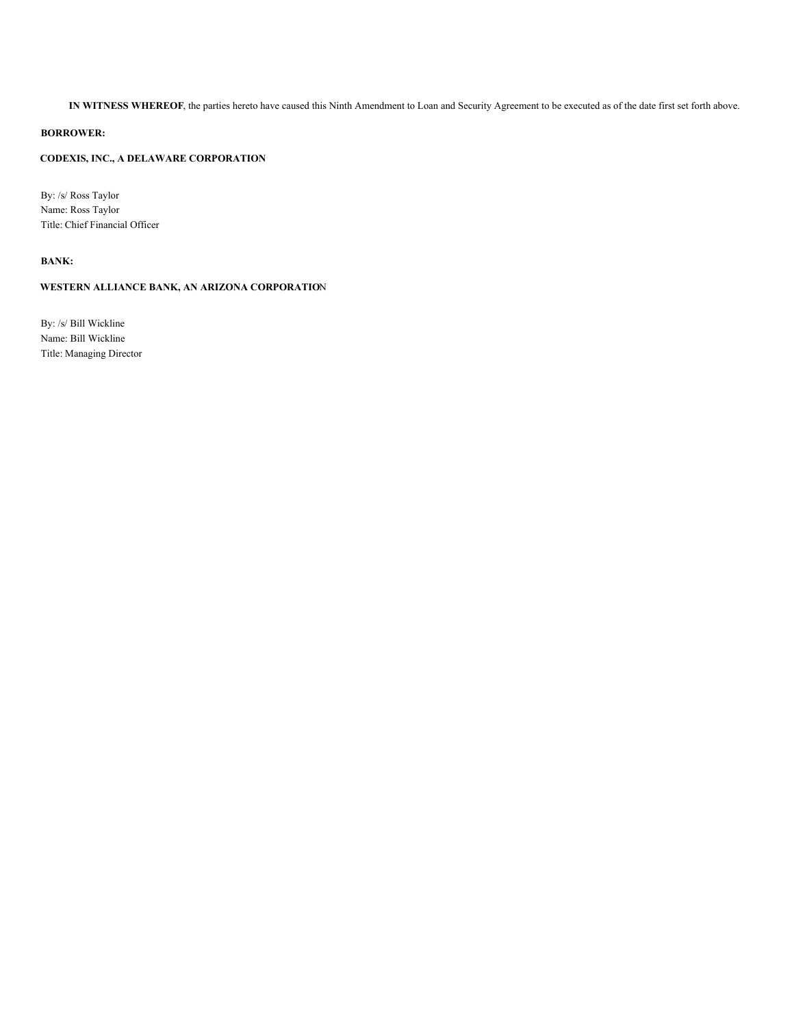**IN WITNESS WHEREOF**, the parties hereto have caused this Ninth Amendment to Loan and Security Agreement to be executed as of the date first set forth above.

**BORROWER:**

**CODEXIS, INC., A DELAWARE CORPORATION**

By: /s/ Ross Taylor
Name: Ross Taylor
Title: Chief Financial Officer

**BANK:**

**WESTERN ALLIANCE BANK, AN ARIZONA CORPORATION**

By: /s/ Bill Wickline
Name: Bill Wickline
Title: Managing Director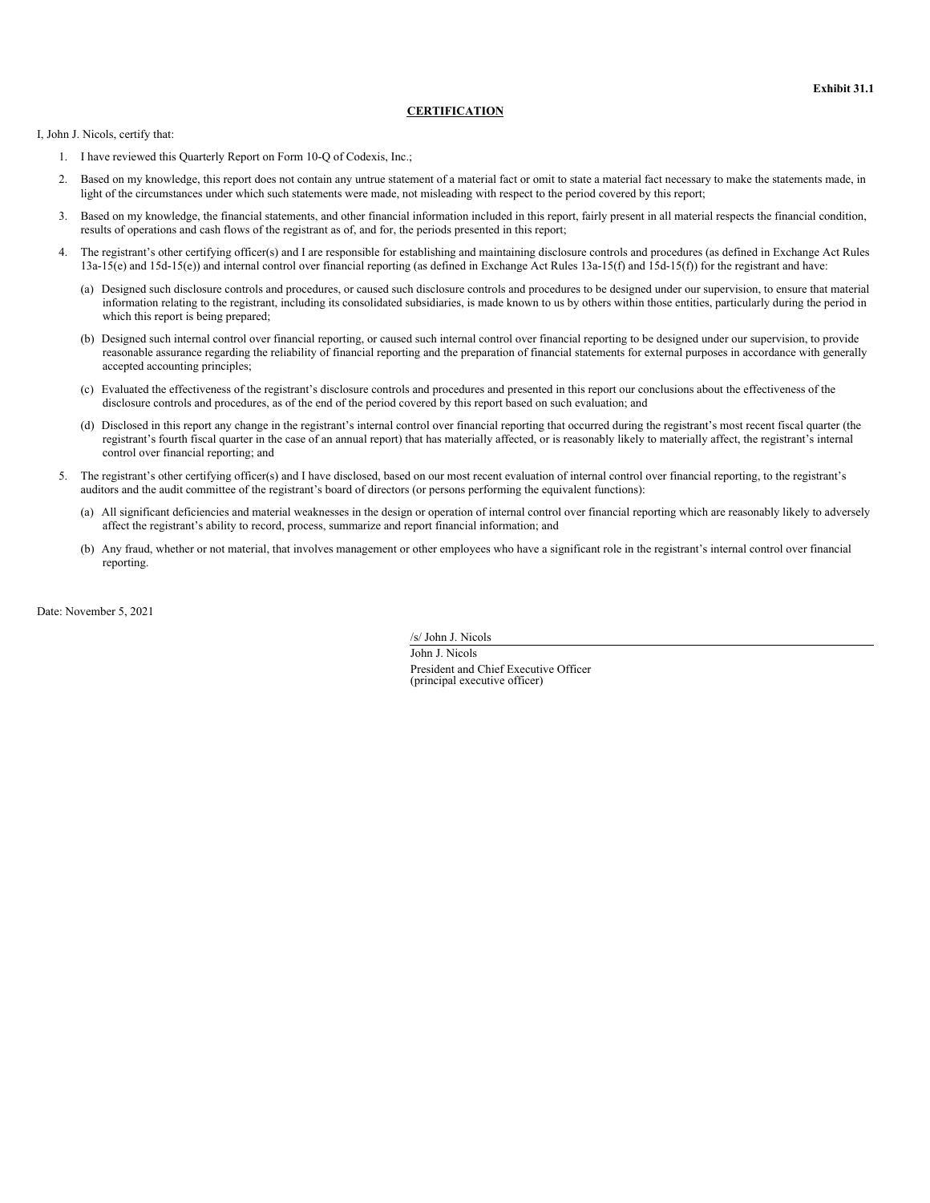**Exhibit 31.1**

**CERTIFICATION**

I, John J. Nicols, certify that:

1. I have reviewed this Quarterly Report on Form 10-Q of Codexis, Inc.;
2. Based on my knowledge, this report does not contain any untrue statement of a material fact or omit to state a material fact necessary to make the statements made, in light of the circumstances under which such statements were made, not misleading with respect to the period covered by this report;
3. Based on my knowledge, the financial statements, and other financial information included in this report, fairly present in all material respects the financial condition, results of operations and cash flows of the registrant as of, and for, the periods presented in this report;
4. The registrant's other certifying officer(s) and I are responsible for establishing and maintaining disclosure controls and procedures (as defined in Exchange Act Rules 13a-15(e) and 15d-15(e)) and internal control over financial reporting (as defined in Exchange Act Rules 13a-15(f) and 15d-15(f)) for the registrant and have:
   (a) Designed such disclosure controls and procedures, or caused such disclosure controls and procedures to be designed under our supervision, to ensure that material information relating to the registrant, including its consolidated subsidiaries, is made known to us by others within those entities, particularly during the period in which this report is being prepared;
   (b) Designed such internal control over financial reporting, or caused such internal control over financial reporting to be designed under our supervision, to provide reasonable assurance regarding the reliability of financial reporting and the preparation of financial statements for external purposes in accordance with generally accepted accounting principles;
   (c) Evaluated the effectiveness of the registrant's disclosure controls and procedures and presented in this report our conclusions about the effectiveness of the disclosure controls and procedures, as of the end of the period covered by this report based on such evaluation; and
   (d) Disclosed in this report any change in the registrant's internal control over financial reporting that occurred during the registrant's most recent fiscal quarter (the registrant's fourth fiscal quarter in the case of an annual report) that has materially affected, or is reasonably likely to materially affect, the registrant's internal control over financial reporting; and
5. The registrant's other certifying officer(s) and I have disclosed, based on our most recent evaluation of internal control over financial reporting, to the registrant's auditors and the audit committee of the registrant's board of directors (or persons performing the equivalent functions):
   (a) All significant deficiencies and material weaknesses in the design or operation of internal control over financial reporting which are reasonably likely to adversely affect the registrant's ability to record, process, summarize and report financial information; and
   (b) Any fraud, whether or not material, that involves management or other employees who have a significant role in the registrant's internal control over financial reporting.

Date: November 5, 2021

/s/ John J. Nicols
John J. Nicols
President and Chief Executive Officer
(principal executive officer)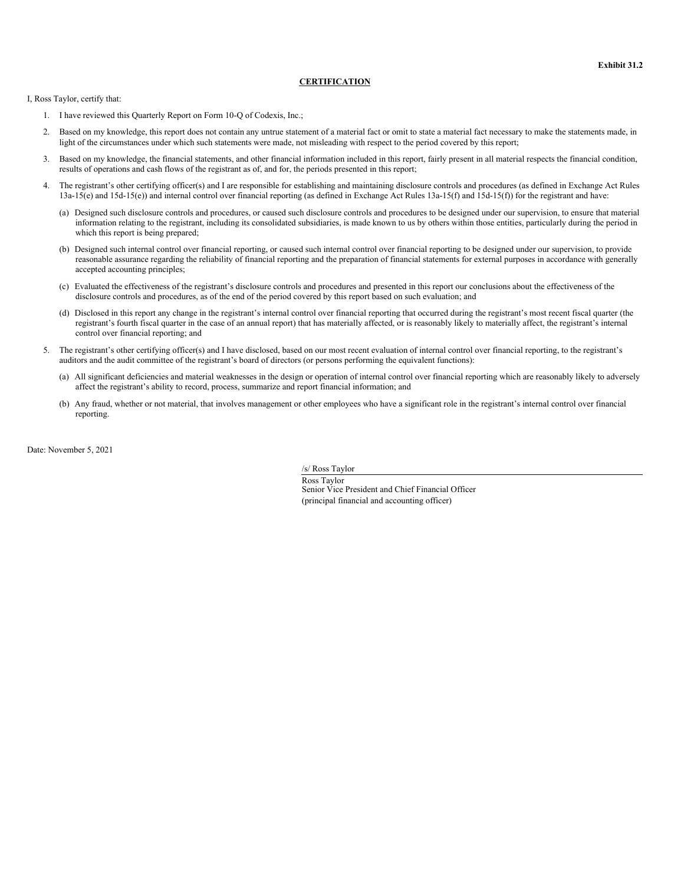**Exhibit 31.2**

**CERTIFICATION**

I, Ross Taylor, certify that:

1. I have reviewed this Quarterly Report on Form 10-Q of Codexis, Inc.;
2. Based on my knowledge, this report does not contain any untrue statement of a material fact or omit to state a material fact necessary to make the statements made, in light of the circumstances under which such statements were made, not misleading with respect to the period covered by this report;
3. Based on my knowledge, the financial statements, and other financial information included in this report, fairly present in all material respects the financial condition, results of operations and cash flows of the registrant as of, and for, the periods presented in this report;
4. The registrant's other certifying officer(s) and I are responsible for establishing and maintaining disclosure controls and procedures (as defined in Exchange Act Rules 13a-15(e) and 15d-15(e)) and internal control over financial reporting (as defined in Exchange Act Rules 13a-15(f) and 15d-15(f)) for the registrant and have:
   (a) Designed such disclosure controls and procedures, or caused such disclosure controls and procedures to be designed under our supervision, to ensure that material information relating to the registrant, including its consolidated subsidiaries, is made known to us by others within those entities, particularly during the period in which this report is being prepared;
   (b) Designed such internal control over financial reporting, or caused such internal control over financial reporting to be designed under our supervision, to provide reasonable assurance regarding the reliability of financial reporting and the preparation of financial statements for external purposes in accordance with generally accepted accounting principles;
   (c) Evaluated the effectiveness of the registrant's disclosure controls and procedures and presented in this report our conclusions about the effectiveness of the disclosure controls and procedures, as of the end of the period covered by this report based on such evaluation; and
   (d) Disclosed in this report any change in the registrant's internal control over financial reporting that occurred during the registrant's most recent fiscal quarter (the registrant's fourth fiscal quarter in the case of an annual report) that has materially affected, or is reasonably likely to materially affect, the registrant's internal control over financial reporting; and
5. The registrant's other certifying officer(s) and I have disclosed, based on our most recent evaluation of internal control over financial reporting, to the registrant's auditors and the audit committee of the registrant's board of directors (or persons performing the equivalent functions):
   (a) All significant deficiencies and material weaknesses in the design or operation of internal control over financial reporting which are reasonably likely to adversely affect the registrant's ability to record, process, summarize and report financial information; and
   (b) Any fraud, whether or not material, that involves management or other employees who have a significant role in the registrant's internal control over financial reporting.

Date: November 5, 2021

/s/ Ross Taylor

Ross Taylor
Senior Vice President and Chief Financial Officer
(principal financial and accounting officer)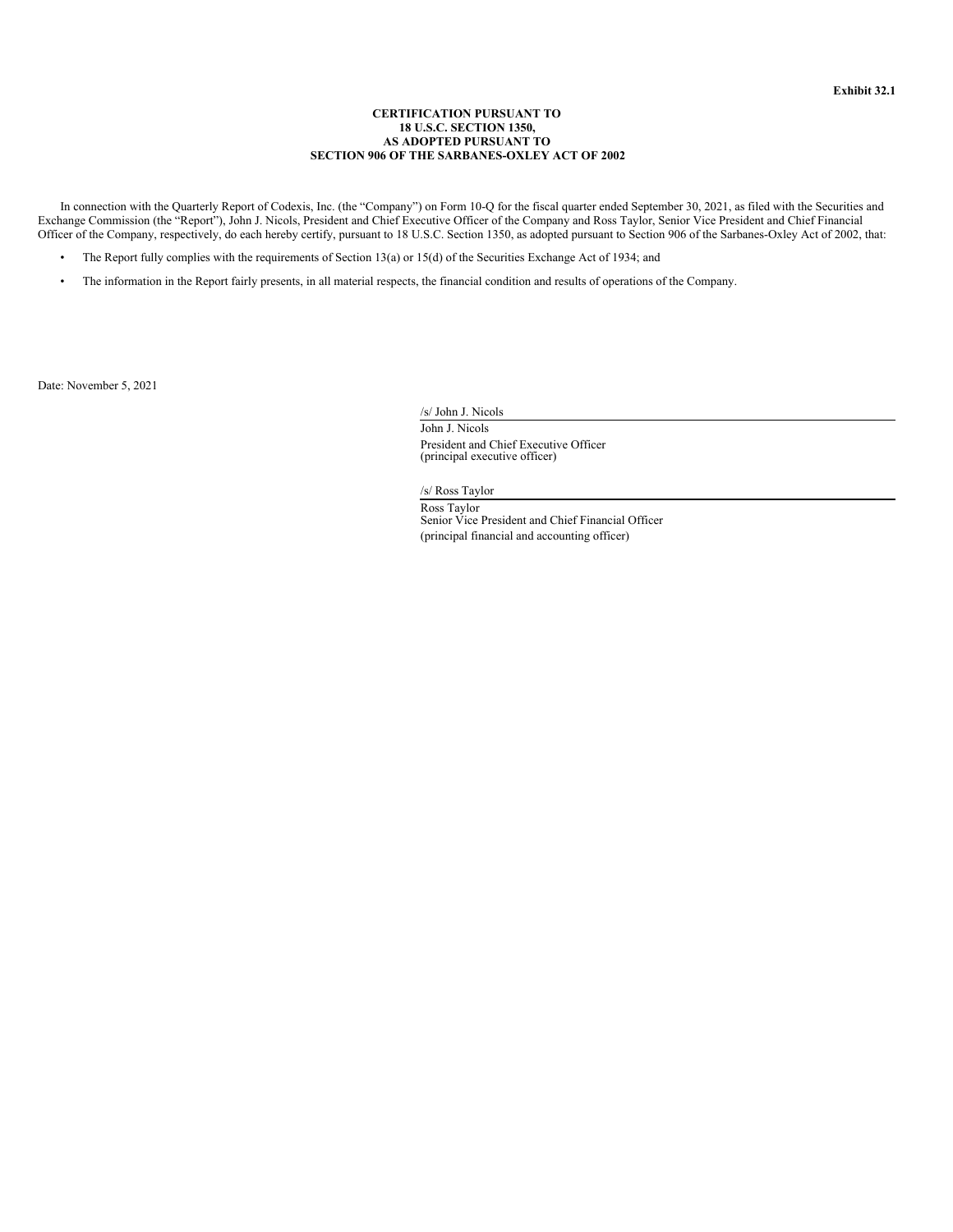**Exhibit 32.1**

**CERTIFICATION PURSUANT TO**
**18 U.S.C. SECTION 1350,**
**AS ADOPTED PURSUANT TO**
**SECTION 906 OF THE SARBANES-OXLEY ACT OF 2002**

In connection with the Quarterly Report of Codexis, Inc. (the "Company") on Form 10-Q for the fiscal quarter ended September 30, 2021, as filed with the Securities and Exchange Commission (the "Report"), John J. Nicols, President and Chief Executive Officer of the Company and Ross Taylor, Senior Vice President and Chief Financial Officer of the Company, respectively, do each hereby certify, pursuant to 18 U.S.C. Section 1350, as adopted pursuant to Section 906 of the Sarbanes-Oxley Act of 2002, that:

- The Report fully complies with the requirements of Section 13(a) or 15(d) of the Securities Exchange Act of 1934; and
- The information in the Report fairly presents, in all material respects, the financial condition and results of operations of the Company.

Date: November 5, 2021

/s/ John J. Nicols
John J. Nicols
President and Chief Executive Officer
(principal executive officer)

/s/ Ross Taylor
Ross Taylor
Senior Vice President and Chief Financial Officer
(principal financial and accounting officer)